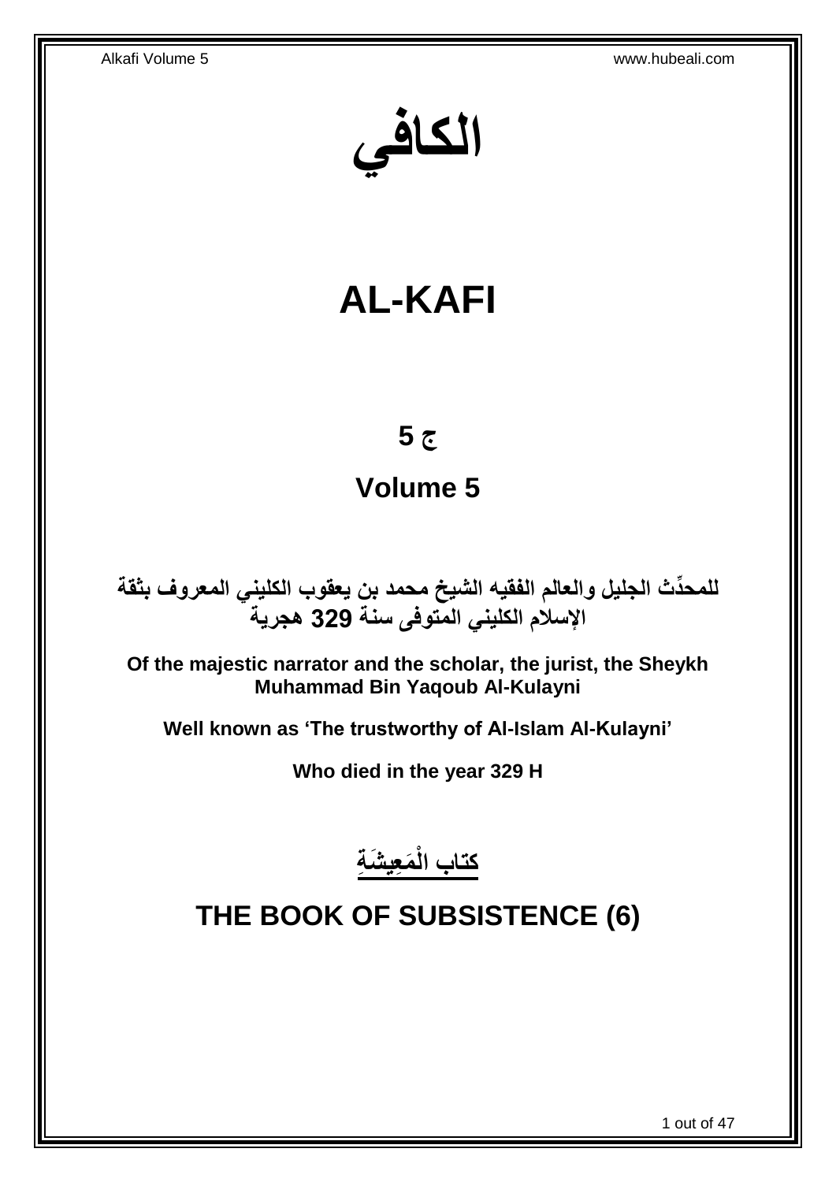# الكافي

# AL-KAFI

## ج 5

## Volume 5

**للمحدِّث الجليل والعالم الفقيه الشيخ محمد بن يعقوب الكليني المعروف بثقة الإسلام الكليني المتوفى سنة 329 هجرية**

**Of the majestic narrator and the scholar, the jurist, the Sheykh Muhammad Bin Yaqoub Al-Kulayni**

**Well known as 'The trustworthy of Al-Islam Al-Kulayni'**

**Who died in the year 329 H**

## كتاب الْمَعِيشَةِ

## THE BOOK OF SUBSISTENCE (6)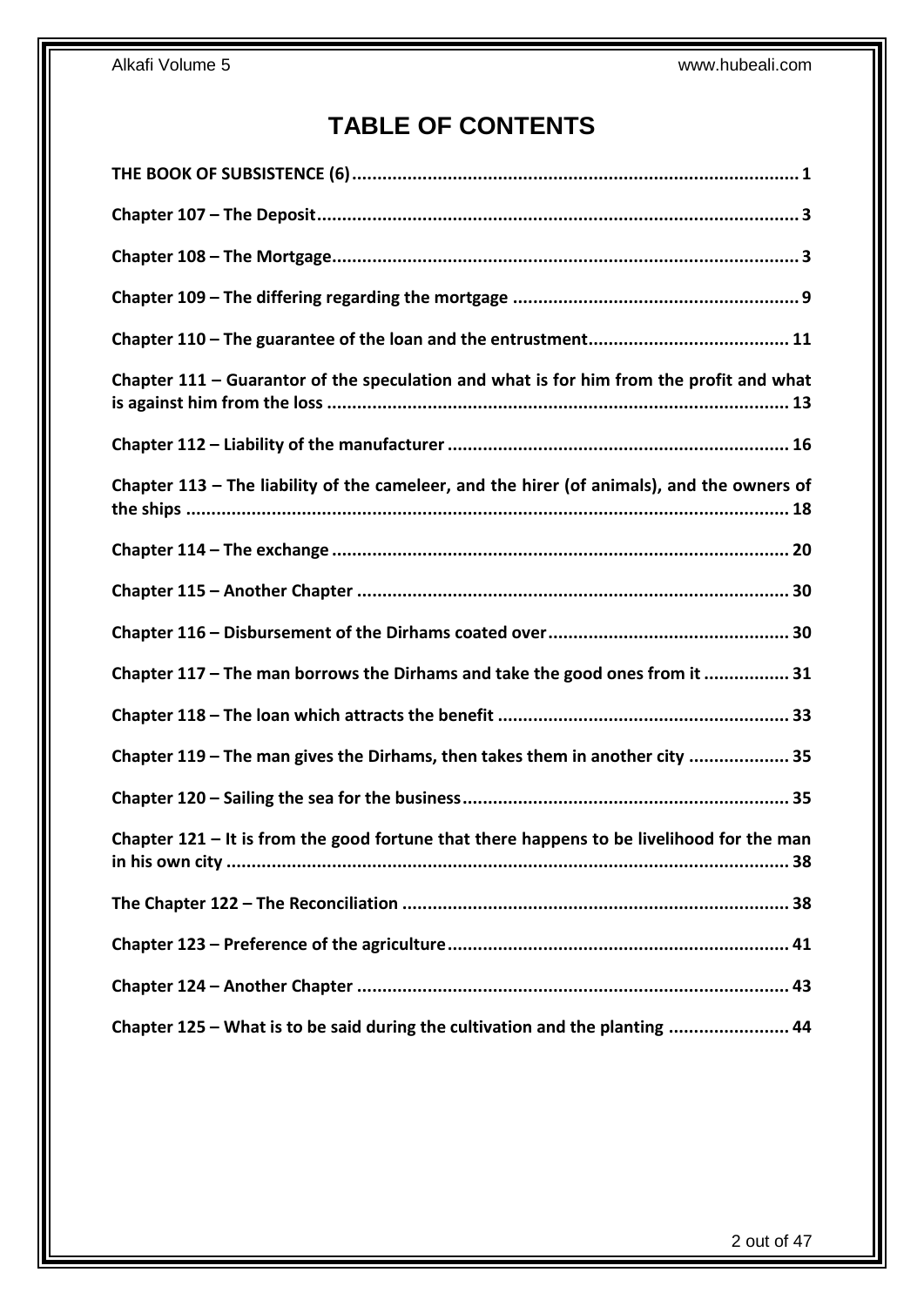# TABLE OF CONTENTS

**THE BOOK OF SUBSISTENCE (6)** ........ 1

**Chapter 107 – The Deposit** ........ 3

**Chapter 108 – The Mortgage** ........ 3

**Chapter 109 – The differing regarding the mortgage** ........ 9

**Chapter 110 – The guarantee of the loan and the entrustment** ........ 11

**Chapter 111 – Guarantor of the speculation and what is for him from the profit and what is against him from the loss** ........ 13

**Chapter 112 – Liability of the manufacturer** ........ 16

**Chapter 113 – The liability of the cameleer, and the hirer (of animals), and the owners of the ships** ........ 18

**Chapter 114 – The exchange** ........ 20

**Chapter 115 – Another Chapter** ........ 30

**Chapter 116 – Disbursement of the Dirhams coated over** ........ 30

**Chapter 117 – The man borrows the Dirhams and take the good ones from it** ........ 31

**Chapter 118 – The loan which attracts the benefit** ........ 33

**Chapter 119 – The man gives the Dirhams, then takes them in another city** ........ 35

**Chapter 120 – Sailing the sea for the business** ........ 35

**Chapter 121 – It is from the good fortune that there happens to be livelihood for the man in his own city** ........ 38

**The Chapter 122 – The Reconciliation** ........ 38

**Chapter 123 – Preference of the agriculture** ........ 41

**Chapter 124 – Another Chapter** ........ 43

**Chapter 125 – What is to be said during the cultivation and the planting** ........ 44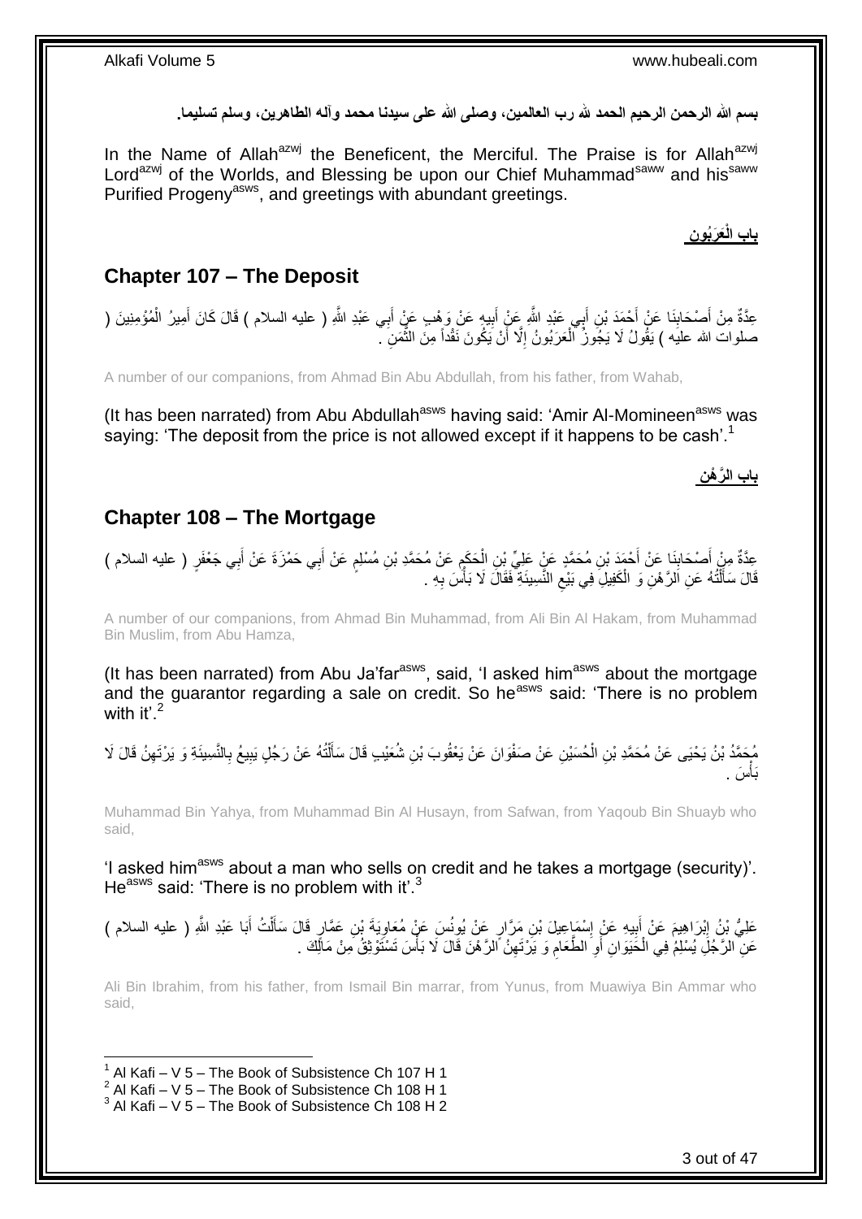**بسم الله الرحمن الرحيم الحمد لله رب العالمين، وصلى الله على سيدنا محمد وآله الطاهرين، وسلم تسليما.**

In the Name of Allah[azwj] the Beneficent, the Merciful. The Praise is for Allah[azwj] Lord[azwj] of the Worlds, and Blessing be upon our Chief Muhammad[saww] and his[saww] Purified Progeny[asws], and greetings with abundant greetings.

## **باب الْعَرَبُون**

## **Chapter 107 – The Deposit**

عِدَّةٌ مِنْ أَصْحَابِنَا عَنْ أَحْمَدَ بْنِ أَبِي عَبْدِ اللَّهِ عَنْ أَبِيهِ عَنْ وَهْبٍ عَنْ أَبِي عَبْدِ اللَّهِ ( عليه السلام ) قَالَ كَانَ أَمِيرُ الْمُؤْمِنِينَ ( صلوات الله عليه ) يَقُولُ لَا يَجُوزُ الْعَرَبُونُ إِلَّا أَنْ يَكُونَ نَقْداً مِنَ الثَّمَنِ .

A number of our companions, from Ahmad Bin Abu Abdullah, from his father, from Wahab,

(It has been narrated) from Abu Abdullah[asws] having said: 'Amir Al-Momineen[asws] was saying: 'The deposit from the price is not allowed except if it happens to be cash'.[1]

## **باب الرَّهْن**

## **Chapter 108 – The Mortgage**

عِدَّةٌ مِنْ أَصْحَابِنَا عَنْ أَحْمَدَ بْنِ مُحَمَّدٍ عَنْ عَلِيِّ بْنِ الْحَكَمِ عَنْ مُحَمَّدِ بْنِ مُسْلِمٍ عَنْ أَبِي حَمْزَةَ عَنْ أَبِي جَعْفَرٍ ( عليه السلام ) قَالَ سَأَلْتُهُ عَنِ الرَّهْنِ وَ الْكَفِيلِ فِي بَيْعِ النَّسِيئَةِ فَقَالَ لَا بَأْسَ بِهِ .

A number of our companions, from Ahmad Bin Muhammad, from Ali Bin Al Hakam, from Muhammad Bin Muslim, from Abu Hamza,

(It has been narrated) from Abu Ja'far[asws], said, 'I asked him[asws] about the mortgage and the guarantor regarding a sale on credit. So he[asws] said: 'There is no problem with it'.[2]

مُحَمَّدُ بْنُ يَحْيَى عَنْ مُحَمَّدِ بْنِ الْحُسَيْنِ عَنْ صَفْوَانَ عَنْ يَعْقُوبَ بْنِ شُعَيْبٍ قَالَ سَأَلْتُهُ عَنْ رَجُلٍ يَبِيعُ بِالنَّسِيئَةِ وَ يَرْتَهِنُ قَالَ لَا بَأْسَ .

Muhammad Bin Yahya, from Muhammad Bin Al Husayn, from Safwan, from Yaqoub Bin Shuayb who said,

'I asked him[asws] about a man who sells on credit and he takes a mortgage (security)'. He[asws] said: 'There is no problem with it'.[3]

عَلِيُّ بْنُ إِبْرَاهِيمَ عَنْ أَبِيهِ عَنْ إِسْمَاعِيلَ بْنِ مَرَّارٍ عَنْ يُونُسَ عَنْ مُعَاوِيَةَ بْنِ عَمَّارٍ قَالَ سَأَلْتُ أَبَا عَبْدِ اللَّهِ ( عليه السلام ) عَنِ الرَّجُلِ يُسْلِمُ فِي الْحَيَوَانِ أَوِ الطَّعَامِ وَ يَرْتَهِنُ الرَّهْنَ قَالَ لَا بَأْسَ تَسْتَوْثِقُ مِنْ مَالِكَ .

Ali Bin Ibrahim, from his father, from Ismail Bin marrar, from Yunus, from Muawiya Bin Ammar who said,

---

[1] Al Kafi – V 5 – The Book of Subsistence Ch 107 H 1
[2] Al Kafi – V 5 – The Book of Subsistence Ch 108 H 1
[3] Al Kafi – V 5 – The Book of Subsistence Ch 108 H 2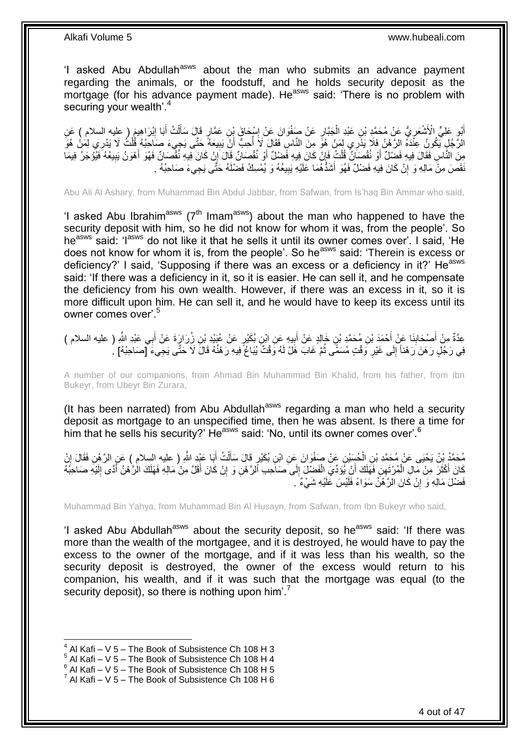'I asked Abu Abdullah[asws] about the man who submits an advance payment regarding the animals, or the foodstuff, and he holds security deposit as the mortgage (for his advance payment made). He[asws] said: 'There is no problem with securing your wealth'.[4]

أَبُو عَلِيٍّ الْأَشْعَرِيُّ عَنْ مُحَمَّدِ بْنِ عَبْدِ الْجَبَّارِ عَنْ صَفْوَانَ عَنْ إِسْحَاقَ بْنِ عَمَّارٍ قَالَ سَأَلْتُ أَبَا إِبْرَاهِيمَ ( عليه السلام ) عَنِ الرَّجُلِ يَكُونُ عِنْدَهُ الرَّهْنُ فَلَا يَدْرِي لِمَنْ هُوَ مِنَ النَّاسِ فَقَالَ لَا أُحِبُّ أَنْ يَبِيعَهُ حَتَّى يَجِيءَ صَاحِبُهُ قُلْتُ لَا يَدْرِي لِمَنْ هُوَ مِنَ النَّاسِ فَقَالَ فِيهِ فَضْلٌ أَوْ نُقْصَانٌ قُلْتُ فَإِنْ كَانَ فِيهِ فَضْلٌ أَوْ نُقْصَانٌ قَالَ إِنْ كَانَ فِيهِ نُقْصَانٌ فَهُوَ أَهْوَنُ يَبِيعُهُ فَيُؤْجَرُ فِيمَا نَقَصَ مِنْ مَالِهِ وَ إِنْ كَانَ فِيهِ فَضْلٌ فَهُوَ أَشَدُّهُمَا عَلَيْهِ يَبِيعُهُ وَ يُمْسِكُ فَضْلَهُ حَتَّى يَجِيءَ صَاحِبُهُ .

Abu Ali Al Ashary, from Muhammad Bin Abdul Jabbar, from Safwan, from Is'haq Bin Ammar who said,

'I asked Abu Ibrahim[asws] (7[th] Imam[asws]) about the man who happened to have the security deposit with him, so he did not know for whom it was, from the people'. So he[asws] said: 'I[asws] do not like it that he sells it until its owner comes over'. I said, 'He does not know for whom it is, from the people'. So he[asws] said: 'Therein is excess or deficiency?' I said, 'Supposing if there was an excess or a deficiency in it?' He[asws] said: 'If there was a deficiency in it, so it is easier. He can sell it, and he compensate the deficiency from his own wealth. However, if there was an excess in it, so it is more difficult upon him. He can sell it, and he would have to keep its excess until its owner comes over'.[5]

عِدَّةٌ مِنْ أَصْحَابِنَا عَنْ أَحْمَدَ بْنِ مُحَمَّدِ بْنِ خَالِدٍ عَنْ أَبِيهِ عَنِ ابْنِ بُكَيْرٍ عَنْ عُبَيْدِ بْنِ زُرَارَةَ عَنْ أَبِي عَبْدِ اللَّهِ ( عليه السلام ) فِي رَجُلٍ رَهَنَ رَهْناً إِلَى غَيْرِ وَقْتٍ مُسَمًّى ثُمَّ غَابَ هَلْ لَهُ وَقْتٌ يُبَاعُ فِيهِ رَهْنُهُ قَالَ لَا حَتَّى يَجِيءَ [صَاحِبُهُ] .

A number of our companions, from Ahmad Bin Muhammad Bin Khalid, from his father, from Ibn Bukeyr, from Ubeyr Bin Zurara,

(It has been narrated) from Abu Abdullah[asws] regarding a man who held a security deposit as mortgage to an unspecified time, then he was absent. Is there a time for him that he sells his security?' He[asws] said: 'No, until its owner comes over'.[6]

مُحَمَّدُ بْنُ يَحْيَى عَنْ مُحَمَّدِ بْنِ الْحُسَيْنِ عَنْ صَفْوَانَ عَنِ ابْنِ بُكَيْرٍ قَالَ سَأَلْتُ أَبَا عَبْدِ اللَّهِ ( عليه السلام ) عَنِ الرَّهْنِ فَقَالَ إِنْ كَانَ أَكْثَرَ مِنْ مَالِ الْمُرْتَهِنِ فَهَلَكَ أَنْ يُؤَدِّيَ الْفَضْلَ إِلَى صَاحِبِ الرَّهْنِ وَ إِنْ كَانَ أَقَلَّ مِنْ مَالِهِ فَهَلَكَ الرَّهْنُ أَدَّى إِلَيْهِ صَاحِبُهُ فَضْلَ مَالِهِ وَ إِنْ كَانَ الرَّهْنُ سَوَاءً فَلَيْسَ عَلَيْهِ شَيْءٌ .

Muhammad Bin Yahya, from Muhammad Bin Al Husayn, from Safwan, from Ibn Bukeyr who said,

'I asked Abu Abdullah[asws] about the security deposit, so he[asws] said: 'If there was more than the wealth of the mortgagee, and it is destroyed, he would have to pay the excess to the owner of the mortgage, and if it was less than his wealth, so the security deposit is destroyed, the owner of the excess would return to his companion, his wealth, and if it was such that the mortgage was equal (to the security deposit), so there is nothing upon him'.[7]

---

[4] Al Kafi – V 5 – The Book of Subsistence Ch 108 H 3
[5] Al Kafi – V 5 – The Book of Subsistence Ch 108 H 4
[6] Al Kafi – V 5 – The Book of Subsistence Ch 108 H 5
[7] Al Kafi – V 5 – The Book of Subsistence Ch 108 H 6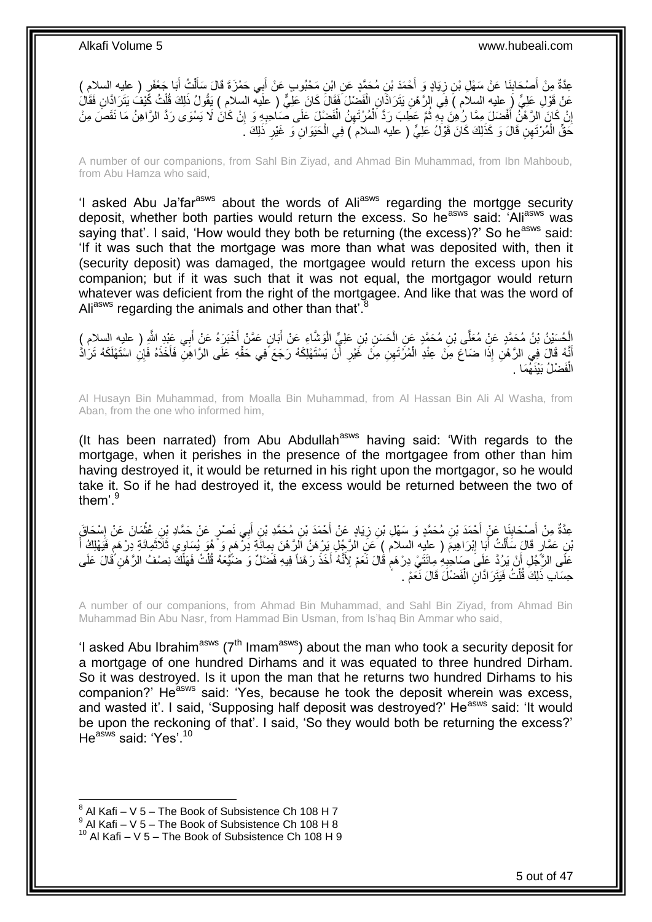عِدَّةٌ مِنْ أَصْحَابِنَا عَنْ سَهْلِ بْنِ زِيَادٍ وَ أَحْمَدَ بْنِ مُحَمَّدٍ عَنِ ابْنِ مَحْبُوبٍ عَنْ أَبِي حَمْزَةَ قَالَ سَأَلْتُ أَبَا جَعْفَرٍ ( عليه السلام ) عَنْ قَوْلِ عَلِيٍّ ( عليه السلام ) فِي الرَّهْنِ يَتَرَادَّانِ الْفَضْلَ فَقَالَ كَانَ عَلِيٌّ ( عليه السلام ) يَقُولُ ذَلِكَ قُلْتُ كَيْفَ يَتَرَادَّانِ فَقَالَ إِنْ كَانَ الرَّهْنُ أَفْضَلَ مِمَّا رُهِنَ بِهِ ثُمَّ عَطِبَ رَدَّ الْمُرْتَهِنُ الْفَضْلَ عَلَى صَاحِبِهِ وَ إِنْ كَانَ لَا يَسْوَى رَدَّ الرَّاهِنُ مَا نَقَصَ مِنْ حَقِّ الْمُرْتَهِنِ قَالَ وَ كَذَلِكَ كَانَ قَوْلُ عَلِيٍّ ( عليه السلام ) فِي الْحَيَوَانِ وَ غَيْرِ ذَلِكَ .

A number of our companions, from Sahl Bin Ziyad, and Ahmad Bin Muhammad, from Ibn Mahboub, from Abu Hamza who said,

'I asked Abu Ja'far[asws] about the words of Ali[asws] regarding the mortgge security deposit, whether both parties would return the excess. So he[asws] said: 'Ali[asws] was saying that'. I said, 'How would they both be returning (the excess)?' So he[asws] said: 'If it was such that the mortgage was more than what was deposited with, then it (security deposit) was damaged, the mortgagee would return the excess upon his companion; but if it was such that it was not equal, the mortgagor would return whatever was deficient from the right of the mortgagee. And like that was the word of Ali[asws] regarding the animals and other than that'.[8]

الْحُسَيْنُ بْنُ مُحَمَّدٍ عَنْ مُعَلَّى بْنِ مُحَمَّدٍ عَنِ الْحَسَنِ بْنِ عَلِيٍّ الْوَشَّاءِ عَنْ أَبَانٍ عَمَّنْ أَخْبَرَهُ عَنْ أَبِي عَبْدِ اللَّهِ ( عليه السلام ) أَنَّهُ قَالَ فِي الرَّهْنِ إِذَا ضَاعَ مِنْ عِنْدِ الْمُرْتَهِنِ مِنْ غَيْرِ أَنْ يَسْتَهْلِكَهُ رَجَعَ فِي حَقِّهِ عَلَى الرَّاهِنِ فَأَخَذَهُ فَإِنِ اسْتَهْلَكَهُ تَرَادَّ الْفَضْلُ بَيْنَهُمَا .

Al Husayn Bin Muhammad, from Moalla Bin Muhammad, from Al Hassan Bin Ali Al Washa, from Aban, from the one who informed him,

(It has been narrated) from Abu Abdullah[asws] having said: 'With regards to the mortgage, when it perishes in the presence of the mortgagee from other than him having destroyed it, it would be returned in his right upon the mortgagor, so he would take it. So if he had destroyed it, the excess would be returned between the two of them'.[9]

عِدَّةٌ مِنْ أَصْحَابِنَا عَنْ أَحْمَدَ بْنِ مُحَمَّدٍ وَ سَهْلِ بْنِ زِيَادٍ عَنْ أَحْمَدَ بْنِ مُحَمَّدِ بْنِ أَبِي نَصْرٍ عَنْ حَمَّادِ بْنِ عُثْمَانَ عَنْ إِسْحَاقَ بْنِ عَمَّارٍ قَالَ سَأَلْتُ أَبَا إِبْرَاهِيمَ ( عليه السلام ) عَنِ الرَّجُلِ يَرْهَنُ الرَّهْنَ بِمِائَةِ دِرْهَمٍ وَ هُوَ يُسَاوِي ثَلَاثَمِائَةِ دِرْهَمٍ فَيَهْلِكُ أَ عَلَى الرَّجُلِ أَنْ يَرُدَّ عَلَى صَاحِبِهِ مِائَتَيْ دِرْهَمٍ قَالَ نَعَمْ لِأَنَّهُ أَخَذَ رَهْناً فِيهِ فَضْلٌ وَ ضَيَّعَهُ قُلْتُ فَهَلَكَ نِصْفُ الرَّهْنِ قَالَ عَلَى حِسَابِ ذَلِكَ قُلْتُ فَيَتَرَادَّانِ الْفَضْلَ قَالَ نَعَمْ .

A number of our companions, from Ahmad Bin Muhammad, and Sahl Bin Ziyad, from Ahmad Bin Muhammad Bin Abu Nasr, from Hammad Bin Usman, from Is'haq Bin Ammar who said,

'I asked Abu Ibrahim[asws] (7th Imam[asws]) about the man who took a security deposit for a mortgage of one hundred Dirhams and it was equated to three hundred Dirham. So it was destroyed. Is it upon the man that he returns two hundred Dirhams to his companion?' He[asws] said: 'Yes, because he took the deposit wherein was excess, and wasted it'. I said, 'Supposing half deposit was destroyed?' He[asws] said: 'It would be upon the reckoning of that'. I said, 'So they would both be returning the excess?' He[asws] said: 'Yes'.[10]

---

[8] Al Kafi – V 5 – The Book of Subsistence Ch 108 H 7
[9] Al Kafi – V 5 – The Book of Subsistence Ch 108 H 8
[10] Al Kafi – V 5 – The Book of Subsistence Ch 108 H 9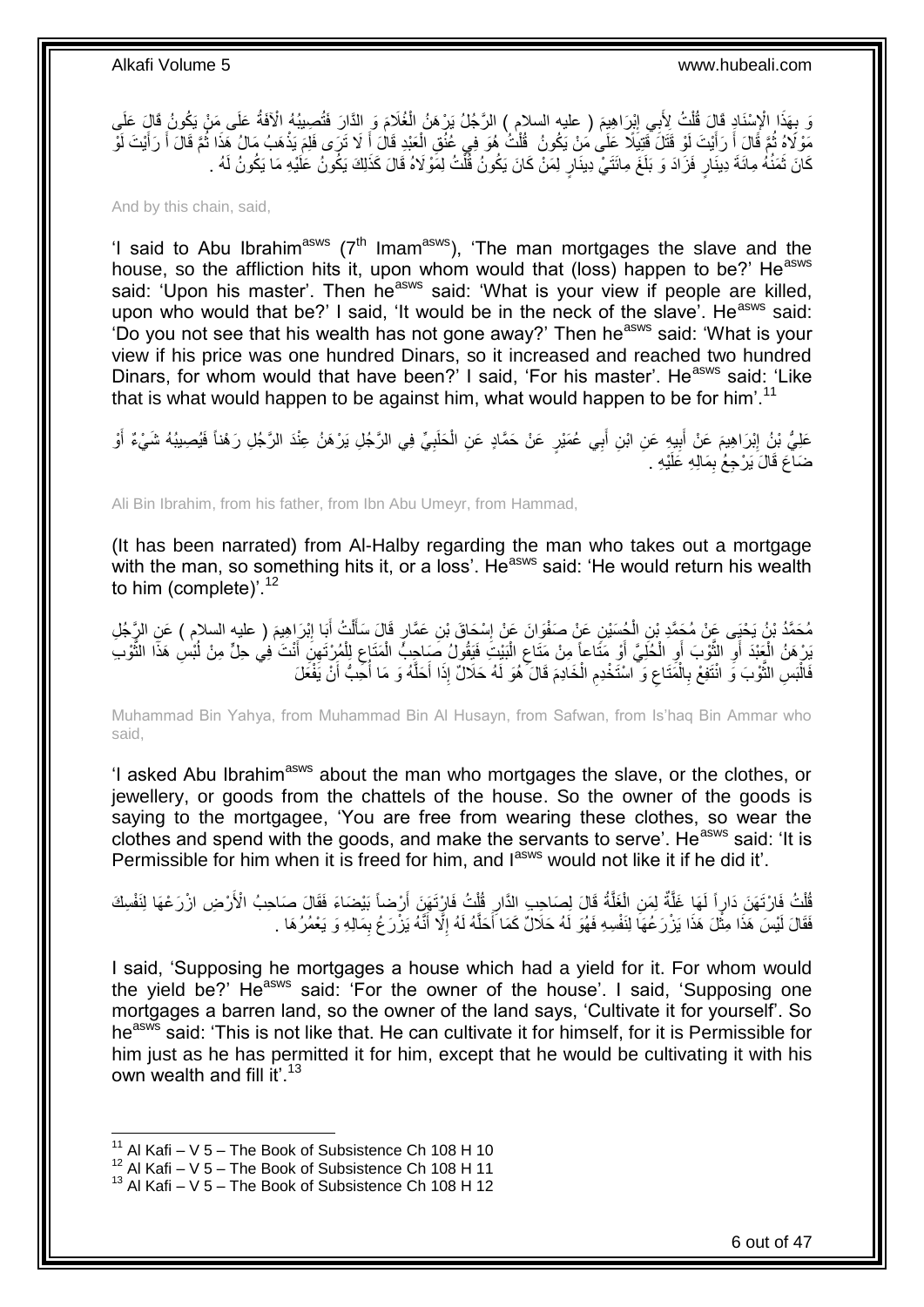وَ بِهَذَا الْإِسْنَادِ قَالَ قُلْتُ لِأَبِي إِبْرَاهِيمَ ( عليه السلام ) الرَّجُلُ يَرْهَنُ الْغُلَامَ وَ الدَّارَ فَتُصِيبُهُ الْآفَةُ عَلَى مَنْ يَكُونُ قَالَ عَلَى مَوْلَاهُ ثُمَّ قَالَ أَ رَأَيْتَ لَوْ قَتَلَ قَتِيلًا عَلَى مَنْ يَكُونُ قُلْتُ هُوَ فِي عُنُقِ الْعَبْدِ قَالَ أَ لَا تَرَى فَلِمَ يَذْهَبُ مَالُ هَذَا ثُمَّ قَالَ أَ رَأَيْتَ لَوْ كَانَ ثَمَنُهُ مِائَةَ دِينَارٍ فَزَادَ وَ بَلَغَ مِائَتَيْ دِينَارٍ لِمَنْ كَانَ يَكُونُ قُلْتُ لِمَوْلَاهُ قَالَ كَذَلِكَ يَكُونُ عَلَيْهِ مَا يَكُونُ لَهُ .

And by this chain, said,

'I said to Abu Ibrahim[asws] (7th Imam[asws]), 'The man mortgages the slave and the house, so the affliction hits it, upon whom would that (loss) happen to be?' He[asws] said: 'Upon his master'. Then he[asws] said: 'What is your view if people are killed, upon who would that be?' I said, 'It would be in the neck of the slave'. He[asws] said: 'Do you not see that his wealth has not gone away?' Then he[asws] said: 'What is your view if his price was one hundred Dinars, so it increased and reached two hundred Dinars, for whom would that have been?' I said, 'For his master'. He[asws] said: 'Like that is what would happen to be against him, what would happen to be for him'.[11]

عَلِيُّ بْنُ إِبْرَاهِيمَ عَنْ أَبِيهِ عَنِ ابْنِ أَبِي عُمَيْرٍ عَنْ حَمَّادٍ عَنِ الْحَلَبِيِّ فِي الرَّجُلِ يَرْهَنُ عِنْدَ الرَّجُلِ رَهْناً فَيُصِيبُهُ شَيْءٌ أَوْ ضَاعَ قَالَ يَرْجِعُ بِمَالِهِ عَلَيْهِ .

Ali Bin Ibrahim, from his father, from Ibn Abu Umeyr, from Hammad,

(It has been narrated) from Al-Halby regarding the man who takes out a mortgage with the man, so something hits it, or a loss'. He[asws] said: 'He would return his wealth to him (complete)'.[12]

مُحَمَّدُ بْنُ يَحْيَى عَنْ مُحَمَّدِ بْنِ الْحُسَيْنِ عَنْ صَفْوَانَ عَنْ إِسْحَاقَ بْنِ عَمَّارٍ قَالَ سَأَلْتُ أَبَا إِبْرَاهِيمَ ( عليه السلام ) عَنِ الرَّجُلِ يَرْهَنُ الْعَبْدَ أَوِ الثَّوْبَ أَوِ الْحُلِيَّ أَوْ مَتَاعاً مِنْ مَتَاعِ الْبَيْتِ فَيَقُولُ صَاحِبُ الْمَتَاعِ لِلْمُرْتَهِنِ أَنْتَ فِي حِلٍّ مِنْ لُبْسِ هَذَا الثَّوْبِ فَالْبَسِ الثَّوْبَ وَ انْتَفِعْ بِالْمَتَاعِ وَ اسْتَخْدِمِ الْخَادِمَ قَالَ هُوَ لَهُ حَلَالٌ إِذَا أَحَلَّهُ وَ مَا أُحِبُّ أَنْ يَفْعَلَ

Muhammad Bin Yahya, from Muhammad Bin Al Husayn, from Safwan, from Is'haq Bin Ammar who said,

'I asked Abu Ibrahim[asws] about the man who mortgages the slave, or the clothes, or jewellery, or goods from the chattels of the house. So the owner of the goods is saying to the mortgagee, 'You are free from wearing these clothes, so wear the clothes and spend with the goods, and make the servants to serve'. He[asws] said: 'It is Permissible for him when it is freed for him, and I[asws] would not like it if he did it'.

قُلْتُ فَارْتَهَنَ دَاراً لَهَا غَلَّةٌ لِمَنِ الْغَلَّةُ قَالَ لِصَاحِبِ الدَّارِ قُلْتُ فَارْتَهَنَ أَرْضاً بَيْضَاءَ فَقَالَ صَاحِبُ الْأَرْضِ ازْرَعْهَا لِنَفْسِكَ فَقَالَ لَيْسَ هَذَا مِثْلَ هَذَا يَزْرَعُهَا لِنَفْسِهِ فَهُوَ لَهُ حَلَالٌ كَمَا أَحَلَّهُ لَهُ إِلَّا أَنَّهُ يَزْرَعُ بِمَالِهِ وَ يَعْمُرُهَا .

I said, 'Supposing he mortgages a house which had a yield for it. For whom would the yield be?' He[asws] said: 'For the owner of the house'. I said, 'Supposing one mortgages a barren land, so the owner of the land says, 'Cultivate it for yourself'. So he[asws] said: 'This is not like that. He can cultivate it for himself, for it is Permissible for him just as he has permitted it for him, except that he would be cultivating it with his own wealth and fill it'.[13]

[11] Al Kafi – V 5 – The Book of Subsistence Ch 108 H 10
[12] Al Kafi – V 5 – The Book of Subsistence Ch 108 H 11
[13] Al Kafi – V 5 – The Book of Subsistence Ch 108 H 12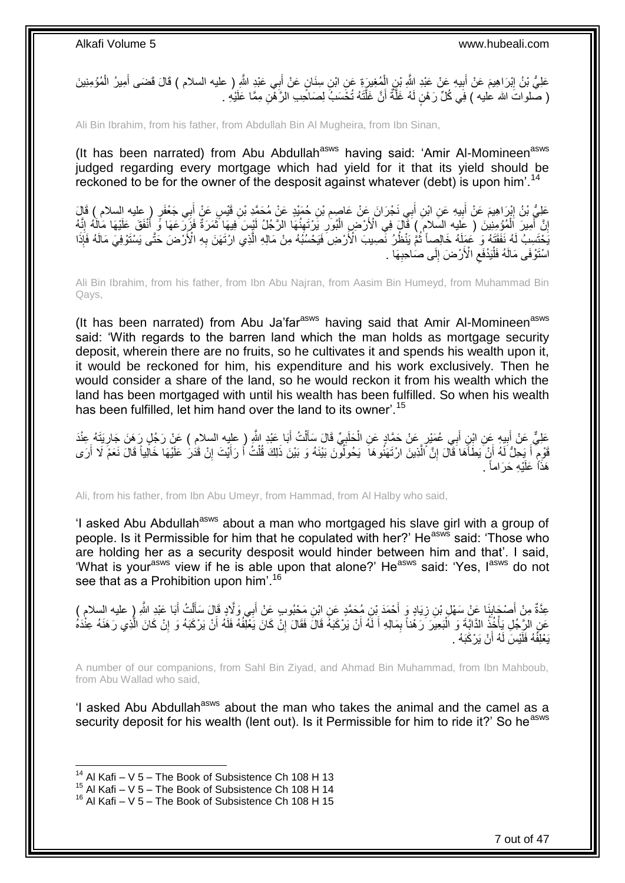عَلِيُّ بْنُ إِبْرَاهِيمَ عَنْ أَبِيهِ عَنْ عَبْدِ اللَّهِ بْنِ الْمُغِيرَةِ عَنِ ابْنِ سِنَانٍ عَنْ أَبِي عَبْدِ اللَّهِ ( عليه السلام ) قَالَ قَضَى أَمِيرُ الْمُؤْمِنِينَ ( صلوات الله عليه ) فِي كُلِّ رَهْنٍ لَهُ غَلَّةٌ أَنَّ غَلَّتَهُ تُحْسَبُ لِصَاحِبِ الرَّهْنِ مِمَّا عَلَيْهِ .

Ali Bin Ibrahim, from his father, from Abdullah Bin Al Mugheira, from Ibn Sinan,

(It has been narrated) from Abu Abdullah[asws] having said: 'Amir Al-Momineen[asws] judged regarding every mortgage which had yield for it that its yield should be reckoned to be for the owner of the desposit against whatever (debt) is upon him'.[14]

عَلِيُّ بْنُ إِبْرَاهِيمَ عَنْ أَبِيهِ عَنِ ابْنِ أَبِي نَجْرَانَ عَنْ عَاصِمِ بْنِ حُمَيْدٍ عَنْ مُحَمَّدِ بْنِ قَيْسٍ عَنْ أَبِي جَعْفَرٍ ( عليه السلام ) قَالَ إِنَّ أَمِيرَ الْمُؤْمِنِينَ ( عليه السلام ) قَالَ فِي الْأَرْضِ الْبُورِ يَرْتَهِنُهَا الرَّجُلُ لَيْسَ فِيهَا ثَمَرَةٌ فَزَرَعَهَا وَ أَنْفَقَ عَلَيْهَا مَالَهُ إِنَّهُ يَحْتَسِبُ لَهُ نَفَقَتَهُ وَ عَمَلَهُ خَالِصاً ثُمَّ يَنْظُرُ نَصِيبَ الْأَرْضِ فَيَحْسُبُهُ مِنْ مَالِهِ الَّذِي ارْتَهَنَ بِهِ الْأَرْضَ حَتَّى يَسْتَوْفِيَ مَالَهُ فَإِذَا اسْتَوْفَى مَالَهُ فَلْيَدْفَعِ الْأَرْضَ إِلَى صَاحِبِهَا .

Ali Bin Ibrahim, from his father, from Ibn Abu Najran, from Aasim Bin Humeyd, from Muhammad Bin Qays,

(It has been narrated) from Abu Ja'far[asws] having said that Amir Al-Momineen[asws] said: 'With regards to the barren land which the man holds as mortgage security deposit, wherein there are no fruits, so he cultivates it and spends his wealth upon it, it would be reckoned for him, his expenditure and his work exclusively. Then he would consider a share of the land, so he would reckon it from his wealth which the land has been mortgaged with until his wealth has been fulfilled. So when his wealth has been fulfilled, let him hand over the land to its owner'.[15]

عَلِيٌّ عَنْ أَبِيهِ عَنِ ابْنِ أَبِي عُمَيْرٍ عَنْ حَمَّادٍ عَنِ الْحَلَبِيِّ قَالَ سَأَلْتُ أَبَا عَبْدِ اللَّهِ ( عليه السلام ) عَنْ رَجُلٍ رَهَنَ جَارِيَتَهُ عِنْدَ قَوْمٍ أَ يَحِلُّ لَهُ أَنْ يَطَأَهَا قَالَ إِنَّ الَّذِينَ ارْتَهَنُوهَا يَحُولُونَ بَيْنَهُ وَ بَيْنَ ذَلِكَ قُلْتُ أَ رَأَيْتَ إِنْ قَدَرَ عَلَيْهَا خَالِياً قَالَ نَعَمْ لَا أَرَى هَذَا عَلَيْهِ حَرَاماً .

Ali, from his father, from Ibn Abu Umeyr, from Hammad, from Al Halby who said,

'I asked Abu Abdullah[asws] about a man who mortgaged his slave girl with a group of people. Is it Permissible for him that he copulated with her?' He[asws] said: 'Those who are holding her as a security desposit would hinder between him and that'. I said, 'What is your[asws] view if he is able upon that alone?' He[asws] said: 'Yes, I[asws] do not see that as a Prohibition upon him'.[16]

عِدَّةٌ مِنْ أَصْحَابِنَا عَنْ سَهْلِ بْنِ زِيَادٍ وَ أَحْمَدَ بْنِ مُحَمَّدٍ عَنِ ابْنِ مَحْبُوبٍ عَنْ أَبِي وَلَّادٍ قَالَ سَأَلْتُ أَبَا عَبْدِ اللَّهِ ( عليه السلام ) عَنِ الرَّجُلِ يَأْخُذُ الدَّابَّةَ وَ الْبَعِيرَ رَهْناً بِمَالِهِ أَ لَهُ أَنْ يَرْكَبَهُ قَالَ فَقَالَ إِنْ كَانَ يَعْلِفُهُ فَلَهُ أَنْ يَرْكَبَهُ وَ إِنْ كَانَ الَّذِي رَهَنَهُ عِنْدَهُ يَعْلِفُهُ فَلَيْسَ لَهُ أَنْ يَرْكَبَهُ .

A number of our companions, from Sahl Bin Ziyad, and Ahmad Bin Muhammad, from Ibn Mahboub, from Abu Wallad who said,

'I asked Abu Abdullah[asws] about the man who takes the animal and the camel as a security deposit for his wealth (lent out). Is it Permissible for him to ride it?' So he[asws]

---

[14] Al Kafi – V 5 – The Book of Subsistence Ch 108 H 13
[15] Al Kafi – V 5 – The Book of Subsistence Ch 108 H 14
[16] Al Kafi – V 5 – The Book of Subsistence Ch 108 H 15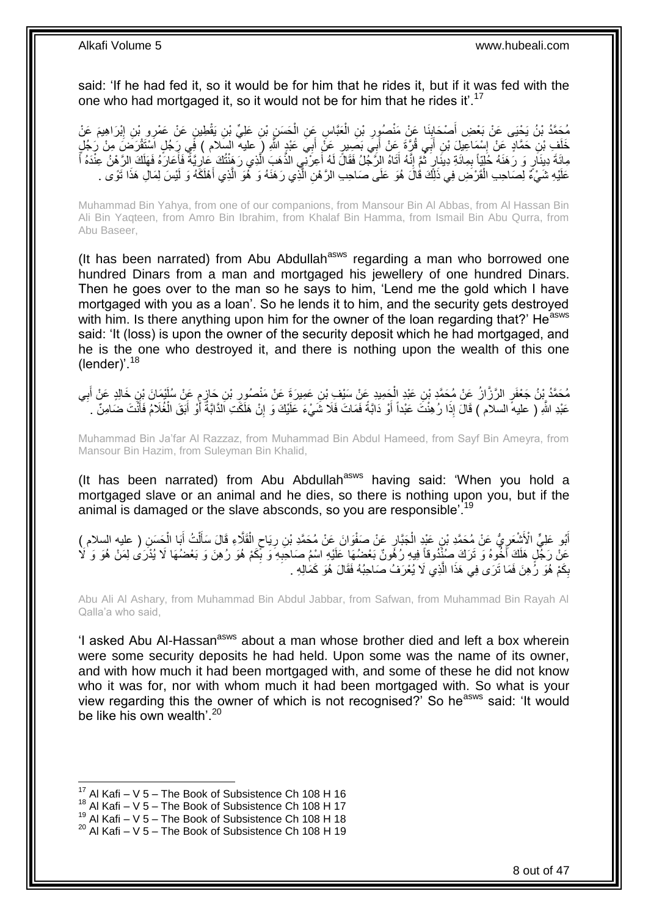said: 'If he had fed it, so it would be for him that he rides it, but if it was fed with the one who had mortgaged it, so it would not be for him that he rides it'.[17]

مُحَمَّدُ بْنُ يَحْيَى عَنْ بَعْضِ أَصْحَابِنَا عَنْ مَنْصُورِ بْنِ الْعَبَّاسِ عَنِ الْحَسَنِ بْنِ عَلِيِّ بْنِ يَقْطِينٍ عَنْ عَمْرِو بْنِ إِبْرَاهِيمَ عَنْ خَلَفِ بْنِ حَمَّادٍ عَنْ إِسْمَاعِيلَ بْنِ أَبِي قُرَّةَ عَنْ أَبِي بَصِيرٍ عَنْ أَبِي عَبْدِ اللَّهِ ( عليه السلام ) فِي رَجُلٍ اسْتَقْرَضَ مِنْ رَجُلٍ مِائَةَ دِينَارٍ وَ رَهَنَهُ حُلِيّاً بِمِائَةِ دِينَارٍ ثُمَّ إِنَّهُ أَتَاهُ الرَّجُلُ فَقَالَ لَهُ أَعِرْنِي الذَّهَبَ الَّذِي رَهَنْتُكَ عَارِيَّةً فَأَعَارَهُ فَهَلَكَ الرَّهْنُ عِنْدَهُ أَ عَلَيْهِ شَيْءٌ لِصَاحِبِ الْقَرْضِ فِي ذَلِكَ قَالَ هُوَ عَلَى صَاحِبِ الرَّهْنِ الَّذِي رَهَنَهُ وَ هُوَ الَّذِي أَهْلَكَهُ وَ لَيْسَ لِمَالِ هَذَا تَوًى .

Muhammad Bin Yahya, from one of our companions, from Mansour Bin Al Abbas, from Al Hassan Bin Ali Bin Yaqteen, from Amro Bin Ibrahim, from Khalaf Bin Hamma, from Ismail Bin Abu Qurra, from Abu Baseer,

(It has been narrated) from Abu Abdullah[asws] regarding a man who borrowed one hundred Dinars from a man and mortgaged his jewellery of one hundred Dinars. Then he goes over to the man so he says to him, 'Lend me the gold which I have mortgaged with you as a loan'. So he lends it to him, and the security gets destroyed with him. Is there anything upon him for the owner of the loan regarding that?' He[asws] said: 'It (loss) is upon the owner of the security deposit which he had mortgaged, and he is the one who destroyed it, and there is nothing upon the wealth of this one (lender)'.[18]

مُحَمَّدُ بْنُ جَعْفَرٍ الرَّزَّازُ عَنْ مُحَمَّدِ بْنِ عَبْدِ الْحَمِيدِ عَنْ سَيْفِ بْنِ عَمِيرَةَ عَنْ مَنْصُورِ بْنِ حَازِمٍ عَنْ سُلَيْمَانَ بْنِ خَالِدٍ عَنْ أَبِي عَبْدِ اللَّهِ ( عليه السلام ) قَالَ إِذَا رُهِنْتَ عَبْداً أَوْ دَابَّةً فَمَاتَ فَلَا شَيْءَ عَلَيْكَ وَ إِنْ هَلَكَتِ الدَّابَّةُ أَوْ أَبَقَ الْغُلَامُ فَأَنْتَ ضَامِنٌ .

Muhammad Bin Ja'far Al Razzaz, from Muhammad Bin Abdul Hameed, from Sayf Bin Ameyra, from Mansour Bin Hazim, from Suleyman Bin Khalid,

(It has been narrated) from Abu Abdullah[asws] having said: 'When you hold a mortgaged slave or an animal and he dies, so there is nothing upon you, but if the animal is damaged or the slave absconds, so you are responsible'.[19]

أَبُو عَلِيٍّ الْأَشْعَرِيُّ عَنْ مُحَمَّدِ بْنِ عَبْدِ الْجَبَّارِ عَنْ صَفْوَانَ عَنْ مُحَمَّدِ بْنِ رِيَاحٍ الْقَلَّاءِ قَالَ سَأَلْتُ أَبَا الْحَسَنِ ( عليه السلام ) عَنْ رَجُلٍ هَلَكَ أَخُوهُ وَ تَرَكَ صُنْدُوقاً فِيهِ رُهُونٌ بَعْضُهَا عَلَيْهِ اسْمُ صَاحِبِهِ وَ بِكَمْ هُوَ رُهِنَ وَ بَعْضُهَا لَا يُدْرَى لِمَنْ هُوَ وَ لَا بِكَمْ هُوَ رُهِنَ فَمَا تَرَى فِي هَذَا الَّذِي لَا يُعْرَفُ صَاحِبُهُ فَقَالَ هُوَ كَمَالِهِ .

Abu Ali Al Ashary, from Muhammad Bin Abdul Jabbar, from Safwan, from Muhammad Bin Rayah Al Qalla'a who said,

'I asked Abu Al-Hassan[asws] about a man whose brother died and left a box wherein were some security deposits he had held. Upon some was the name of its owner, and with how much it had been mortgaged with, and some of these he did not know who it was for, nor with whom much it had been mortgaged with. So what is your view regarding this the owner of which is not recognised?' So he[asws] said: 'It would be like his own wealth'.[20]

---

[17] Al Kafi – V 5 – The Book of Subsistence Ch 108 H 16
[18] Al Kafi – V 5 – The Book of Subsistence Ch 108 H 17
[19] Al Kafi – V 5 – The Book of Subsistence Ch 108 H 18
[20] Al Kafi – V 5 – The Book of Subsistence Ch 108 H 19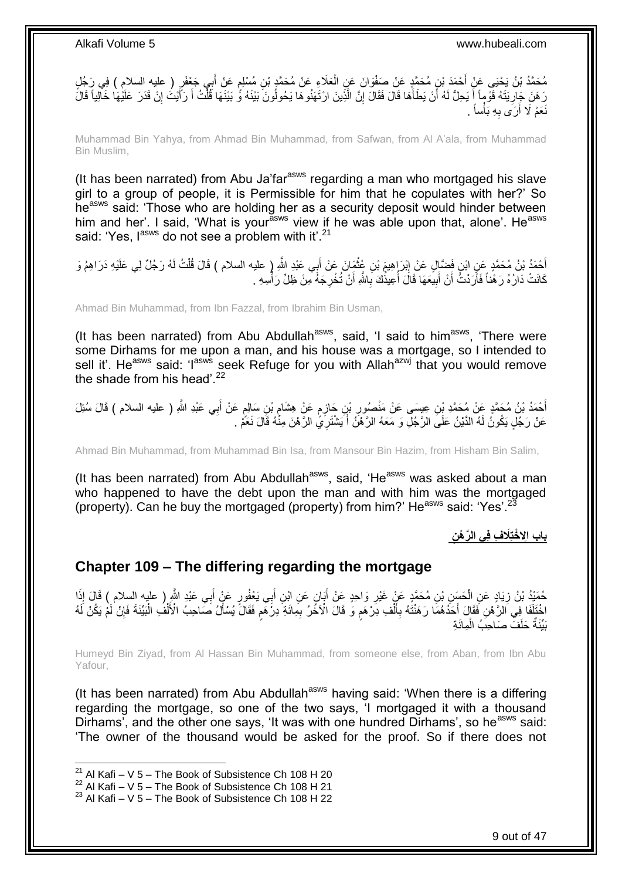مُحَمَّدُ بْنُ يَحْيَى عَنْ أَحْمَدَ بْنِ مُحَمَّدٍ عَنْ صَفْوَانَ عَنِ الْعَلَاءِ عَنْ مُحَمَّدِ بْنِ مُسْلِمٍ عَنْ أَبِي جَعْفَرٍ ( عليه السلام ) فِي رَجُلٍ رَهَنَ جَارِيَتَهُ قَوْماً أَ يَحِلُّ لَهُ أَنْ يَطَأَهَا قَالَ فَقَالَ إِنَّ الَّذِينَ ارْتَهَنُوهَا يَحُولُونَ بَيْنَهُ وَ بَيْنَهَا قُلْتُ أَ رَأَيْتَ إِنْ قَدَرَ عَلَيْهَا خَالِياً قَالَ نَعَمْ لَا أَرَى بِهِ بَأْساً .

Muhammad Bin Yahya, from Ahmad Bin Muhammad, from Safwan, from Al A'ala, from Muhammad Bin Muslim,

(It has been narrated) from Abu Ja'far[asws] regarding a man who mortgaged his slave girl to a group of people, it is Permissible for him that he copulates with her?' So he[asws] said: 'Those who are holding her as a security deposit would hinder between him and her'. I said, 'What is your[asws] view if he was able upon that, alone'. He[asws] said: 'Yes, I[asws] do not see a problem with it'.[21]

أَحْمَدُ بْنُ مُحَمَّدٍ عَنِ ابْنِ فَضَّالٍ عَنْ إِبْرَاهِيمَ بْنِ عُثْمَانَ عَنْ أَبِي عَبْدِ اللَّهِ ( عليه السلام ) قَالَ قُلْتُ لَهُ رَجُلٌ لِي عَلَيْهِ دَرَاهِمُ وَ كَانَتْ دَارُهُ رَهْناً فَأَرَدْتُ أَنْ أَبِيعَهَا قَالَ أُعِيذُكَ بِاللَّهِ أَنْ تُخْرِجَهُ مِنْ ظِلِّ رَأْسِهِ .

Ahmad Bin Muhammad, from Ibn Fazzal, from Ibrahim Bin Usman,

(It has been narrated) from Abu Abdullah[asws], said, 'I said to him[asws], 'There were some Dirhams for me upon a man, and his house was a mortgage, so I intended to sell it'. He[asws] said: 'I[asws] seek Refuge for you with Allah[azwj] that you would remove the shade from his head'.[22]

أَحْمَدُ بْنُ مُحَمَّدٍ عَنْ مُحَمَّدِ بْنِ عِيسَى عَنْ مَنْصُورِ بْنِ حَازِمٍ عَنْ هِشَامِ بْنِ سَالِمٍ عَنْ أَبِي عَبْدِ اللَّهِ ( عليه السلام ) قَالَ سُئِلَ عَنْ رَجُلٍ يَكُونُ لَهُ الدَّيْنُ عَلَى الرَّجُلِ وَ مَعَهُ الرَّهْنُ أَ يَشْتَرِي الرَّهْنَ مِنْهُ قَالَ نَعَمْ .

Ahmad Bin Muhammad, from Muhammad Bin Isa, from Mansour Bin Hazim, from Hisham Bin Salim,

(It has been narrated) from Abu Abdullah[asws], said, 'He[asws] was asked about a man who happened to have the debt upon the man and with him was the mortgaged (property). Can he buy the mortgaged (property) from him?' He[asws] said: 'Yes'.[23]

## باب الِاخْتِلَافِ فِي الرَّهْنِ

## Chapter 109 – The differing regarding the mortgage

حُمَيْدُ بْنُ زِيَادٍ عَنِ الْحَسَنِ بْنِ مُحَمَّدٍ عَنْ غَيْرِ وَاحِدٍ عَنْ أَبَانٍ عَنِ ابْنِ أَبِي يَعْفُورٍ عَنْ أَبِي عَبْدِ اللَّهِ ( عليه السلام ) قَالَ إِذَا اخْتَلَفَا فِي الرَّهْنِ فَقَالَ أَحَدُهُمَا رَهَنْتُهُ بِأَلْفِ دِرْهَمٍ وَ قَالَ الْآخَرُ بِمِائَةِ دِرْهَمٍ فَقَالَ يُسْأَلُ صَاحِبُ الْأَلْفِ الْبَيِّنَةَ فَإِنْ لَمْ يَكُنْ لَهُ بَيِّنَةٌ حَلَفَ صَاحِبُ الْمِائَةِ

Humeyd Bin Ziyad, from Al Hassan Bin Muhammad, from someone else, from Aban, from Ibn Abu Yafour,

(It has been narrated) from Abu Abdullah[asws] having said: 'When there is a differing regarding the mortgage, so one of the two says, 'I mortgaged it with a thousand Dirhams', and the other one says, 'It was with one hundred Dirhams', so he[asws] said: 'The owner of the thousand would be asked for the proof. So if there does not

---

[21] Al Kafi – V 5 – The Book of Subsistence Ch 108 H 20
[22] Al Kafi – V 5 – The Book of Subsistence Ch 108 H 21
[23] Al Kafi – V 5 – The Book of Subsistence Ch 108 H 22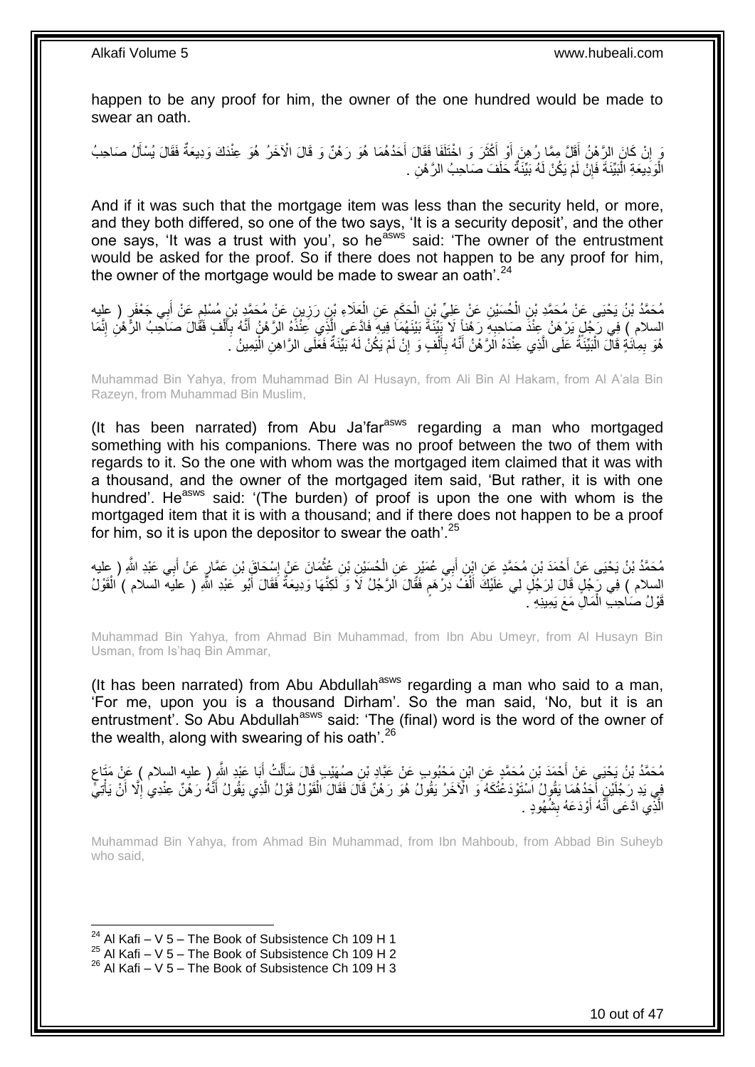happen to be any proof for him, the owner of the one hundred would be made to swear an oath.

وَ إِنْ كَانَ الرَّهْنُ أَقَلَّ مِمَّا رُهِنَ أَوْ أَكْثَرَ وَ اخْتَلَفَا فَقَالَ أَحَدُهُمَا هُوَ رَهْنٌ وَ قَالَ الْآخَرُ هُوَ عِنْدَكَ وَدِيعَةٌ فَقَالَ يُسْأَلُ صَاحِبُ الْوَدِيعَةِ الْبَيِّنَةَ فَإِنْ لَمْ يَكُنْ لَهُ بَيِّنَةٌ حَلَفَ صَاحِبُ الرَّهْنِ .

And if it was such that the mortgage item was less than the security held, or more, and they both differed, so one of the two says, 'It is a security deposit', and the other one says, 'It was a trust with you', so he[asws] said: 'The owner of the entrustment would be asked for the proof. So if there does not happen to be any proof for him, the owner of the mortgage would be made to swear an oath'.[24]

مُحَمَّدُ بْنُ يَحْيَى عَنْ مُحَمَّدِ بْنِ الْحُسَيْنِ عَنْ عَلِيِّ بْنِ الْحَكَمِ عَنِ الْعَلَاءِ بْنِ رَزِينٍ عَنْ مُحَمَّدِ بْنِ مُسْلِمٍ عَنْ أَبِي جَعْفَرٍ ( عليه السلام ) فِي رَجُلٍ يَرْهَنُ عِنْدَ صَاحِبِهِ رَهْناً لَا بَيِّنَةَ بَيْنَهُمَا فِيهِ فَادَّعَى الَّذِي عِنْدَهُ الرَّهْنُ أَنَّهُ بِأَلْفٍ فَقَالَ صَاحِبُ الرَّهْنِ إِنَّمَا هُوَ بِمِائَةٍ قَالَ الْبَيِّنَةُ عَلَى الَّذِي عِنْدَهُ الرَّهْنُ أَنَّهُ بِأَلْفٍ وَ إِنْ لَمْ يَكُنْ لَهُ بَيِّنَةٌ فَعَلَى الرَّاهِنِ الْيَمِينُ .

Muhammad Bin Yahya, from Muhammad Bin Al Husayn, from Ali Bin Al Hakam, from Al A'ala Bin Razeyn, from Muhammad Bin Muslim,

(It has been narrated) from Abu Ja'far[asws] regarding a man who mortgaged something with his companions. There was no proof between the two of them with regards to it. So the one with whom was the mortgaged item claimed that it was with a thousand, and the owner of the mortgaged item said, 'But rather, it is with one hundred'. He[asws] said: '(The burden) of proof is upon the one with whom is the mortgaged item that it is with a thousand; and if there does not happen to be a proof for him, so it is upon the depositor to swear the oath'.[25]

مُحَمَّدُ بْنُ يَحْيَى عَنْ أَحْمَدَ بْنِ مُحَمَّدٍ عَنِ ابْنِ أَبِي عُمَيْرٍ عَنِ الْحُسَيْنِ بْنِ عُثْمَانَ عَنْ إِسْحَاقَ بْنِ عَمَّارٍ عَنْ أَبِي عَبْدِ اللَّهِ ( عليه السلام ) فِي رَجُلٍ قَالَ لِرَجُلٍ لِي عَلَيْكَ أَلْفُ دِرْهَمٍ فَقَالَ الرَّجُلُ لَا وَ لَكِنَّهَا وَدِيعَةٌ فَقَالَ أَبُو عَبْدِ اللَّهِ ( عليه السلام ) الْقَوْلُ قَوْلُ صَاحِبِ الْمَالِ مَعَ يَمِينِهِ .

Muhammad Bin Yahya, from Ahmad Bin Muhammad, from Ibn Abu Umeyr, from Al Husayn Bin Usman, from Is'haq Bin Ammar,

(It has been narrated) from Abu Abdullah[asws] regarding a man who said to a man, 'For me, upon you is a thousand Dirham'. So the man said, 'No, but it is an entrustment'. So Abu Abdullah[asws] said: 'The (final) word is the word of the owner of the wealth, along with swearing of his oath'.[26]

مُحَمَّدُ بْنُ يَحْيَى عَنْ أَحْمَدَ بْنِ مُحَمَّدٍ عَنِ ابْنِ مَحْبُوبٍ عَنْ عَبَّادِ بْنِ صُهَيْبٍ قَالَ سَأَلْتُ أَبَا عَبْدِ اللَّهِ ( عليه السلام ) عَنْ مَتَاعٍ فِي يَدِ رَجُلَيْنِ أَحَدُهُمَا يَقُولُ اسْتَوْدَعْتُكَهُ وَ الْآخَرُ يَقُولُ هُوَ رَهْنٌ قَالَ فَقَالَ الْقَوْلُ قَوْلُ الَّذِي يَقُولُ أَنَّهُ رَهْنٌ عِنْدِي إِلَّا أَنْ يَأْتِيَ الَّذِي ادَّعَى أَنَّهُ أَوْدَعَهُ بِشُهُودٍ .

Muhammad Bin Yahya, from Ahmad Bin Muhammad, from Ibn Mahboub, from Abbad Bin Suheyb who said,

[24] Al Kafi – V 5 – The Book of Subsistence Ch 109 H 1
[25] Al Kafi – V 5 – The Book of Subsistence Ch 109 H 2
[26] Al Kafi – V 5 – The Book of Subsistence Ch 109 H 3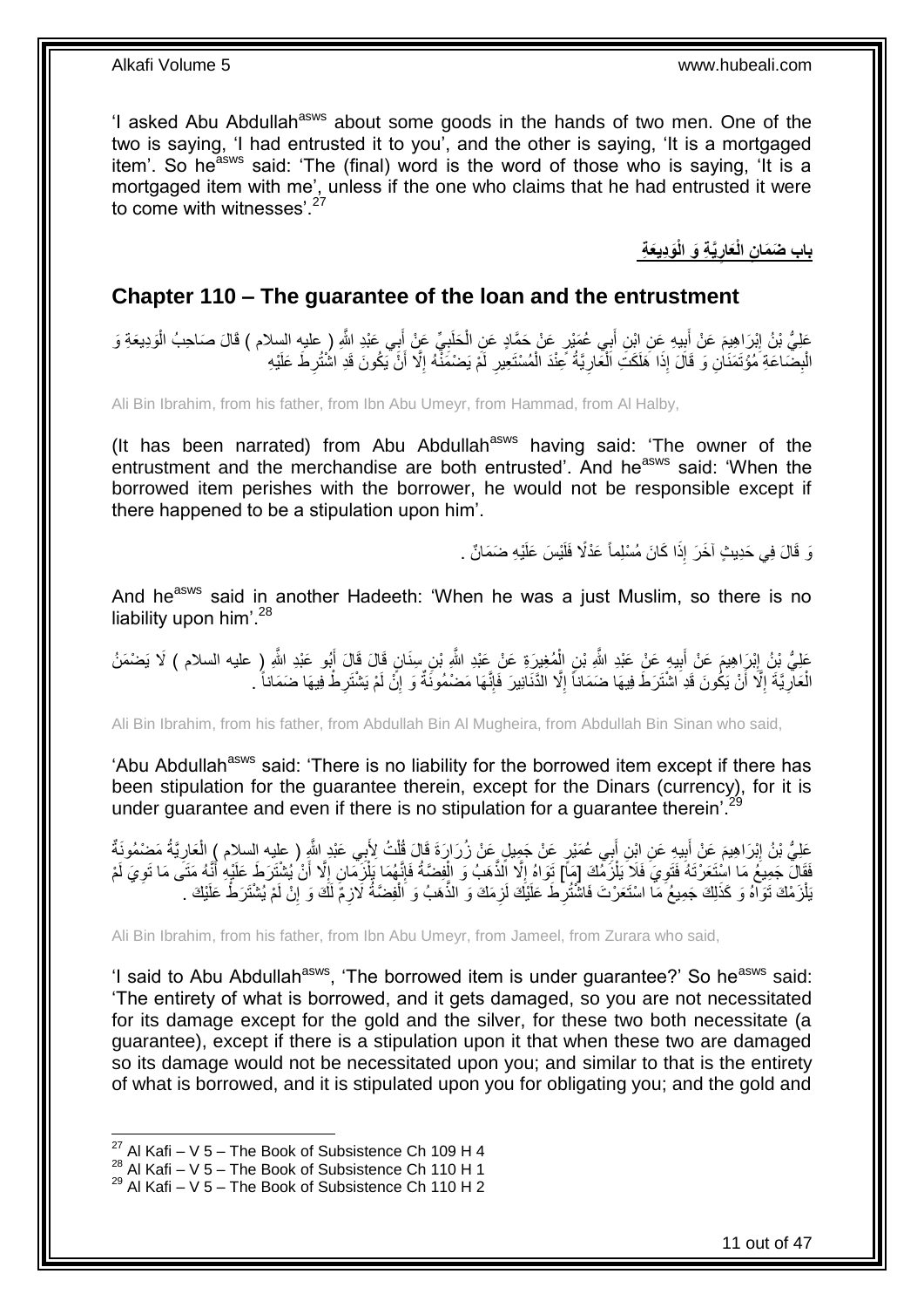'I asked Abu Abdullah[asws] about some goods in the hands of two men. One of the two is saying, 'I had entrusted it to you', and the other is saying, 'It is a mortgaged item'. So he[asws] said: 'The (final) word is the word of those who is saying, 'It is a mortgaged item with me', unless if the one who claims that he had entrusted it were to come with witnesses'.[27]

## بابِ ضَمَانِ الْعَارِيَّةِ وَ الْوَدِيعَةِ

## Chapter 110 – The guarantee of the loan and the entrustment

عَلِيُّ بْنُ إِبْرَاهِيمَ عَنْ أَبِيهِ عَنِ ابْنِ أَبِي عُمَيْرٍ عَنْ حَمَّادٍ عَنِ الْحَلَبِيِّ عَنْ أَبِي عَبْدِ اللَّهِ ( عليه السلام ) قَالَ صَاحِبُ الْوَدِيعَةِ وَ الْبِضَاعَةِ مُؤْتَمَنَانِ وَ قَالَ إِذَا هَلَكَتِ الْعَارِيَّةُ عِنْدَ الْمُسْتَعِيرِ لَمْ يَضْمَنْهُ إِلَّا أَنْ يَكُونَ قَدِ اشْتُرِطَ عَلَيْهِ

Ali Bin Ibrahim, from his father, from Ibn Abu Umeyr, from Hammad, from Al Halby,

(It has been narrated) from Abu Abdullah[asws] having said: 'The owner of the entrustment and the merchandise are both entrusted'. And he[asws] said: 'When the borrowed item perishes with the borrower, he would not be responsible except if there happened to be a stipulation upon him'.

وَ قَالَ فِي حَدِيثٍ آخَرَ إِذَا كَانَ مُسْلِماً عَدْلًا فَلَيْسَ عَلَيْهِ ضَمَانٌ .

And he[asws] said in another Hadeeth: 'When he was a just Muslim, so there is no liability upon him'.[28]

عَلِيُّ بْنُ إِبْرَاهِيمَ عَنْ أَبِيهِ عَنْ عَبْدِ اللَّهِ بْنِ الْمُغِيرَةِ عَنْ عَبْدِ اللَّهِ بْنِ سِنَانٍ قَالَ قَالَ أَبُو عَبْدِ اللَّهِ ( عليه السلام ) لَا يَضْمَنُ الْعَارِيَّةَ إِلَّا أَنْ يَكُونَ قَدِ اشْتَرَطَ فِيهَا ضَمَاناً إِلَّا الدَّنَانِيرَ فَإِنَّهَا مَضْمُونَةٌ وَ إِنْ لَمْ يَشْتَرِطْ فِيهَا ضَمَاناً .

Ali Bin Ibrahim, from his father, from Abdullah Bin Al Mugheira, from Abdullah Bin Sinan who said,

'Abu Abdullah[asws] said: 'There is no liability for the borrowed item except if there has been stipulation for the guarantee therein, except for the Dinars (currency), for it is under guarantee and even if there is no stipulation for a guarantee therein'.[29]

عَلِيُّ بْنُ إِبْرَاهِيمَ عَنْ أَبِيهِ عَنِ ابْنِ أَبِي عُمَيْرٍ عَنْ جَمِيلٍ عَنْ زُرَارَةَ قَالَ قُلْتُ لِأَبِي عَبْدِ اللَّهِ ( عليه السلام ) الْعَارِيَّةُ مَضْمُونَةٌ فَقَالَ جَمِيعُ مَا اسْتَعَرْتَهُ فَتَوِيَ فَلَا يَلْزَمُكَ [مَا] تَوَاهُ إِلَّا الذَّهَبُ وَ الْفِضَّةُ فَإِنَّهُمَا يَلْزَمَانِ إِلَّا أَنْ يُشْتَرَطَ عَلَيْهِ أَنَّهُ مَتَى مَا تَوِيَ لَمْ يَلْزَمْكَ تَوَاهُ وَ كَذَلِكَ جَمِيعُ مَا اسْتَعَرْتَ فَاشْتُرِطَ عَلَيْكَ لَزِمَكَ وَ الذَّهَبُ وَ الْفِضَّةُ لَازِمٌ لَكَ وَ إِنْ لَمْ يُشْتَرَطْ عَلَيْكَ .

Ali Bin Ibrahim, from his father, from Ibn Abu Umeyr, from Jameel, from Zurara who said,

'I said to Abu Abdullah[asws], 'The borrowed item is under guarantee?' So he[asws] said: 'The entirety of what is borrowed, and it gets damaged, so you are not necessitated for its damage except for the gold and the silver, for these two both necessitate (a guarantee), except if there is a stipulation upon it that when these two are damaged so its damage would not be necessitated upon you; and similar to that is the entirety of what is borrowed, and it is stipulated upon you for obligating you; and the gold and

---

[27] Al Kafi – V 5 – The Book of Subsistence Ch 109 H 4
[28] Al Kafi – V 5 – The Book of Subsistence Ch 110 H 1
[29] Al Kafi – V 5 – The Book of Subsistence Ch 110 H 2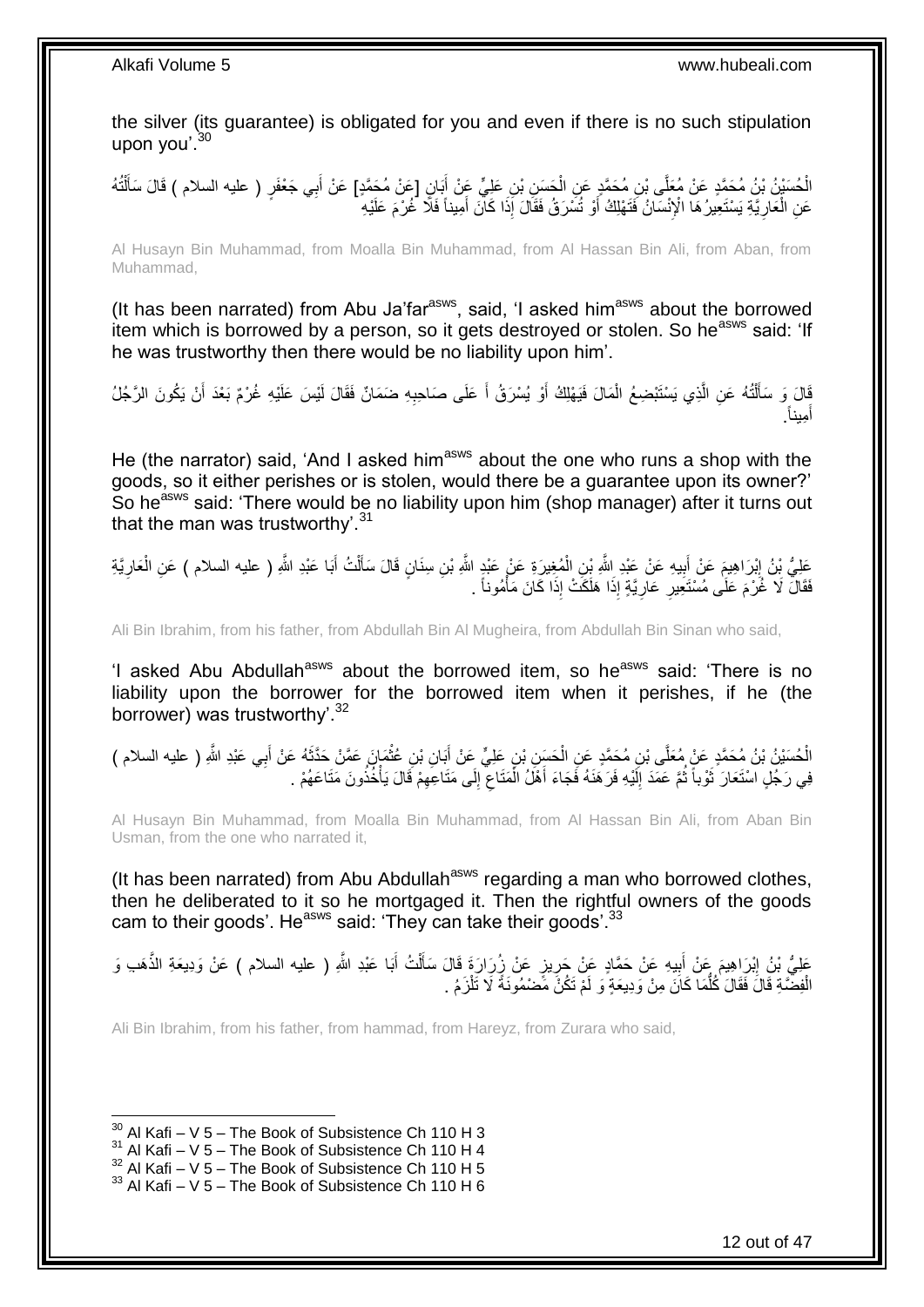the silver (its guarantee) is obligated for you and even if there is no such stipulation upon you'.[30]

الْحُسَيْنُ بْنُ مُحَمَّدٍ عَنْ مُعَلَّى بْنِ مُحَمَّدٍ عَنِ الْحَسَنِ بْنِ عَلِيٍّ عَنْ أَبَانٍ [عَنْ مُحَمَّدٍ] عَنْ أَبِي جَعْفَرٍ ( عليه السلام ) قَالَ سَأَلْتُهُ عَنِ الْعَارِيَّةِ يَسْتَعِيرُهَا الْإِنْسَانُ فَتَهْلِكُ أَوْ تُسْرَقُ فَقَالَ إِذَا كَانَ أَمِيناً فَلَا غُرْمَ عَلَيْهِ

Al Husayn Bin Muhammad, from Moalla Bin Muhammad, from Al Hassan Bin Ali, from Aban, from Muhammad,

(It has been narrated) from Abu Ja'far[asws], said, 'I asked him[asws] about the borrowed item which is borrowed by a person, so it gets destroyed or stolen. So he[asws] said: 'If he was trustworthy then there would be no liability upon him'.

قَالَ وَ سَأَلْتُهُ عَنِ الَّذِي يَسْتَبْضِعُ الْمَالَ فَيَهْلِكُ أَوْ يُسْرَقُ أَ عَلَى صَاحِبِهِ ضَمَانٌ فَقَالَ لَيْسَ عَلَيْهِ غُرْمٌ بَعْدَ أَنْ يَكُونَ الرَّجُلُ أَمِيناً.

He (the narrator) said, 'And I asked him[asws] about the one who runs a shop with the goods, so it either perishes or is stolen, would there be a guarantee upon its owner?' So he[asws] said: 'There would be no liability upon him (shop manager) after it turns out that the man was trustworthy'.[31]

عَلِيُّ بْنُ إِبْرَاهِيمَ عَنْ أَبِيهِ عَنْ عَبْدِ اللَّهِ بْنِ الْمُغِيرَةِ عَنْ عَبْدِ اللَّهِ بْنِ سِنَانٍ قَالَ سَأَلْتُ أَبَا عَبْدِ اللَّهِ ( عليه السلام ) عَنِ الْعَارِيَّةِ فَقَالَ لَا غُرْمَ عَلَى مُسْتَعِيرِ عَارِيَّةٍ إِذَا هَلَكَتْ إِذَا كَانَ مَأْمُوناً .

Ali Bin Ibrahim, from his father, from Abdullah Bin Al Mugheira, from Abdullah Bin Sinan who said,

'I asked Abu Abdullah[asws] about the borrowed item, so he[asws] said: 'There is no liability upon the borrower for the borrowed item when it perishes, if he (the borrower) was trustworthy'.[32]

الْحُسَيْنُ بْنُ مُحَمَّدٍ عَنْ مُعَلَّى بْنِ مُحَمَّدٍ عَنِ الْحَسَنِ بْنِ عَلِيٍّ عَنْ أَبَانِ بْنِ عُثْمَانَ عَمَّنْ حَدَّثَهُ عَنْ أَبِي عَبْدِ اللَّهِ ( عليه السلام ) فِي رَجُلٍ اسْتَعَارَ ثَوْباً ثُمَّ عَمَدَ إِلَيْهِ فَرَهَنَهُ فَجَاءَ أَهْلُ الْمَتَاعِ إِلَى مَتَاعِهِمْ قَالَ يَأْخُذُونَ مَتَاعَهُمْ .

Al Husayn Bin Muhammad, from Moalla Bin Muhammad, from Al Hassan Bin Ali, from Aban Bin Usman, from the one who narrated it,

(It has been narrated) from Abu Abdullah[asws] regarding a man who borrowed clothes, then he deliberated to it so he mortgaged it. Then the rightful owners of the goods cam to their goods'. He[asws] said: 'They can take their goods'.[33]

عَلِيُّ بْنُ إِبْرَاهِيمَ عَنْ أَبِيهِ عَنْ حَمَّادٍ عَنْ حَرِيزٍ عَنْ زُرَارَةَ قَالَ سَأَلْتُ أَبَا عَبْدِ اللَّهِ ( عليه السلام ) عَنْ وَدِيعَةِ الذَّهَبِ وَ الْفِضَّةِ قَالَ فَقَالَ كُلُّمَا كَانَ مِنْ وَدِيعَةٍ وَ لَمْ تَكُنْ مَضْمُونَةً لَا تَلْزَمُ .

Ali Bin Ibrahim, from his father, from hammad, from Hareyz, from Zurara who said,

[30] Al Kafi – V 5 – The Book of Subsistence Ch 110 H 3
[31] Al Kafi – V 5 – The Book of Subsistence Ch 110 H 4
[32] Al Kafi – V 5 – The Book of Subsistence Ch 110 H 5
[33] Al Kafi – V 5 – The Book of Subsistence Ch 110 H 6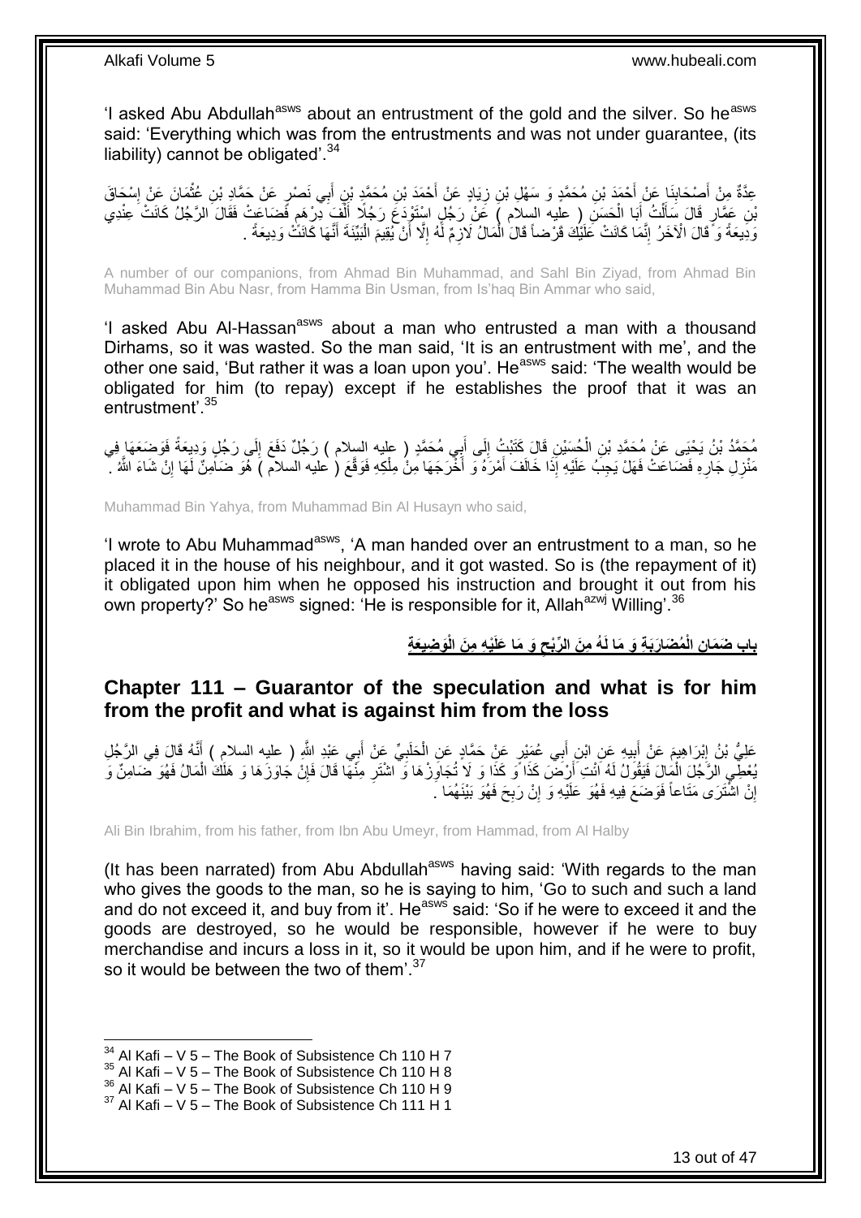'I asked Abu Abdullah[asws] about an entrustment of the gold and the silver. So he[asws] said: 'Everything which was from the entrustments and was not under guarantee, (its liability) cannot be obligated'.[34]

عِدَّةٌ مِنْ أَصْحَابِنَا عَنْ أَحْمَدَ بْنِ مُحَمَّدٍ وَ سَهْلِ بْنِ زِيَادٍ عَنْ أَحْمَدَ بْنِ مُحَمَّدِ بْنِ أَبِي نَصْرٍ عَنْ حَمَّادِ بْنِ عُثْمَانَ عَنْ إِسْحَاقَ بْنِ عَمَّارٍ قَالَ سَأَلْتُ أَبَا الْحَسَنِ ( عليه السلام ) عَنْ رَجُلٍ اسْتَوْدَعَ رَجُلًا أَلْفَ دِرْهَمٍ فَضَاعَتْ فَقَالَ الرَّجُلُ كَانَتْ عِنْدِي وَدِيعَةً وَ قَالَ الْآخَرُ إِنَّمَا كَانَتْ عَلَيْكَ قَرْضاً قَالَ الْمَالُ لَازِمٌ لَهُ إِلَّا أَنْ يُقِيمَ الْبَيِّنَةَ أَنَّهَا كَانَتْ وَدِيعَةً .

A number of our companions, from Ahmad Bin Muhammad, and Sahl Bin Ziyad, from Ahmad Bin Muhammad Bin Abu Nasr, from Hamma Bin Usman, from Is'haq Bin Ammar who said,

'I asked Abu Al-Hassan[asws] about a man who entrusted a man with a thousand Dirhams, so it was wasted. So the man said, 'It is an entrustment with me', and the other one said, 'But rather it was a loan upon you'. He[asws] said: 'The wealth would be obligated for him (to repay) except if he establishes the proof that it was an entrustment'.[35]

مُحَمَّدُ بْنُ يَحْيَى عَنْ مُحَمَّدِ بْنِ الْحُسَيْنِ قَالَ كَتَبْتُ إِلَى أَبِي مُحَمَّدٍ ( عليه السلام ) رَجُلٌ دَفَعَ إِلَى رَجُلٍ وَدِيعَةً فَوَضَعَهَا فِي مَنْزِلِ جَارِهِ فَضَاعَتْ فَهَلْ يَجِبُ عَلَيْهِ إِذَا خَالَفَ أَمْرَهُ وَ أَخْرَجَهَا مِنْ مِلْكِهِ فَوَقَّعَ ( عليه السلام ) هُوَ ضَامِنٌ لَهَا إِنْ شَاءَ اللَّهُ .

Muhammad Bin Yahya, from Muhammad Bin Al Husayn who said,

'I wrote to Abu Muhammad[asws], 'A man handed over an entrustment to a man, so he placed it in the house of his neighbour, and it got wasted. So is (the repayment of it) it obligated upon him when he opposed his instruction and brought it out from his own property?' So he[asws] signed: 'He is responsible for it, Allah[azwj] Willing'.[36]

## بابُ ضَمَانِ الْمُضَارَبَةِ وَ مَا لَهُ مِنَ الرِّبْحِ وَ مَا عَلَيْهِ مِنَ الْوَضِيعَةِ

## Chapter 111 – Guarantor of the speculation and what is for him from the profit and what is against him from the loss

عَلِيُّ بْنُ إِبْرَاهِيمَ عَنْ أَبِيهِ عَنِ ابْنِ أَبِي عُمَيْرٍ عَنْ حَمَّادٍ عَنِ الْحَلَبِيِّ عَنْ أَبِي عَبْدِ اللَّهِ ( عليه السلام ) أَنَّهُ قَالَ فِي الرَّجُلِ يُعْطِي الرَّجُلَ الْمَالَ فَيَقُولُ لَهُ ائْتِ أَرْضَ كَذَا وَ كَذَا وَ لَا تُجَاوِزْهَا وَ اشْتَرِ مِنْهَا قَالَ فَإِنْ جَاوَزَهَا وَ هَلَكَ الْمَالُ فَهُوَ ضَامِنٌ وَ إِنِ اشْتَرَى مَتَاعاً فَوَضَعَ فِيهِ فَهُوَ عَلَيْهِ وَ إِنْ رَبِحَ فَهُوَ بَيْنَهُمَا .

Ali Bin Ibrahim, from his father, from Ibn Abu Umeyr, from Hammad, from Al Halby

(It has been narrated) from Abu Abdullah[asws] having said: 'With regards to the man who gives the goods to the man, so he is saying to him, 'Go to such and such a land and do not exceed it, and buy from it'. He[asws] said: 'So if he were to exceed it and the goods are destroyed, so he would be responsible, however if he were to buy merchandise and incurs a loss in it, so it would be upon him, and if he were to profit, so it would be between the two of them'.[37]

[34] Al Kafi – V 5 – The Book of Subsistence Ch 110 H 7
[35] Al Kafi – V 5 – The Book of Subsistence Ch 110 H 8
[36] Al Kafi – V 5 – The Book of Subsistence Ch 110 H 9
[37] Al Kafi – V 5 – The Book of Subsistence Ch 111 H 1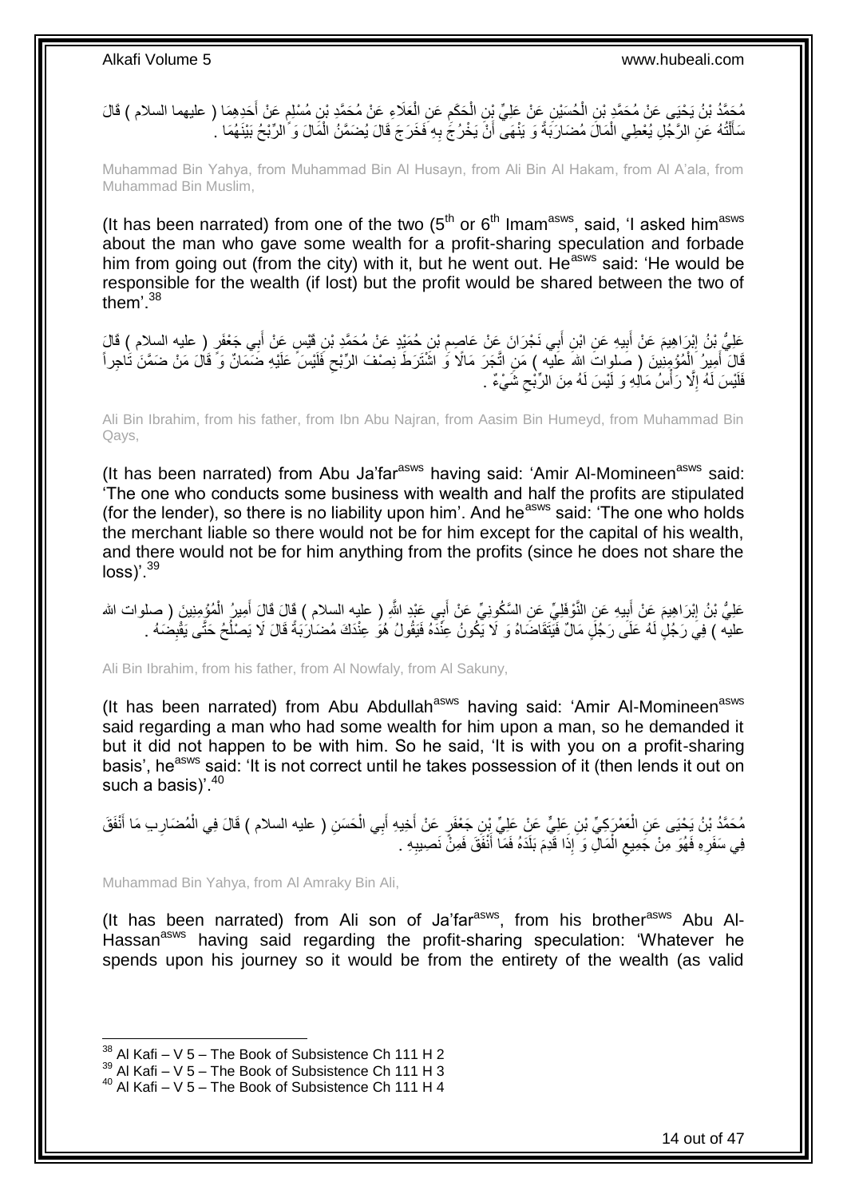مُحَمَّدُ بْنُ يَحْيَى عَنْ مُحَمَّدِ بْنِ الْحُسَيْنِ عَنْ عَلِيِّ بْنِ الْحَكَمِ عَنِ الْعَلَاءِ عَنْ مُحَمَّدِ بْنِ مُسْلِمٍ عَنْ أَحَدِهِمَا ( عليهما السلام ) قَالَ سَأَلْتُهُ عَنِ الرَّجُلِ يُعْطِي الْمَالَ مُضَارَبَةً وَ يَنْهَى أَنْ يَخْرُجَ بِهِ فَخَرَجَ قَالَ يُضَمَّنُ الْمَالَ وَ الرِّبْحُ بَيْنَهُمَا .

Muhammad Bin Yahya, from Muhammad Bin Al Husayn, from Ali Bin Al Hakam, from Al A'ala, from Muhammad Bin Muslim,

(It has been narrated) from one of the two (5[th] or 6[th] Imam[asws], said, 'I asked him[asws] about the man who gave some wealth for a profit-sharing speculation and forbade him from going out (from the city) with it, but he went out. He[asws] said: 'He would be responsible for the wealth (if lost) but the profit would be shared between the two of them'.[38]

عَلِيُّ بْنُ إِبْرَاهِيمَ عَنْ أَبِيهِ عَنِ ابْنِ أَبِي نَجْرَانَ عَنْ عَاصِمِ بْنِ حُمَيْدٍ عَنْ مُحَمَّدِ بْنِ قَيْسٍ عَنْ أَبِي جَعْفَرٍ ( عليه السلام ) قَالَ قَالَ أَمِيرُ الْمُؤْمِنِينَ ( صلوات الله عليه ) مَنِ اتَّجَرَ مَالًا وَ اشْتَرَطَ نِصْفَ الرِّبْحِ فَلَيْسَ عَلَيْهِ ضَمَانٌ وَ قَالَ مَنْ ضَمَّنَ تَاجِراً فَلَيْسَ لَهُ إِلَّا رَأْسُ مَالِهِ وَ لَيْسَ لَهُ مِنَ الرِّبْحِ شَيْءٌ .

Ali Bin Ibrahim, from his father, from Ibn Abu Najran, from Aasim Bin Humeyd, from Muhammad Bin Qays,

(It has been narrated) from Abu Ja'far[asws] having said: 'Amir Al-Momineen[asws] said: 'The one who conducts some business with wealth and half the profits are stipulated (for the lender), so there is no liability upon him'. And he[asws] said: 'The one who holds the merchant liable so there would not be for him except for the capital of his wealth, and there would not be for him anything from the profits (since he does not share the loss)'.[39]

عَلِيُّ بْنُ إِبْرَاهِيمَ عَنْ أَبِيهِ عَنِ النَّوْفَلِيِّ عَنِ السَّكُونِيِّ عَنْ أَبِي عَبْدِ اللَّهِ ( عليه السلام ) قَالَ قَالَ أَمِيرُ الْمُؤْمِنِينَ ( صلوات الله عليه ) فِي رَجُلٍ لَهُ عَلَى رَجُلٍ مَالٌ فَيَتَقَاضَاهُ وَ لَا يَكُونُ عِنْدَهُ فَيَقُولُ هُوَ عِنْدَكَ مُضَارَبَةً قَالَ لَا يَصْلُحُ حَتَّى يَقْبِضَهُ .

Ali Bin Ibrahim, from his father, from Al Nowfaly, from Al Sakuny,

(It has been narrated) from Abu Abdullah[asws] having said: 'Amir Al-Momineen[asws] said regarding a man who had some wealth for him upon a man, so he demanded it but it did not happen to be with him. So he said, 'It is with you on a profit-sharing basis', he[asws] said: 'It is not correct until he takes possession of it (then lends it out on such a basis)'.[40]

مُحَمَّدُ بْنُ يَحْيَى عَنِ الْعَمْرَكِيِّ بْنِ عَلِيٍّ عَنْ عَلِيِّ بْنِ جَعْفَرٍ عَنْ أَخِيهِ أَبِي الْحَسَنِ ( عليه السلام ) قَالَ فِي الْمُضَارِبِ مَا أَنْفَقَ فِي سَفَرِهِ فَهُوَ مِنْ جَمِيعِ الْمَالِ وَ إِذَا قَدِمَ بَلَدَهُ فَمَا أَنْفَقَ فَمِنْ نَصِيبِهِ .

Muhammad Bin Yahya, from Al Amraky Bin Ali,

(It has been narrated) from Ali son of Ja'far[asws], from his brother[asws] Abu Al-Hassan[asws] having said regarding the profit-sharing speculation: 'Whatever he spends upon his journey so it would be from the entirety of the wealth (as valid

---

[38] Al Kafi – V 5 – The Book of Subsistence Ch 111 H 2
[39] Al Kafi – V 5 – The Book of Subsistence Ch 111 H 3
[40] Al Kafi – V 5 – The Book of Subsistence Ch 111 H 4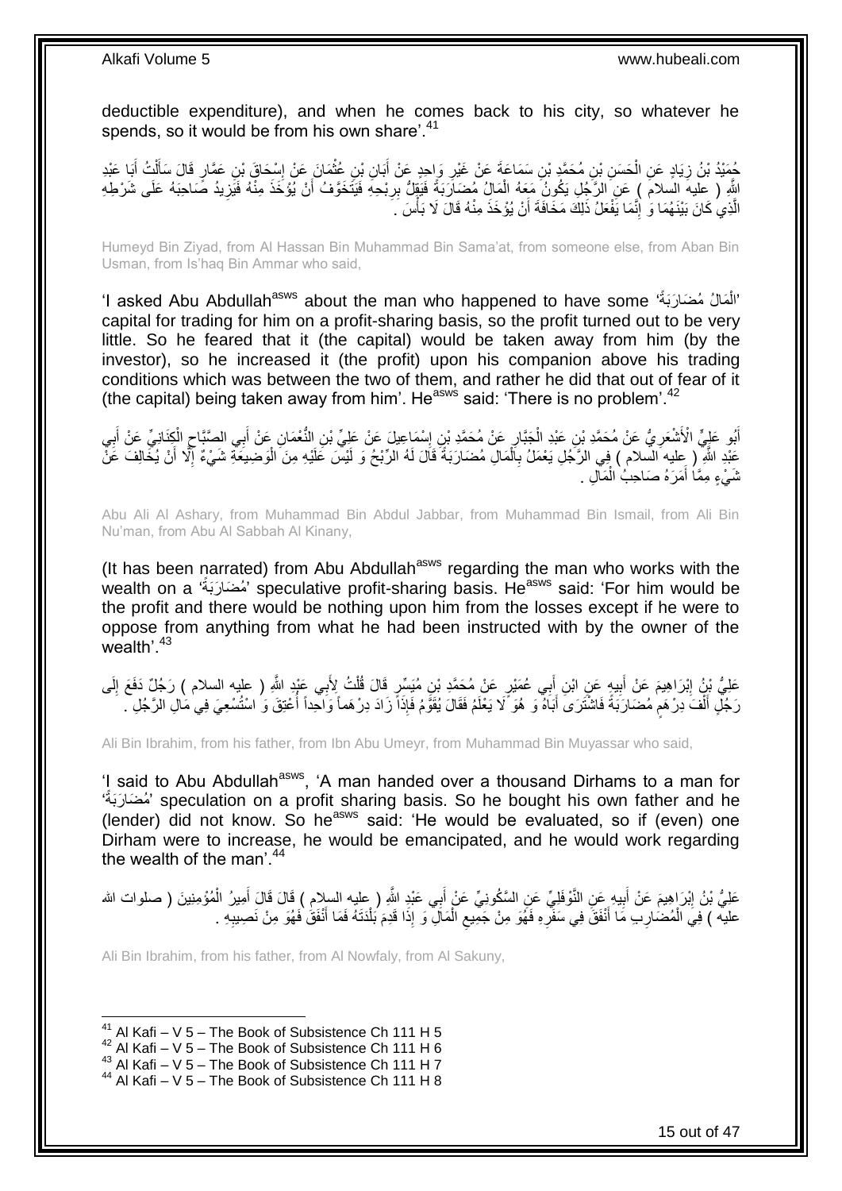deductible expenditure), and when he comes back to his city, so whatever he spends, so it would be from his own share'.[41]

حُمَيْدُ بْنُ زِيَادٍ عَنِ الْحَسَنِ بْنِ مُحَمَّدِ بْنِ سَمَاعَةَ عَنْ غَيْرِ وَاحِدٍ عَنْ أَبَانِ بْنِ عُثْمَانَ عَنْ إِسْحَاقَ بْنِ عَمَّارٍ قَالَ سَأَلْتُ أَبَا عَبْدِ اللَّهِ ( عليه السلام ) عَنِ الرَّجُلِ يَكُونُ مَعَهُ الْمَالُ مُضَارَبَةً فَيَقِلُّ رِبْحُهُ فَيَتَخَوَّفُ أَنْ يُؤْخَذَ مِنْهُ فَيَزِيدُ صَاحِبَهُ عَلَى شَرْطِهِ الَّذِي كَانَ بَيْنَهُمَا وَ إِنَّمَا يَفْعَلُ ذَلِكَ مَخَافَةَ أَنْ يُؤْخَذَ مِنْهُ قَالَ لَا بَأْسَ .

Humeyd Bin Ziyad, from Al Hassan Bin Muhammad Bin Sama'at, from someone else, from Aban Bin Usman, from Is'haq Bin Ammar who said,

'I asked Abu Abdullah[asws] about the man who happened to have some 'الْمَالُ مُضَارَبَةً' capital for trading for him on a profit-sharing basis, so the profit turned out to be very little. So he feared that it (the capital) would be taken away from him (by the investor), so he increased it (the profit) upon his companion above his trading conditions which was between the two of them, and rather he did that out of fear of it (the capital) being taken away from him'. He[asws] said: 'There is no problem'.[42]

أَبُو عَلِيٍّ الْأَشْعَرِيُّ عَنْ مُحَمَّدِ بْنِ عَبْدِ الْجَبَّارِ عَنْ مُحَمَّدِ بْنِ إِسْمَاعِيلَ عَنْ عَلِيِّ بْنِ النُّعْمَانِ عَنْ أَبِي الصَّبَّاحِ الْكِنَانِيِّ عَنْ أَبِي عَبْدِ اللَّهِ ( عليه السلام ) فِي الرَّجُلِ يَعْمَلُ بِالْمَالِ مُضَارَبَةً قَالَ لَهُ الرِّبْحُ وَ لَيْسَ عَلَيْهِ مِنَ الْوَضِيعَةِ شَيْءٌ إِلَّا أَنْ يُخَالِفَ عَنْ شَيْءٍ مِمَّا أَمَرَهُ صَاحِبُ الْمَالِ .

Abu Ali Al Ashary, from Muhammad Bin Abdul Jabbar, from Muhammad Bin Ismail, from Ali Bin Nu'man, from Abu Al Sabbah Al Kinany,

(It has been narrated) from Abu Abdullah[asws] regarding the man who works with the wealth on a 'مُضَارَبَةً' speculative profit-sharing basis. He[asws] said: 'For him would be the profit and there would be nothing upon him from the losses except if he were to oppose from anything from what he had been instructed with by the owner of the wealth'.[43]

عَلِيُّ بْنُ إِبْرَاهِيمَ عَنْ أَبِيهِ عَنِ ابْنِ أَبِي عُمَيْرٍ عَنْ مُحَمَّدِ بْنِ مُيَسِّرٍ قَالَ قُلْتُ لِأَبِي عَبْدِ اللَّهِ ( عليه السلام ) رَجُلٌ دَفَعَ إِلَى رَجُلٍ أَلْفَ دِرْهَمٍ مُضَارَبَةً فَاشْتَرَى أَبَاهُ وَ هُوَ لَا يَعْلَمُ فَقَالَ يُقَوَّمُ فَإِذَا زَادَ دِرْهَماً وَاحِداً أُعْتِقَ وَ اسْتُسْعِيَ فِي مَالِ الرَّجُلِ .

Ali Bin Ibrahim, from his father, from Ibn Abu Umeyr, from Muhammad Bin Muyassar who said,

'I said to Abu Abdullah[asws], 'A man handed over a thousand Dirhams to a man for 'مُضَارَبَةً' speculation on a profit sharing basis. So he bought his own father and he (lender) did not know. So he[asws] said: 'He would be evaluated, so if (even) one Dirham were to increase, he would be emancipated, and he would work regarding the wealth of the man'.[44]

عَلِيُّ بْنُ إِبْرَاهِيمَ عَنْ أَبِيهِ عَنِ النَّوْفَلِيِّ عَنِ السَّكُونِيِّ عَنْ أَبِي عَبْدِ اللَّهِ ( عليه السلام ) قَالَ قَالَ أَمِيرُ الْمُؤْمِنِينَ ( صلوات الله عليه ) فِي الْمُضَارِبِ مَا أَنْفَقَ فِي سَفَرِهِ فَهُوَ مِنْ جَمِيعِ الْمَالِ وَ إِذَا قَدِمَ بَلْدَتَهُ فَمَا أَنْفَقَ فَهُوَ مِنْ نَصِيبِهِ .

Ali Bin Ibrahim, from his father, from Al Nowfaly, from Al Sakuny,

---

[41] Al Kafi – V 5 – The Book of Subsistence Ch 111 H 5
[42] Al Kafi – V 5 – The Book of Subsistence Ch 111 H 6
[43] Al Kafi – V 5 – The Book of Subsistence Ch 111 H 7
[44] Al Kafi – V 5 – The Book of Subsistence Ch 111 H 8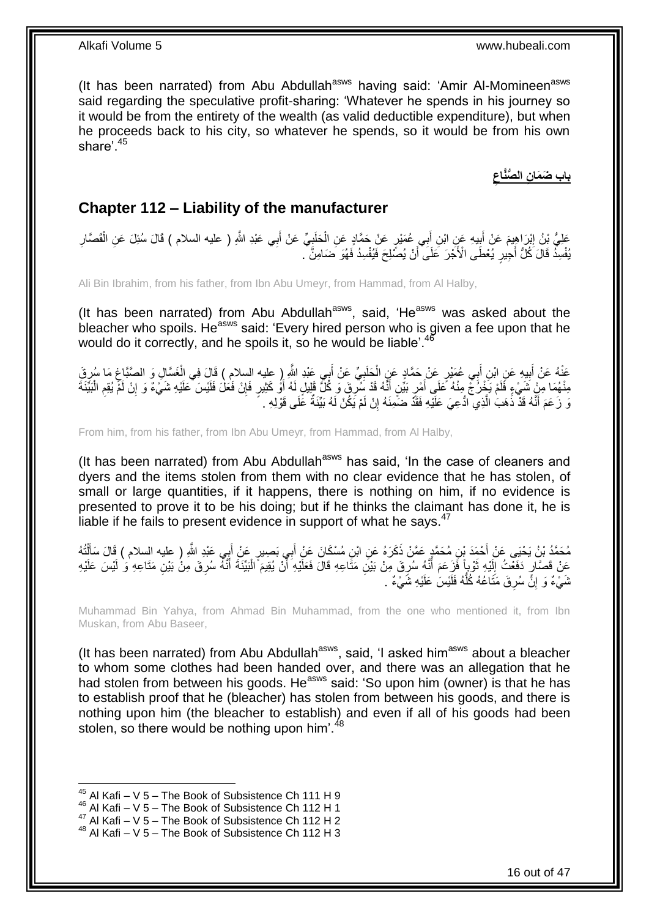(It has been narrated) from Abu Abdullah[asws] having said: 'Amir Al-Momineen[asws] said regarding the speculative profit-sharing: 'Whatever he spends in his journey so it would be from the entirety of the wealth (as valid deductible expenditure), but when he proceeds back to his city, so whatever he spends, so it would be from his own share'.[45]

**بابِ ضَمَانِ الصُّنَّاعِ**

## Chapter 112 – Liability of the manufacturer

عَلِيُّ بْنُ إِبْرَاهِيمَ عَنْ أَبِيهِ عَنِ ابْنِ أَبِي عُمَيْرٍ عَنْ حَمَّادٍ عَنِ الْحَلَبِيِّ عَنْ أَبِي عَبْدِ اللَّهِ ( عليه السلام ) قَالَ سُئِلَ عَنِ الْقَصَّارِ يُفْسِدُ قَالَ كُلُّ أَجِيرٍ يُعْطَى الْأَجْرَ عَلَى أَنْ يُصْلِحَ فَيُفْسِدُ فَهُوَ ضَامِنٌ .

Ali Bin Ibrahim, from his father, from Ibn Abu Umeyr, from Hammad, from Al Halby,

(It has been narrated) from Abu Abdullah[asws], said, 'He[asws] was asked about the bleacher who spoils. He[asws] said: 'Every hired person who is given a fee upon that he would do it correctly, and he spoils it, so he would be liable'.[46]

عَنْهُ عَنْ أَبِيهِ عَنِ ابْنِ أَبِي عُمَيْرٍ عَنْ حَمَّادٍ عَنِ الْحَلَبِيِّ عَنْ أَبِي عَبْدِ اللَّهِ ( عليه السلام ) قَالَ فِي الْغَسَّالِ وَ الصَّبَّاغِ مَا سُرِقَ مِنْهُمَا مِنْ شَيْءٍ فَلَمْ يَخْرُجْ مِنْهُ عَلَى أَمْرٍ بَيِّنٍ أَنَّهُ قَدْ سُرِقَ وَ كُلُّ قَلِيلٍ لَهُ أَوْ كَثِيرٍ فَإِنْ فَعَلَ فَلَيْسَ عَلَيْهِ شَيْءٌ وَ إِنْ لَمْ يُقِمِ الْبَيِّنَةَ وَ زَعَمَ أَنَّهُ قَدْ ذَهَبَ الَّذِي ادُّعِيَ عَلَيْهِ فَقَدْ ضَمِنَهُ إِنْ لَمْ يَكُنْ لَهُ بَيِّنَةٌ عَلَى قَوْلِهِ .

From him, from his father, from Ibn Abu Umeyr, from Hammad, from Al Halby,

(It has been narrated) from Abu Abdullah[asws] has said, 'In the case of cleaners and dyers and the items stolen from them with no clear evidence that he has stolen, of small or large quantities, if it happens, there is nothing on him, if no evidence is presented to prove it to be his doing; but if he thinks the claimant has done it, he is liable if he fails to present evidence in support of what he says.[47]

مُحَمَّدُ بْنُ يَحْيَى عَنْ أَحْمَدَ بْنِ مُحَمَّدٍ عَمَّنْ ذَكَرَهُ عَنِ ابْنِ مُسْكَانَ عَنْ أَبِي بَصِيرٍ عَنْ أَبِي عَبْدِ اللَّهِ ( عليه السلام ) قَالَ سَأَلْتُهُ عَنْ قَصَّارٍ دَفَعْتُ إِلَيْهِ ثَوْباً فَزَعَمَ أَنَّهُ سُرِقَ مِنْ بَيْنِ مَتَاعِهِ قَالَ فَعَلَيْهِ أَنْ يُقِيمَ الْبَيِّنَةَ أَنَّهُ سُرِقَ مِنْ بَيْنِ مَتَاعِهِ وَ لَيْسَ عَلَيْهِ شَيْءٌ وَ إِنْ سُرِقَ مَتَاعُهُ كُلُّهُ فَلَيْسَ عَلَيْهِ شَيْءٌ .

Muhammad Bin Yahya, from Ahmad Bin Muhammad, from the one who mentioned it, from Ibn Muskan, from Abu Baseer,

(It has been narrated) from Abu Abdullah[asws], said, 'I asked him[asws] about a bleacher to whom some clothes had been handed over, and there was an allegation that he had stolen from between his goods. He[asws] said: 'So upon him (owner) is that he has to establish proof that he (bleacher) has stolen from between his goods, and there is nothing upon him (the bleacher to establish) and even if all of his goods had been stolen, so there would be nothing upon him'.[48]

---

[45] Al Kafi – V 5 – The Book of Subsistence Ch 111 H 9
[46] Al Kafi – V 5 – The Book of Subsistence Ch 112 H 1
[47] Al Kafi – V 5 – The Book of Subsistence Ch 112 H 2
[48] Al Kafi – V 5 – The Book of Subsistence Ch 112 H 3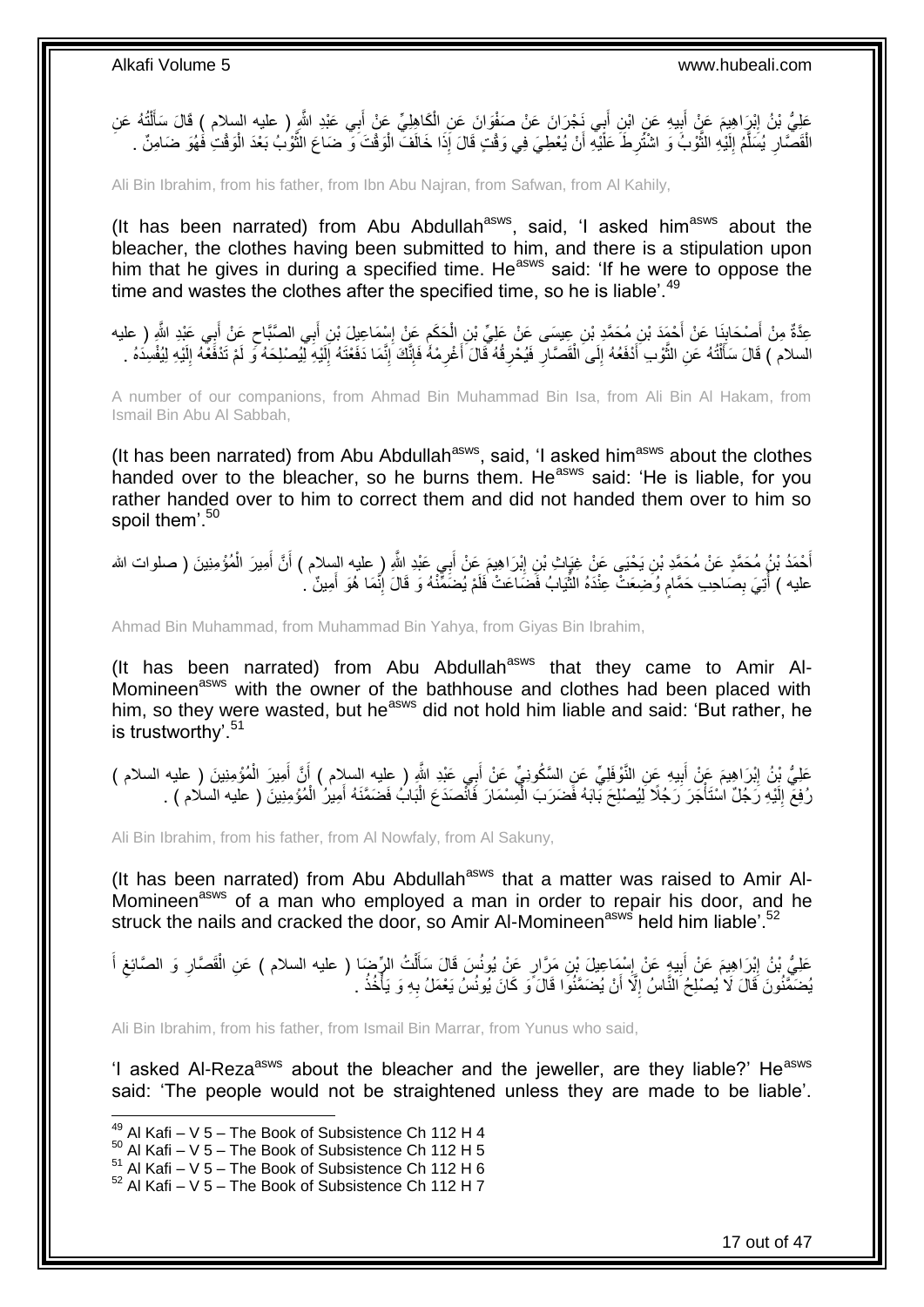عَلِيُّ بْنُ إِبْرَاهِيمَ عَنْ أَبِيهِ عَنِ ابْنِ أَبِي نَجْرَانَ عَنْ صَفْوَانَ عَنِ الْكَاهِلِيِّ عَنْ أَبِي عَبْدِ اللَّهِ ( عليه السلام ) قَالَ سَأَلْتُهُ عَنِ الْقَصَّارِ يُسَلَّمُ إِلَيْهِ الثَّوْبُ وَ اشْتَرَطَ عَلَيْهِ أَنْ يُعْطِيَ فِي وَقْتٍ قَالَ إِذَا خَالَفَ الْوَقْتَ وَ ضَاعَ الثَّوْبُ بَعْدَ الْوَقْتِ فَهُوَ ضَامِنٌ .

Ali Bin Ibrahim, from his father, from Ibn Abu Najran, from Safwan, from Al Kahily,

(It has been narrated) from Abu Abdullah[asws], said, 'I asked him[asws] about the bleacher, the clothes having been submitted to him, and there is a stipulation upon him that he gives in during a specified time. He[asws] said: 'If he were to oppose the time and wastes the clothes after the specified time, so he is liable'.[49]

عِدَّةٌ مِنْ أَصْحَابِنَا عَنْ أَحْمَدَ بْنِ مُحَمَّدِ بْنِ عِيسَى عَنْ عَلِيِّ بْنِ الْحَكَمِ عَنْ إِسْمَاعِيلَ بْنِ أَبِي الصَّبَّاحِ عَنْ أَبِي عَبْدِ اللَّهِ ( عليه السلام ) قَالَ سَأَلْتُهُ عَنِ الثَّوْبِ أَدْفَعُهُ إِلَى الْقَصَّارِ فَيُحْرِقُهُ قَالَ أَغْرِمْهُ فَإِنَّكَ إِنَّمَا دَفَعْتَهُ إِلَيْهِ لِيُصْلِحَهُ وَ لَمْ تَدْفَعْهُ إِلَيْهِ لِيُفْسِدَهُ .

A number of our companions, from Ahmad Bin Muhammad Bin Isa, from Ali Bin Al Hakam, from Ismail Bin Abu Al Sabbah,

(It has been narrated) from Abu Abdullah[asws], said, 'I asked him[asws] about the clothes handed over to the bleacher, so he burns them. He[asws] said: 'He is liable, for you rather handed over to him to correct them and did not handed them over to him so spoil them'.[50]

أَحْمَدُ بْنُ مُحَمَّدٍ عَنْ مُحَمَّدِ بْنِ يَحْيَى عَنْ غِيَاثِ بْنِ إِبْرَاهِيمَ عَنْ أَبِي عَبْدِ اللَّهِ ( عليه السلام ) أَنَّ أَمِيرَ الْمُؤْمِنِينَ ( صلوات الله عليه ) أُتِيَ بِصَاحِبِ حَمَّامٍ وُضِعَتْ عِنْدَهُ الثِّيَابُ فَضَاعَتْ فَلَمْ يُضَمِّنْهُ وَ قَالَ إِنَّمَا هُوَ أَمِينٌ .

Ahmad Bin Muhammad, from Muhammad Bin Yahya, from Giyas Bin Ibrahim,

(It has been narrated) from Abu Abdullah[asws] that they came to Amir Al-Momineen[asws] with the owner of the bathhouse and clothes had been placed with him, so they were wasted, but he[asws] did not hold him liable and said: 'But rather, he is trustworthy'.[51]

عَلِيُّ بْنُ إِبْرَاهِيمَ عَنْ أَبِيهِ عَنِ النَّوْفَلِيِّ عَنِ السَّكُونِيِّ عَنْ أَبِي عَبْدِ اللَّهِ ( عليه السلام ) أَنَّ أَمِيرَ الْمُؤْمِنِينَ ( عليه السلام ) رُفِعَ إِلَيْهِ رَجُلٌ اسْتَأْجَرَ رَجُلًا لِيُصْلِحَ بَابَهُ فَضَرَبَ الْمِسْمَارَ فَانْصَدَعَ الْبَابُ فَضَمَّنَهُ أَمِيرُ الْمُؤْمِنِينَ ( عليه السلام ) .

Ali Bin Ibrahim, from his father, from Al Nowfaly, from Al Sakuny,

(It has been narrated) from Abu Abdullah[asws] that a matter was raised to Amir Al-Momineen[asws] of a man who employed a man in order to repair his door, and he struck the nails and cracked the door, so Amir Al-Momineen[asws] held him liable'.[52]

عَلِيُّ بْنُ إِبْرَاهِيمَ عَنْ أَبِيهِ عَنْ إِسْمَاعِيلَ بْنِ مَرَّارٍ عَنْ يُونُسَ قَالَ سَأَلْتُ الرِّضَا ( عليه السلام ) عَنِ الْقَصَّارِ وَ الصَّائِغِ أَ يُضَمَّنُونَ قَالَ لَا يُصْلِحُ النَّاسَ إِلَّا أَنْ يُضَمَّنُوا قَالَ وَ كَانَ يُونُسُ يَعْمَلُ بِهِ وَ يَأْخُذُ .

Ali Bin Ibrahim, from his father, from Ismail Bin Marrar, from Yunus who said,

'I asked Al-Reza[asws] about the bleacher and the jeweller, are they liable?' He[asws] said: 'The people would not be straightened unless they are made to be liable'.

[49] Al Kafi – V 5 – The Book of Subsistence Ch 112 H 4
[50] Al Kafi – V 5 – The Book of Subsistence Ch 112 H 5
[51] Al Kafi – V 5 – The Book of Subsistence Ch 112 H 6
[52] Al Kafi – V 5 – The Book of Subsistence Ch 112 H 7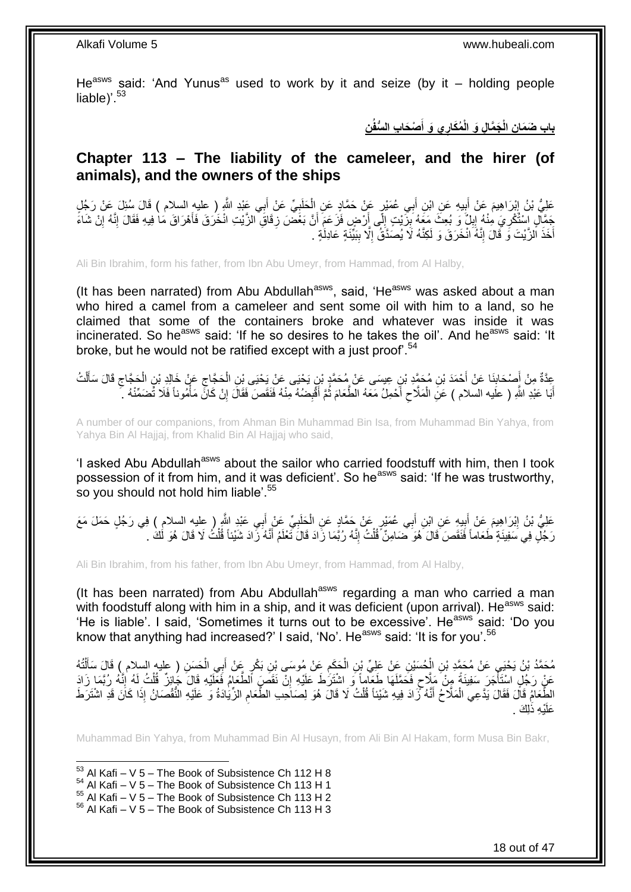He[asws] said: 'And Yunus[as] used to work by it and seize (by it – holding people liable)'.[53]

## باب ضَمَانِ الْجَمَّالِ وَ الْمُكَارِي وَ أَصْحَابِ السُّفُنِ

## Chapter 113 – The liability of the cameleer, and the hirer (of animals), and the owners of the ships

عَلِيُّ بْنُ إِبْرَاهِيمَ عَنْ أَبِيهِ عَنِ ابْنِ أَبِي عُمَيْرٍ عَنْ حَمَّادٍ عَنِ الْحَلَبِيِّ عَنْ أَبِي عَبْدِ اللَّهِ ( عليه السلام ) قَالَ سُئِلَ عَنْ رَجُلٍ جَمَّالٍ اسْتُكْرِيَ مِنْهُ إِبِلٌ وَ بُعِثَ مَعَهُ بِزَيْتٍ إِلَى أَرْضٍ فَزَعَمَ أَنَّ بَعْضَ زِقَاقِ الزَّيْتِ انْخَرَقَ فَأَهْرَاقَ مَا فِيهِ فَقَالَ إِنَّهُ إِنْ شَاءَ أَخَذَ الزَّيْتَ وَ قَالَ إِنَّهُ انْخَرَقَ وَ لَكِنَّهُ لَا يُصَدَّقُ إِلَّا بِبَيِّنَةٍ عَادِلَةٍ .

Ali Bin Ibrahim, form his father, from Ibn Abu Umeyr, from Hammad, from Al Halby,

(It has been narrated) from Abu Abdullah[asws], said, 'He[asws] was asked about a man who hired a camel from a cameleer and sent some oil with him to a land, so he claimed that some of the containers broke and whatever was inside it was incinerated. So he[asws] said: 'If he so desires to he takes the oil'. And he[asws] said: 'It broke, but he would not be ratified except with a just proof'.[54]

عِدَّةٌ مِنْ أَصْحَابِنَا عَنْ أَحْمَدَ بْنِ مُحَمَّدِ بْنِ عِيسَى عَنْ مُحَمَّدِ بْنِ يَحْيَى عَنْ يَحْيَى بْنِ الْحَجَّاجِ عَنْ خَالِدِ بْنِ الْحَجَّاجِ قَالَ سَأَلْتُ أَبَا عَبْدِ اللَّهِ ( عليه السلام ) عَنِ الْمَلَّاحِ أَحْمِلُ مَعَهُ الطَّعَامَ ثُمَّ أَقْبِضُهُ مِنْهُ فَنَقَصَ فَقَالَ إِنْ كَانَ مَأْمُوناً فَلَا تُضَمِّنْهُ .

A number of our companions, from Ahman Bin Muhammad Bin Isa, from Muhammad Bin Yahya, from Yahya Bin Al Hajjaj, from Khalid Bin Al Hajjaj who said,

'I asked Abu Abdullah[asws] about the sailor who carried foodstuff with him, then I took possession of it from him, and it was deficient'. So he[asws] said: 'If he was trustworthy, so you should not hold him liable'.[55]

عَلِيُّ بْنُ إِبْرَاهِيمَ عَنْ أَبِيهِ عَنِ ابْنِ أَبِي عُمَيْرٍ عَنْ حَمَّادٍ عَنِ الْحَلَبِيِّ عَنْ أَبِي عَبْدِ اللَّهِ ( عليه السلام ) فِي رَجُلٍ حَمَلَ مَعَ رَجُلٍ فِي سَفِينَةٍ طَعَاماً فَنَقَصَ قَالَ هُوَ ضَامِنٌ قُلْتُ إِنَّهُ رُبَّمَا زَادَ قَالَ تَعْلَمُ أَنَّهُ زَادَ شَيْئاً قُلْتُ لَا قَالَ هُوَ لَكَ .

Ali Bin Ibrahim, from his father, from Ibn Abu Umeyr, from Hammad, from Al Halby,

(It has been narrated) from Abu Abdullah[asws] regarding a man who carried a man with foodstuff along with him in a ship, and it was deficient (upon arrival). He[asws] said: 'He is liable'. I said, 'Sometimes it turns out to be excessive'. He[asws] said: 'Do you know that anything had increased?' I said, 'No'. He[asws] said: 'It is for you'.[56]

مُحَمَّدُ بْنُ يَحْيَى عَنْ مُحَمَّدِ بْنِ الْحُسَيْنِ عَنْ عَلِيِّ بْنِ الْحَكَمِ عَنْ مُوسَى بْنِ بَكْرٍ عَنْ أَبِي الْحَسَنِ ( عليه السلام ) قَالَ سَأَلْتُهُ عَنْ رَجُلٍ اسْتَأْجَرَ سَفِينَةً مِنْ مَلَّاحٍ فَحَمَّلَهَا طَعَاماً وَ اشْتَرَطَ عَلَيْهِ إِنْ نَقَصَ الطَّعَامُ فَعَلَيْهِ قَالَ جَائِزٌ قُلْتُ لَهُ إِنَّهُ رُبَّمَا زَادَ الطَّعَامُ قَالَ فَقَالَ يَدَّعِي الْمَلَّاحُ أَنَّهُ زَادَ فِيهِ شَيْئاً قُلْتُ لَا قَالَ هُوَ لِصَاحِبِ الطَّعَامِ الزِّيَادَةُ وَ عَلَيْهِ النُّقْصَانُ إِذَا كَانَ قَدِ اشْتَرَطَ عَلَيْهِ ذَلِكَ .

Muhammad Bin Yahya, from Muhammad Bin Al Husayn, from Ali Bin Al Hakam, form Musa Bin Bakr,

[53] Al Kafi – V 5 – The Book of Subsistence Ch 112 H 8
[54] Al Kafi – V 5 – The Book of Subsistence Ch 113 H 1
[55] Al Kafi – V 5 – The Book of Subsistence Ch 113 H 2
[56] Al Kafi – V 5 – The Book of Subsistence Ch 113 H 3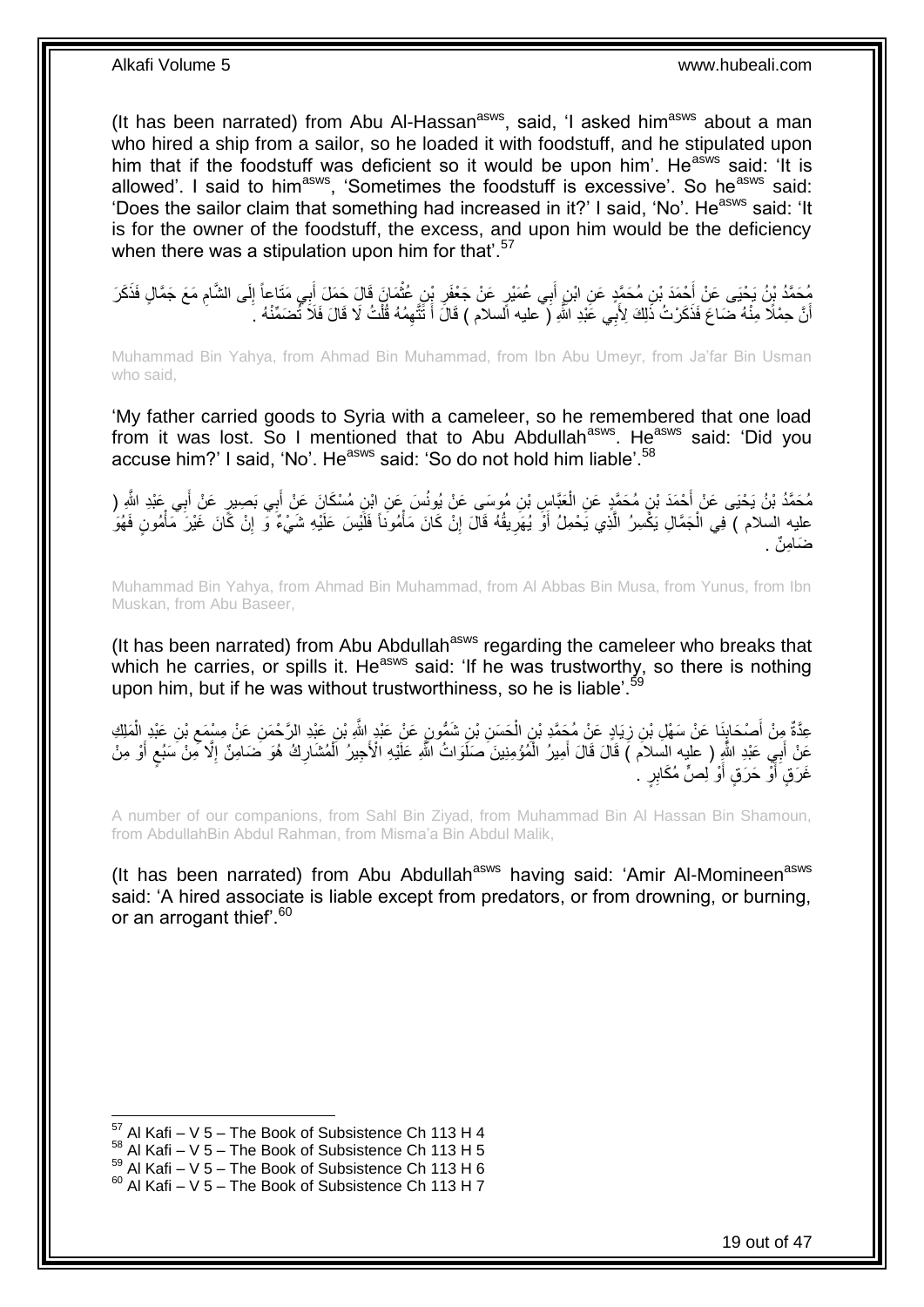(It has been narrated) from Abu Al-Hassan[asws], said, 'I asked him[asws] about a man who hired a ship from a sailor, so he loaded it with foodstuff, and he stipulated upon him that if the foodstuff was deficient so it would be upon him'. He[asws] said: 'It is allowed'. I said to him[asws], 'Sometimes the foodstuff is excessive'. So he[asws] said: 'Does the sailor claim that something had increased in it?' I said, 'No'. He[asws] said: 'It is for the owner of the foodstuff, the excess, and upon him would be the deficiency when there was a stipulation upon him for that'.[57]

مُحَمَّدُ بْنُ يَحْيَى عَنْ أَحْمَدَ بْنِ مُحَمَّدٍ عَنِ ابْنِ أَبِي عُمَيْرٍ عَنْ جَعْفَرِ بْنِ عُثْمَانَ قَالَ حَمَلَ أَبِي مَتَاعاً إِلَى الشَّامِ مَعَ جَمَّالٍ فَذَكَرَ أَنَّ حِمْلًا مِنْهُ ضَاعَ فَذَكَرْتُ ذَلِكَ لِأَبِي عَبْدِ اللَّهِ ( عليه السلام ) قَالَ أَ تَتَّهِمُهُ قُلْتُ لَا قَالَ فَلَا تُضَمِّنْهُ .

Muhammad Bin Yahya, from Ahmad Bin Muhammad, from Ibn Abu Umeyr, from Ja'far Bin Usman who said,

'My father carried goods to Syria with a cameleer, so he remembered that one load from it was lost. So I mentioned that to Abu Abdullah[asws]. He[asws] said: 'Did you accuse him?' I said, 'No'. He[asws] said: 'So do not hold him liable'.[58]

مُحَمَّدُ بْنُ يَحْيَى عَنْ أَحْمَدَ بْنِ مُحَمَّدٍ عَنِ الْعَبَّاسِ بْنِ مُوسَى عَنْ يُونُسَ عَنِ ابْنِ مُسْكَانَ عَنْ أَبِي بَصِيرٍ عَنْ أَبِي عَبْدِ اللَّهِ ( عليه السلام ) فِي الْجَمَّالِ يَكْسِرُ الَّذِي يَحْمِلُ أَوْ يُهَرِيقُهُ قَالَ إِنْ كَانَ مَأْمُوناً فَلَيْسَ عَلَيْهِ شَيْءٌ وَ إِنْ كَانَ غَيْرَ مَأْمُونٍ فَهُوَ ضَامِنٌ .

Muhammad Bin Yahya, from Ahmad Bin Muhammad, from Al Abbas Bin Musa, from Yunus, from Ibn Muskan, from Abu Baseer,

(It has been narrated) from Abu Abdullah[asws] regarding the cameleer who breaks that which he carries, or spills it. He[asws] said: 'If he was trustworthy, so there is nothing upon him, but if he was without trustworthiness, so he is liable'.[59]

عِدَّةٌ مِنْ أَصْحَابِنَا عَنْ سَهْلِ بْنِ زِيَادٍ عَنْ مُحَمَّدِ بْنِ الْحَسَنِ بْنِ شَمُّونٍ عَنْ عَبْدِ اللَّهِ بْنِ عَبْدِ الرَّحْمَنِ عَنْ مِسْمَعِ بْنِ عَبْدِ الْمَلِكِ عَنْ أَبِي عَبْدِ اللَّهِ ( عليه السلام ) قَالَ قَالَ أَمِيرُ الْمُؤْمِنِينَ صَلَوَاتُ اللَّهِ عَلَيْهِ الْأَجِيرُ الْمُشَارِكُ هُوَ ضَامِنٌ إِلَّا مِنْ سَبُعٍ أَوْ مِنْ غَرَقٍ أَوْ حَرَقٍ أَوْ لِصٍّ مُكَابِرٍ .

A number of our companions, from Sahl Bin Ziyad, from Muhammad Bin Al Hassan Bin Shamoun, from AbdullahBin Abdul Rahman, from Misma'a Bin Abdul Malik,

(It has been narrated) from Abu Abdullah[asws] having said: 'Amir Al-Momineen[asws] said: 'A hired associate is liable except from predators, or from drowning, or burning, or an arrogant thief'.[60]

[57] Al Kafi – V 5 – The Book of Subsistence Ch 113 H 4
[58] Al Kafi – V 5 – The Book of Subsistence Ch 113 H 5
[59] Al Kafi – V 5 – The Book of Subsistence Ch 113 H 6
[60] Al Kafi – V 5 – The Book of Subsistence Ch 113 H 7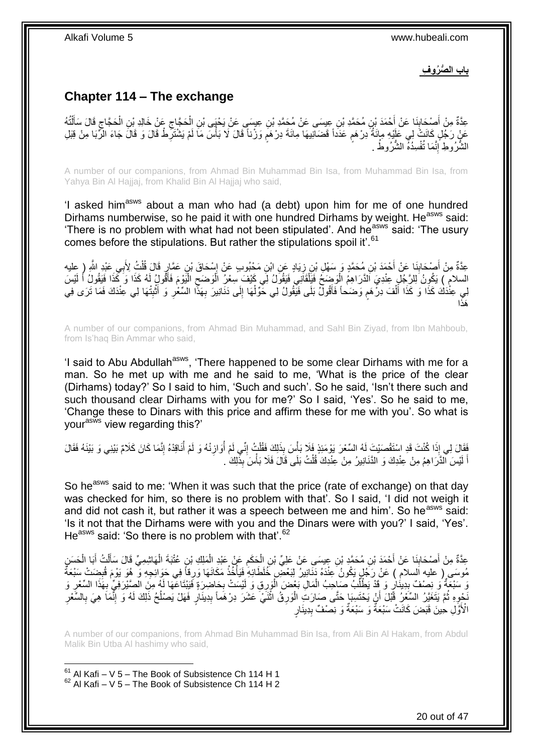## باب الصُّرُوفِ

## Chapter 114 – The exchange

عِدَّةٌ مِنْ أَصْحَابِنَا عَنْ أَحْمَدَ بْنِ مُحَمَّدِ بْنِ عِيسَى عَنْ مُحَمَّدِ بْنِ عِيسَى عَنْ يَحْيَى بْنِ الْحَجَّاجِ عَنْ خَالِدِ بْنِ الْحَجَّاجِ قَالَ سَأَلْتُهُ عَنْ رَجُلٍ كَانَتْ لِي عَلَيْهِ مِائَةُ دِرْهَمٍ عَدَداً قَضَانِيهَا مِائَةَ دِرْهَمٍ وَزْناً قَالَ لَا بَأْسَ مَا لَمْ يَشْتَرِطْ قَالَ وَ قَالَ جَاءَ الرِّبَا مِنْ قِبَلِ الشُّرُوطِ إِنَّمَا تُفْسِدُهُ الشُّرُوطُ .

A number of our companions, from Ahmad Bin Muhammad Bin Isa, from Muhammad Bin Isa, from Yahya Bin Al Hajjaj, from Khalid Bin Al Hajjaj who said,

'I asked him[asws] about a man who had (a debt) upon him for me of one hundred Dirhams numberwise, so he paid it with one hundred Dirhams by weight. He[asws] said: 'There is no problem with what had not been stipulated'. And he[asws] said: 'The usury comes before the stipulations. But rather the stipulations spoil it'.[61]

عِدَّةٌ مِنْ أَصْحَابِنَا عَنْ أَحْمَدَ بْنِ مُحَمَّدٍ وَ سَهْلِ بْنِ زِيَادٍ عَنِ ابْنِ مَحْبُوبٍ عَنْ إِسْحَاقَ بْنِ عَمَّارٍ قَالَ قُلْتُ لِأَبِي عَبْدِ اللَّهِ ( عليه السلام ) يَكُونُ لِلرَّجُلِ عِنْدِيَ الدَّرَاهِمُ الْوَضَحُ فَيَلْقَانِي فَيَقُولُ لِي كَيْفَ سِعْرُ الْوَضَحِ الْيَوْمَ فَأَقُولُ لَهُ كَذَا وَ كَذَا فَيَقُولُ أَ لَيْسَ لِي عِنْدَكَ كَذَا وَ كَذَا أَلْفَ دِرْهَمٍ وَضَحاً فَأَقُولُ بَلَى فَيَقُولُ لِي حَوِّلْهَا إِلَى دَنَانِيرَ بِهَذَا السِّعْرِ وَ أَثْبِتْهَا لِي عِنْدَكَ فَمَا تَرَى فِي هَذَا

A number of our companions, from Ahmad Bin Muhammad, and Sahl Bin Ziyad, from Ibn Mahboub, from Is'haq Bin Ammar who said,

'I said to Abu Abdullah[asws], 'There happened to be some clear Dirhams with me for a man. So he met up with me and he said to me, 'What is the price of the clear (Dirhams) today?' So I said to him, 'Such and such'. So he said, 'Isn't there such and such thousand clear Dirhams with you for me?' So I said, 'Yes'. So he said to me, 'Change these to Dinars with this price and affirm these for me with you'. So what is your[asws] view regarding this?'

فَقَالَ لِي إِذَا كُنْتَ قَدِ اسْتَقْصَيْتَ لَهُ السِّعْرَ يَوْمَئِذٍ فَلَا بَأْسَ بِذَلِكَ فَقُلْتُ إِنِّي لَمْ أُوَازِنْهُ وَ لَمْ أُنَاقِدْهُ إِنَّمَا كَانَ كَلَامٌ بَيْنِي وَ بَيْنَهُ فَقَالَ أَ لَيْسَ الدَّرَاهِمُ مِنْ عِنْدِكَ وَ الدَّنَانِيرُ مِنْ عِنْدِكَ قُلْتُ بَلَى قَالَ فَلَا بَأْسَ بِذَلِكَ .

So he[asws] said to me: 'When it was such that the price (rate of exchange) on that day was checked for him, so there is no problem with that'. So I said, 'I did not weigh it and did not cash it, but rather it was a speech between me and him'. So he[asws] said: 'Is it not that the Dirhams were with you and the Dinars were with you?' I said, 'Yes'. He[asws] said: 'So there is no problem with that'.[62]

عِدَّةٌ مِنْ أَصْحَابِنَا عَنْ أَحْمَدَ بْنِ مُحَمَّدِ بْنِ عِيسَى عَنْ عَلِيِّ بْنِ الْحَكَمِ عَنْ عَبْدِ الْمَلِكِ بْنِ عُتْبَةَ الْهَاشِمِيِّ قَالَ سَأَلْتُ أَبَا الْحَسَنِ مُوسَى ( عليه السلام ) عَنْ رَجُلٍ يَكُونُ عِنْدَهُ دَنَانِيرُ لِبَعْضِ خُلَطَائِهِ فَيَأْخُذُ مَكَانَهَا وَرِقاً فِي حَوَائِجِهِ وَ هُوَ يَوْمَ قُبِضَتْ سَبْعَةٌ وَ سَبْعَةٌ وَ نِصْفٌ بِدِينَارٍ وَ قَدْ يَطْلُبُ صَاحِبُ الْمَالِ بَعْضَ الْوَرِقِ وَ لَيْسَتْ بِحَاضِرَةٍ فَيَبْتَاعُهَا لَهُ مِنَ الصَّيْرَفِيِّ بِهَذَا السِّعْرِ وَ نَحْوِهِ ثُمَّ يَتَغَيَّرُ السِّعْرُ قَبْلَ أَنْ يَحْتَسِبَا حَتَّى صَارَتِ الْوَرِقُ اثْنَيْ عَشَرَ دِرْهَماً بِدِينَارٍ فَهَلْ يَصْلُحُ ذَلِكَ لَهُ وَ إِنَّمَا هِيَ بِالسِّعْرِ الْأَوَّلِ حِينَ قَبَضَ كَانَتْ سَبْعَةٌ وَ سَبْعَةٌ وَ نِصْفٌ بِدِينَارٍ

A number of our companions, from Ahmad Bin Muhammad Bin Isa, from Ali Bin Al Hakam, from Abdul Malik Bin Utba Al hashimy who said,

---

[61] Al Kafi – V 5 – The Book of Subsistence Ch 114 H 1
[62] Al Kafi – V 5 – The Book of Subsistence Ch 114 H 2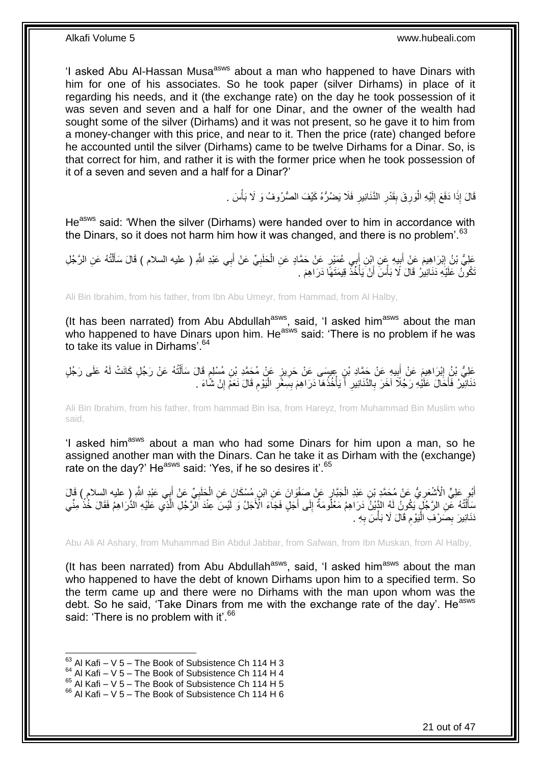'I asked Abu Al-Hassan Musa[asws] about a man who happened to have Dinars with him for one of his associates. So he took paper (silver Dirhams) in place of it regarding his needs, and it (the exchange rate) on the day he took possession of it was seven and seven and a half for one Dinar, and the owner of the wealth had sought some of the silver (Dirhams) and it was not present, so he gave it to him from a money-changer with this price, and near to it. Then the price (rate) changed before he accounted until the silver (Dirhams) came to be twelve Dirhams for a Dinar. So, is that correct for him, and rather it is with the former price when he took possession of it of a seven and seven and a half for a Dinar?'

قَالَ إِذَا دَفَعَ إِلَيْهِ الْوَرِقَ بِقَدْرِ الدَّنَانِيرِ فَلَا يَضُرُّهُ كَيْفَ الصُّرُوفُ وَ لَا بَأْسَ .

He[asws] said: 'When the silver (Dirhams) were handed over to him in accordance with the Dinars, so it does not harm him how it was changed, and there is no problem'.[63]

عَلِيُّ بْنُ إِبْرَاهِيمَ عَنْ أَبِيهِ عَنِ ابْنِ أَبِي عُمَيْرٍ عَنْ حَمَّادٍ عَنِ الْحَلَبِيِّ عَنْ أَبِي عَبْدِ اللَّهِ ( عليه السلام ) قَالَ سَأَلْتُهُ عَنِ الرَّجُلِ تَكُونُ عَلَيْهِ دَنَانِيرُ قَالَ لَا بَأْسَ أَنْ يَأْخُذَ قِيمَتَهَا دَرَاهِمَ .

Ali Bin Ibrahim, from his father, from Ibn Abu Umeyr, from Hammad, from Al Halby,

(It has been narrated) from Abu Abdullah[asws], said, 'I asked him[asws] about the man who happened to have Dinars upon him. He[asws] said: 'There is no problem if he was to take its value in Dirhams'.[64]

عَلِيُّ بْنُ إِبْرَاهِيمَ عَنْ أَبِيهِ عَنْ حَمَّادِ بْنِ عِيسَى عَنْ حَرِيزٍ عَنْ مُحَمَّدِ بْنِ مُسْلِمٍ قَالَ سَأَلْتُهُ عَنْ رَجُلٍ كَانَتْ لَهُ عَلَى رَجُلٍ دَنَانِيرُ فَأَحَالَ عَلَيْهِ رَجُلًا آخَرَ بِالدَّنَانِيرِ أَ يَأْخُذُهَا دَرَاهِمَ بِسِعْرِ الْيَوْمِ قَالَ نَعَمْ إِنْ شَاءَ .

Ali Bin Ibrahim, from his father, from hammad Bin Isa, from Hareyz, from Muhammad Bin Muslim who said,

'I asked him[asws] about a man who had some Dinars for him upon a man, so he assigned another man with the Dinars. Can he take it as Dirham with the (exchange) rate on the day?' He[asws] said: 'Yes, if he so desires it'.[65]

أَبُو عَلِيٍّ الْأَشْعَرِيُّ عَنْ مُحَمَّدِ بْنِ عَبْدِ الْجَبَّارِ عَنْ صَفْوَانَ عَنِ ابْنِ مُسْكَانَ عَنِ الْحَلَبِيِّ عَنْ أَبِي عَبْدِ اللَّهِ ( عليه السلام ) قَالَ سَأَلْتُهُ عَنِ الرَّجُلِ يَكُونُ لَهُ الدَّيْنُ دَرَاهِمُ مَعْلُومَةٌ إِلَى أَجَلٍ فَجَاءَ الْأَجَلُ وَ لَيْسَ عِنْدَ الرَّجُلِ الَّذِي عَلَيْهِ الدَّرَاهِمُ فَقَالَ خُذْ مِنِّي دَنَانِيرَ بِصَرْفِ الْيَوْمِ قَالَ لَا بَأْسَ بِهِ .

Abu Ali Al Ashary, from Muhammad Bin Abdul Jabbar, from Safwan, from Ibn Muskan, from Al Halby,

(It has been narrated) from Abu Abdullah[asws], said, 'I asked him[asws] about the man who happened to have the debt of known Dirhams upon him to a specified term. So the term came up and there were no Dirhams with the man upon whom was the debt. So he said, 'Take Dinars from me with the exchange rate of the day'. He[asws] said: 'There is no problem with it'.[66]

---

[63] Al Kafi – V 5 – The Book of Subsistence Ch 114 H 3
[64] Al Kafi – V 5 – The Book of Subsistence Ch 114 H 4
[65] Al Kafi – V 5 – The Book of Subsistence Ch 114 H 5
[66] Al Kafi – V 5 – The Book of Subsistence Ch 114 H 6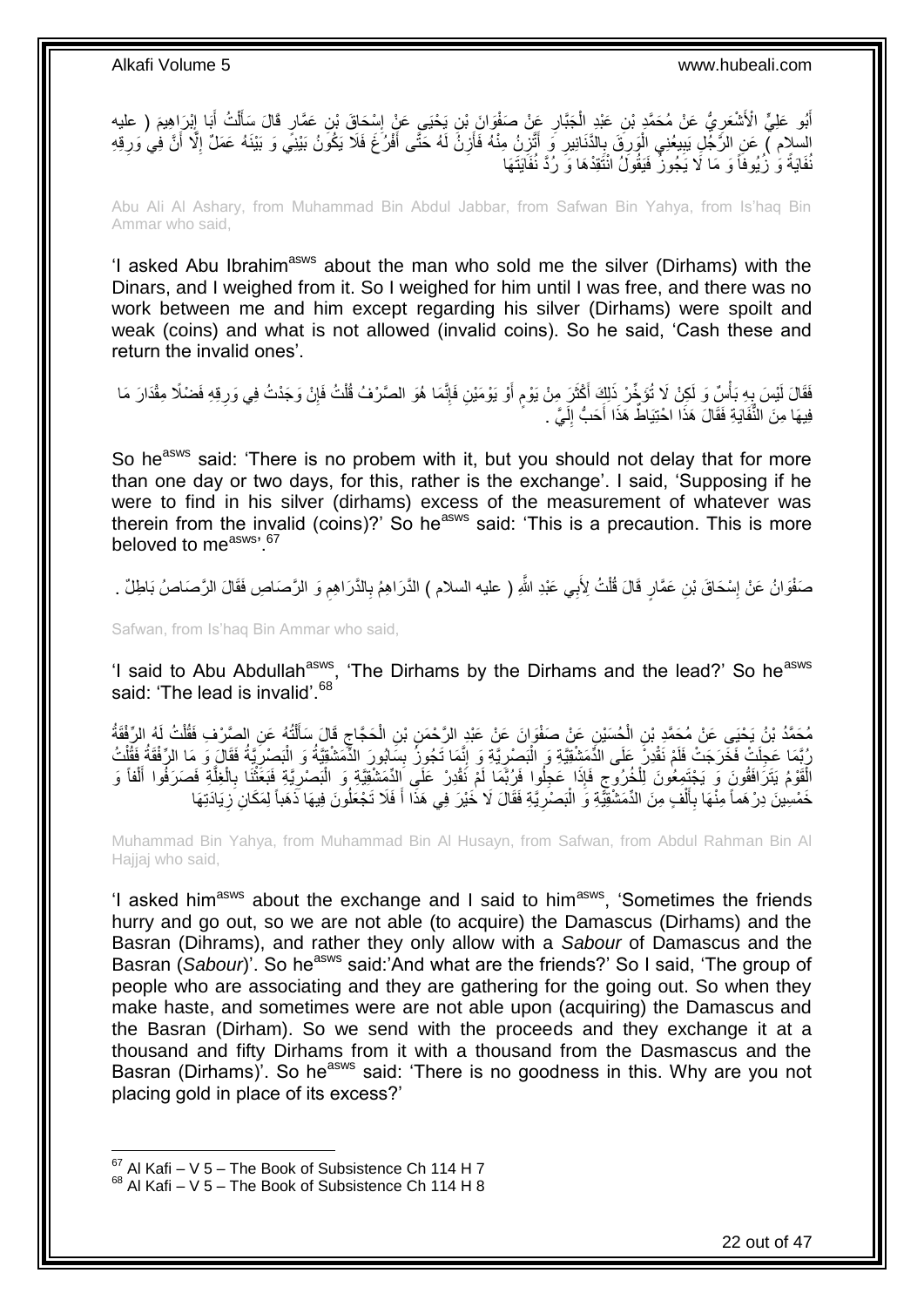أَبُو عَلِيٍّ الْأَشْعَرِيُّ عَنْ مُحَمَّدِ بْنِ عَبْدِ الْجَبَّارِ عَنْ صَفْوَانَ بْنِ يَحْيَى عَنْ إِسْحَاقَ بْنِ عَمَّارٍ قَالَ سَأَلْتُ أَبَا إِبْرَاهِيمَ ( عليه السلام ) عَنِ الرَّجُلِ يَبِيعُنِي الْوَرِقَ بِالدَّنَانِيرِ وَ أَتَّزِنُ مِنْهُ فَأَزِنُ لَهُ حَتَّى أَفْرُغَ فَلَا يَكُونُ بَيْنِي وَ بَيْنَهُ عَمَلٌ إِلَّا أَنَّ فِي وَرِقِهِ نُفَايَةً وَ زُيُوفاً وَ مَا لَا يَجُوزُ فَيَقُولُ انْتَقِدْهَا وَ رُدَّ نُفَايَتَهَا

Abu Ali Al Ashary, from Muhammad Bin Abdul Jabbar, from Safwan Bin Yahya, from Is'haq Bin Ammar who said,

'I asked Abu Ibrahim[asws] about the man who sold me the silver (Dirhams) with the Dinars, and I weighed from it. So I weighed for him until I was free, and there was no work between me and him except regarding his silver (Dirhams) were spoilt and weak (coins) and what is not allowed (invalid coins). So he said, 'Cash these and return the invalid ones'.

فَقَالَ لَيْسَ بِهِ بَأْسٌ وَ لَكِنْ لَا تُؤَخِّرْ ذَلِكَ أَكْثَرَ مِنْ يَوْمٍ أَوْ يَوْمَيْنِ فَإِنَّمَا هُوَ الصَّرْفُ قُلْتُ فَإِنْ وَجَدْتُ فِي وَرِقِهِ فَضْلًا مِقْدَارَ مَا فِيهَا مِنَ النُّفَايَةِ فَقَالَ هَذَا احْتِيَاطٌ هَذَا أَحَبُّ إِلَيَّ .

So he[asws] said: 'There is no probem with it, but you should not delay that for more than one day or two days, for this, rather is the exchange'. I said, 'Supposing if he were to find in his silver (dirhams) excess of the measurement of whatever was therein from the invalid (coins)?' So he[asws] said: 'This is a precaution. This is more beloved to me[asws]'.[67]

صَفْوَانُ عَنْ إِسْحَاقَ بْنِ عَمَّارٍ قَالَ قُلْتُ لِأَبِي عَبْدِ اللَّهِ ( عليه السلام ) الدَّرَاهِمُ بِالدَّرَاهِمِ وَ الرَّصَاصِ فَقَالَ الرَّصَاصُ بَاطِلٌ .

Safwan, from Is'haq Bin Ammar who said,

'I said to Abu Abdullah[asws], 'The Dirhams by the Dirhams and the lead?' So he[asws] said: 'The lead is invalid'.[68]

مُحَمَّدُ بْنُ يَحْيَى عَنْ مُحَمَّدِ بْنِ الْحُسَيْنِ عَنْ صَفْوَانَ عَنْ عَبْدِ الرَّحْمَنِ بْنِ الْحَجَّاجِ قَالَ سَأَلْتُهُ عَنِ الصَّرْفِ فَقُلْتُ لَهُ الرُّفْقَةُ رُبَّمَا عَجِلَتْ فَخَرَجَتْ فَلَمْ نَقْدِرْ عَلَى الدِّمَشْقِيَّةِ وَ الْبَصْرِيَّةِ وَ إِنَّمَا تَجُوزُ بِسَابُورَ الدِّمَشْقِيَّةُ وَ الْبَصْرِيَّةُ فَقَالَ وَ مَا الرُّفْقَةُ فَقُلْتُ الْقَوْمُ يَتَرَافَقُونَ وَ يَجْتَمِعُونَ لِلْخُرُوجِ فَإِذَا عَجِلُوا فَرُبَّمَا لَمْ نَقْدِرْ عَلَى الدِّمَشْقِيَّةِ وَ الْبَصْرِيَّةِ فَبَعَثْنَا بِالْغَلَّةِ فَصَرَفُوا أَلْفاً وَ خَمْسِينَ دِرْهَماً مِنْهَا بِأَلْفٍ مِنَ الدِّمَشْقِيَّةِ وَ الْبَصْرِيَّةِ فَقَالَ لَا خَيْرَ فِي هَذَا أَ فَلَا تَجْعَلُونَ فِيهَا ذَهَباً لِمَكَانِ زِيَادَتِهَا

Muhammad Bin Yahya, from Muhammad Bin Al Husayn, from Safwan, from Abdul Rahman Bin Al Hajjaj who said,

'I asked him[asws] about the exchange and I said to him[asws], 'Sometimes the friends hurry and go out, so we are not able (to acquire) the Damascus (Dirhams) and the Basran (Dihrams), and rather they only allow with a *Sabour* of Damascus and the Basran (*Sabour*)'. So he[asws] said:'And what are the friends?' So I said, 'The group of people who are associating and they are gathering for the going out. So when they make haste, and sometimes were are not able upon (acquiring) the Damascus and the Basran (Dirham). So we send with the proceeds and they exchange it at a thousand and fifty Dirhams from it with a thousand from the Dasmascus and the Basran (Dirhams)'. So he[asws] said: 'There is no goodness in this. Why are you not placing gold in place of its excess?'

---

[67] Al Kafi – V 5 – The Book of Subsistence Ch 114 H 7
[68] Al Kafi – V 5 – The Book of Subsistence Ch 114 H 8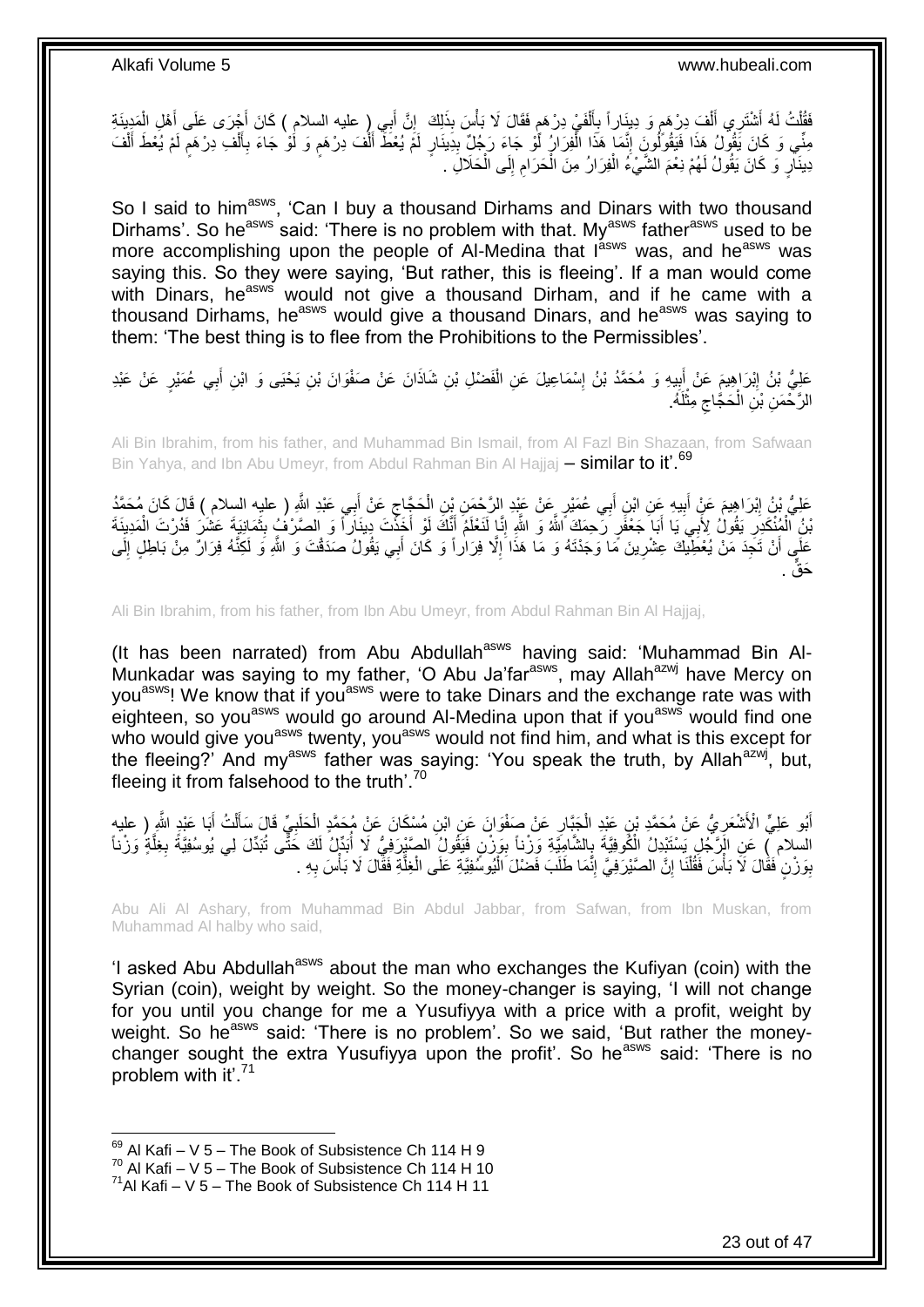فَقُلْتُ لَهُ أَشْتَرِي أَلْفَ دِرْهَمٍ وَ دِينَاراً بِأَلْفَيْ دِرْهَمٍ فَقَالَ لَا بَأْسَ بِذَلِكَ إِنَّ أَبِي ( عليه السلام ) كَانَ أَجْرَى عَلَى أَهْلِ الْمَدِينَةِ مِنِّي وَ كَانَ يَقُولُ هَذَا فَيَقُولُونَ إِنَّمَا هَذَا الْفِرَارُ لَوْ جَاءَ رَجُلٌ بِدِينَارٍ لَمْ يُعْطَ أَلْفَ دِرْهَمٍ وَ لَوْ جَاءَ بِأَلْفِ دِرْهَمٍ لَمْ يُعْطَ أَلْفَ دِينَارٍ وَ كَانَ يَقُولُ لَهُمْ نِعْمَ الشَّيْءُ الْفِرَارُ مِنَ الْحَرَامِ إِلَى الْحَلَالِ .

So I said to him[asws], 'Can I buy a thousand Dirhams and Dinars with two thousand Dirhams'. So he[asws] said: 'There is no problem with that. My[asws] father[asws] used to be more accomplishing upon the people of Al-Medina that I[asws] was, and he[asws] was saying this. So they were saying, 'But rather, this is fleeing'. If a man would come with Dinars, he[asws] would not give a thousand Dirham, and if he came with a thousand Dirhams, he[asws] would give a thousand Dinars, and he[asws] was saying to them: 'The best thing is to flee from the Prohibitions to the Permissibles'.

عَلِيُّ بْنُ إِبْرَاهِيمَ عَنْ أَبِيهِ وَ مُحَمَّدُ بْنُ إِسْمَاعِيلَ عَنِ الْفَضْلِ بْنِ شَاذَانَ عَنْ صَفْوَانَ بْنِ يَحْيَى وَ ابْنِ أَبِي عُمَيْرٍ عَنْ عَبْدِ الرَّحْمَنِ بْنِ الْحَجَّاجِ مِثْلَهُ.

Ali Bin Ibrahim, from his father, and Muhammad Bin Ismail, from Al Fazl Bin Shazaan, from Safwaan Bin Yahya, and Ibn Abu Umeyr, from Abdul Rahman Bin Al Hajjaj – similar to it'.[69]

عَلِيُّ بْنُ إِبْرَاهِيمَ عَنْ أَبِيهِ عَنِ ابْنِ أَبِي عُمَيْرٍ عَنْ عَبْدِ الرَّحْمَنِ بْنِ الْحَجَّاجِ عَنْ أَبِي عَبْدِ اللَّهِ ( عليه السلام ) قَالَ كَانَ مُحَمَّدُ بْنُ الْمُنْكَدِرِ يَقُولُ لِأَبِي يَا أَبَا جَعْفَرٍ رَحِمَكَ اللَّهُ وَ اللَّهِ إِنَّا لَنَعْلَمُ أَنَّكَ لَوْ أَخَذْتَ دِينَاراً وَ الصَّرْفُ بِثَمَانِيَةَ عَشَرَ فَدُرْتَ الْمَدِينَةَ عَلَى أَنْ تَجِدَ مَنْ يُعْطِيكَ عِشْرِينَ مَا وَجَدْتَهُ وَ مَا هَذَا إِلَّا فِرَاراً وَ كَانَ أَبِي يَقُولُ صَدَقْتَ وَ اللَّهِ وَ لَكِنَّهُ فِرَارٌ مِنْ بَاطِلٍ إِلَى حَقٍّ .

Ali Bin Ibrahim, from his father, from Ibn Abu Umeyr, from Abdul Rahman Bin Al Hajjaj,

(It has been narrated) from Abu Abdullah[asws] having said: 'Muhammad Bin Al-Munkadar was saying to my father, 'O Abu Ja'far[asws], may Allah[azwj] have Mercy on you[asws]! We know that if you[asws] were to take Dinars and the exchange rate was with eighteen, so you[asws] would go around Al-Medina upon that if you[asws] would find one who would give you[asws] twenty, you[asws] would not find him, and what is this except for the fleeing?' And my[asws] father was saying: 'You speak the truth, by Allah[azwj], but, fleeing it from falsehood to the truth'.[70]

أَبُو عَلِيٍّ الْأَشْعَرِيُّ عَنْ مُحَمَّدِ بْنِ عَبْدِ الْجَبَّارِ عَنْ صَفْوَانَ عَنِ ابْنِ مُسْكَانَ عَنْ مُحَمَّدٍ الْحَلَبِيِّ قَالَ سَأَلْتُ أَبَا عَبْدِ اللَّهِ ( عليه السلام ) عَنِ الرَّجُلِ يَسْتَبْدِلُ الْكُوفِيَّةَ بِالشَّامِيَّةِ وَزْناً بِوَزْنٍ فَيَقُولُ الصَّيْرَفِيُّ لَا أُبَدِّلُ لَكَ حَتَّى تُبَدِّلَ لِي يُوسُفِيَّةً بِغِلَّةٍ وَزْناً بِوَزْنٍ فَقَالَ لَا بَأْسَ فَقُلْنَا إِنَّ الصَّيْرَفِيَّ إِنَّمَا طَلَبَ فَضْلَ الْيُوسُفِيَّةِ عَلَى الْغِلَّةِ فَقَالَ لَا بَأْسَ بِهِ .

Abu Ali Al Ashary, from Muhammad Bin Abdul Jabbar, from Safwan, from Ibn Muskan, from Muhammad Al halby who said,

'I asked Abu Abdullah[asws] about the man who exchanges the Kufiyan (coin) with the Syrian (coin), weight by weight. So the money-changer is saying, 'I will not change for you until you change for me a Yusufiyya with a price with a profit, weight by weight. So he[asws] said: 'There is no problem'. So we said, 'But rather the money-changer sought the extra Yusufiyya upon the profit'. So he[asws] said: 'There is no problem with it'.[71]

---

[69] Al Kafi – V 5 – The Book of Subsistence Ch 114 H 9
[70] Al Kafi – V 5 – The Book of Subsistence Ch 114 H 10
[71] Al Kafi – V 5 – The Book of Subsistence Ch 114 H 11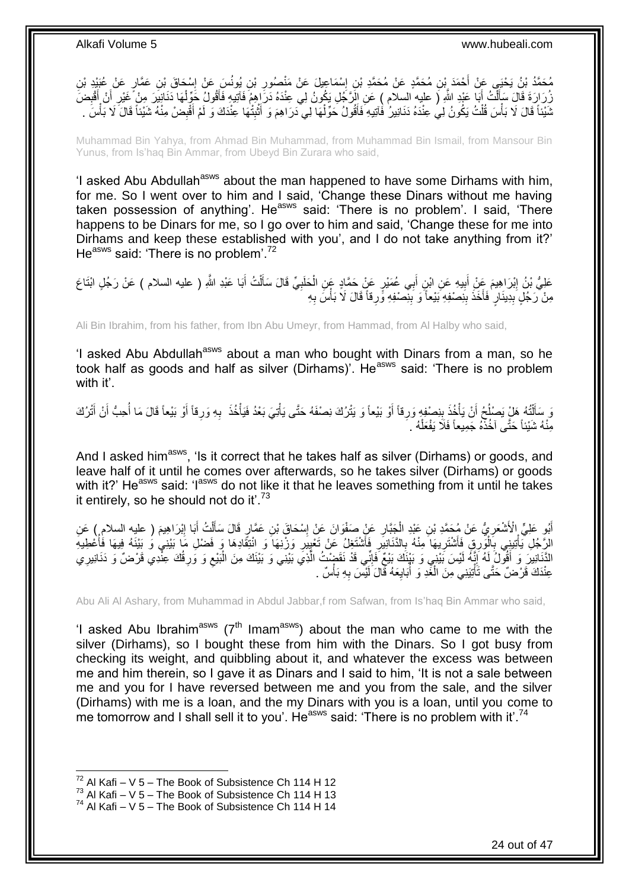مُحَمَّدُ بْنُ يَحْيَى عَنْ أَحْمَدَ بْنِ مُحَمَّدٍ عَنْ مُحَمَّدِ بْنِ إِسْمَاعِيلَ عَنْ مَنْصُورِ بْنِ يُونُسَ عَنْ إِسْحَاقَ بْنِ عَمَّارٍ عَنْ عُبَيْدِ بْنِ زُرَارَةَ قَالَ سَأَلْتُ أَبَا عَبْدِ اللَّهِ ( عليه السلام ) عَنِ الرَّجُلِ يَكُونُ لِي عِنْدَهُ دَرَاهِمُ فَآتِيهِ فَأَقُولُ حَوِّلْهَا دَنَانِيرَ مِنْ غَيْرِ أَنْ أَقْبِضَ شَيْئاً قَالَ لَا بَأْسَ قُلْتُ يَكُونُ لِي عِنْدَهُ دَنَانِيرُ فَآتِيهِ فَأَقُولُ حَوِّلْهَا لِي دَرَاهِمَ وَ أَثْبِتْهَا عِنْدَكَ وَ لَمْ أَقْبِضْ مِنْهُ شَيْئاً قَالَ لَا بَأْسَ .

Muhammad Bin Yahya, from Ahmad Bin Muhammad, from Muhammad Bin Ismail, from Mansour Bin Yunus, from Is'haq Bin Ammar, from Ubeyd Bin Zurara who said,

'I asked Abu Abdullah[asws] about the man happened to have some Dirhams with him, for me. So I went over to him and I said, 'Change these Dinars without me having taken possession of anything'. He[asws] said: 'There is no problem'. I said, 'There happens to be Dinars for me, so I go over to him and said, 'Change these for me into Dirhams and keep these established with you', and I do not take anything from it?' He[asws] said: 'There is no problem'.[72]

عَلِيُّ بْنُ إِبْرَاهِيمَ عَنْ أَبِيهِ عَنِ ابْنِ أَبِي عُمَيْرٍ عَنْ حَمَّادٍ عَنِ الْحَلَبِيِّ قَالَ سَأَلْتُ أَبَا عَبْدِ اللَّهِ ( عليه السلام ) عَنْ رَجُلٍ ابْتَاعَ مِنْ رَجُلٍ بِدِينَارٍ فَأَخَذَ بِنِصْفِهِ بَيْعاً وَ بِنِصْفِهِ وَرِقاً قَالَ لَا بَأْسَ بِهِ

Ali Bin Ibrahim, from his father, from Ibn Abu Umeyr, from Hammad, from Al Halby who said,

'I asked Abu Abdullah[asws] about a man who bought with Dinars from a man, so he took half as goods and half as silver (Dirhams)'. He[asws] said: 'There is no problem with it'.

وَ سَأَلْتُهُ هَلْ يَصْلُحُ أَنْ يَأْخُذَ بِنِصْفِهِ وَرِقاً أَوْ بَيْعاً وَ يَتْرُكَ نِصْفَهُ حَتَّى يَأْتِيَ بَعْدُ فَيَأْخُذَ بِهِ وَرِقاً أَوْ بَيْعاً قَالَ مَا أُحِبُّ أَنْ أَتْرُكَ مِنْهُ شَيْئاً حَتَّى آخُذَهُ جَمِيعاً فَلَا يَفْعَلْهُ .

And I asked him[asws], 'Is it correct that he takes half as silver (Dirhams) or goods, and leave half of it until he comes over afterwards, so he takes silver (Dirhams) or goods with it?' He[asws] said: 'I[asws] do not like it that he leaves something from it until he takes it entirely, so he should not do it'.[73]

أَبُو عَلِيٍّ الْأَشْعَرِيُّ عَنْ مُحَمَّدِ بْنِ عَبْدِ الْجَبَّارِ عَنْ صَفْوَانَ عَنْ إِسْحَاقَ بْنِ عَمَّارٍ قَالَ سَأَلْتُ أَبَا إِبْرَاهِيمَ ( عليه السلام ) عَنِ الرَّجُلِ يَأْتِينِي بِالْوَرِقِ فَأَشْتَرِيهَا مِنْهُ بِالدَّنَانِيرِ فَأَشْتَغِلُ عَنْ تَعْيِيرِ وَزْنِهَا وَ انْتِقَادِهَا وَ فَضْلِ مَا بَيْنِي وَ بَيْنَهُ فِيهَا فَأُعْطِيهِ الدَّنَانِيرَ وَ أَقُولُ لَهُ إِنَّهُ لَيْسَ بَيْنِي وَ بَيْنَكَ بَيْعٌ فَإِنِّي قَدْ نَقَضْتُ الَّذِي بَيْنِي وَ بَيْنَكَ مِنَ الْبَيْعِ وَ وَرِقُكَ عِنْدِي قَرْضٌ وَ دَنَانِيرِي عِنْدَكَ قَرْضٌ حَتَّى تَأْتِيَنِي مِنَ الْغَدِ وَ أُبَايِعَهُ قَالَ لَيْسَ بِهِ بَأْسٌ .

Abu Ali Al Ashary, from Muhammad in Abdul Jabbar,f rom Safwan, from Is'haq Bin Ammar who said,

'I asked Abu Ibrahim[asws] (7[th] Imam[asws]) about the man who came to me with the silver (Dirhams), so I bought these from him with the Dinars. So I got busy from checking its weight, and quibbling about it, and whatever the excess was between me and him therein, so I gave it as Dinars and I said to him, 'It is not a sale between me and you for I have reversed between me and you from the sale, and the silver (Dirhams) with me is a loan, and the my Dinars with you is a loan, until you come to me tomorrow and I shall sell it to you'. He[asws] said: 'There is no problem with it'.[74]

---

[72] Al Kafi – V 5 – The Book of Subsistence Ch 114 H 12
[73] Al Kafi – V 5 – The Book of Subsistence Ch 114 H 13
[74] Al Kafi – V 5 – The Book of Subsistence Ch 114 H 14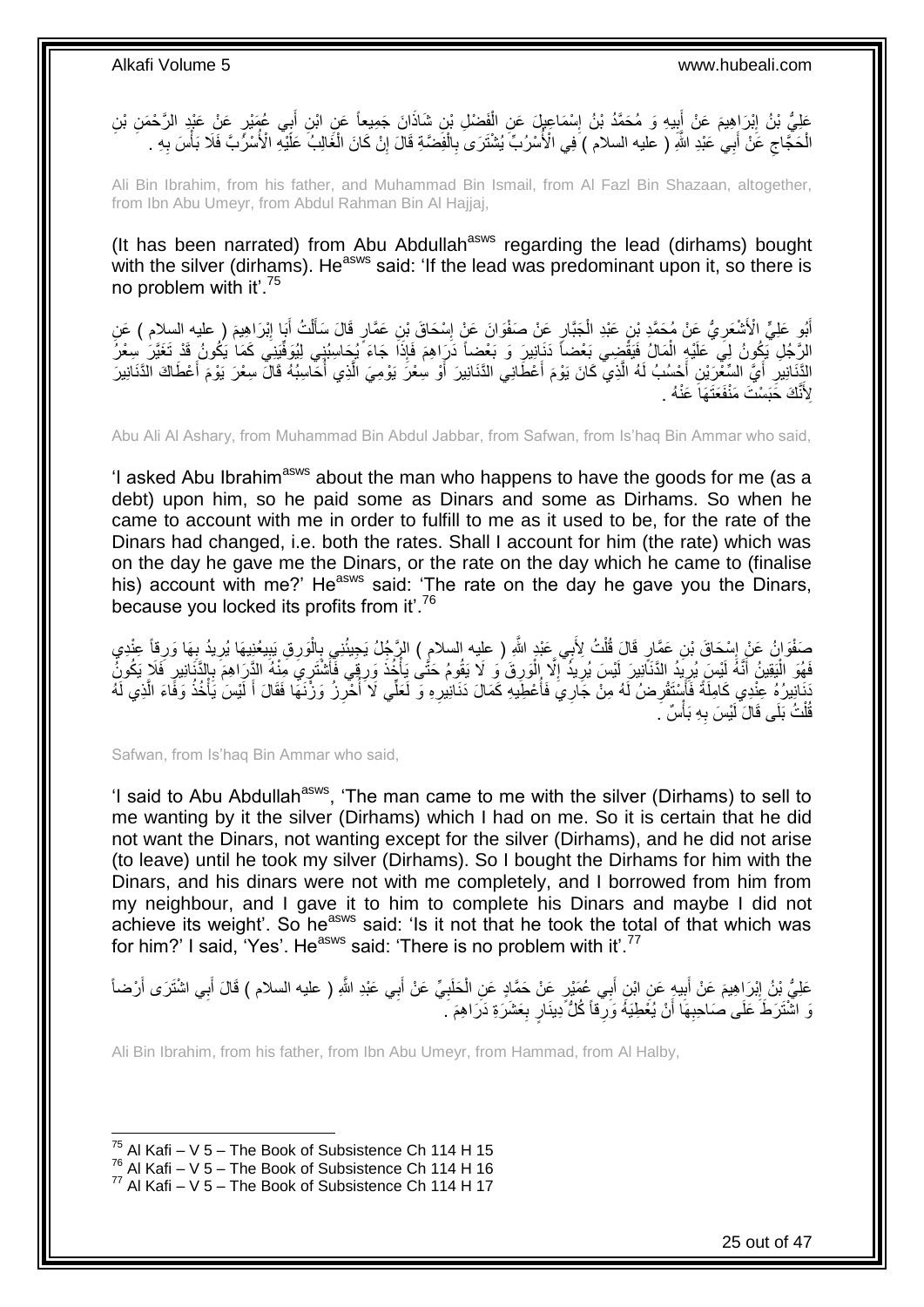عَلِيُّ بْنُ إِبْرَاهِيمَ عَنْ أَبِيهِ وَ مُحَمَّدُ بْنُ إِسْمَاعِيلَ عَنِ الْفَضْلِ بْنِ شَاذَانَ جَمِيعاً عَنِ ابْنِ أَبِي عُمَيْرٍ عَنْ عَبْدِ الرَّحْمَنِ بْنِ الْحَجَّاجِ عَنْ أَبِي عَبْدِ اللَّهِ ( عليه السلام ) فِي الْأُسْرُبِّ يُشْتَرَى بِالْفِضَّةِ قَالَ إِنْ كَانَ الْغَالِبُ عَلَيْهِ الْأُسْرُبَّ فَلَا بَأْسَ بِهِ .

Ali Bin Ibrahim, from his father, and Muhammad Bin Ismail, from Al Fazl Bin Shazaan, altogether, from Ibn Abu Umeyr, from Abdul Rahman Bin Al Hajjaj,

(It has been narrated) from Abu Abdullah[asws] regarding the lead (dirhams) bought with the silver (dirhams). He[asws] said: 'If the lead was predominant upon it, so there is no problem with it'.[75]

أَبُو عَلِيٍّ الْأَشْعَرِيُّ عَنْ مُحَمَّدِ بْنِ عَبْدِ الْجَبَّارِ عَنْ صَفْوَانَ عَنْ إِسْحَاقَ بْنِ عَمَّارٍ قَالَ سَأَلْتُ أَبَا إِبْرَاهِيمَ ( عليه السلام ) عَنِ الرَّجُلِ يَكُونُ لِي عَلَيْهِ الْمَالُ فَيَقْضِي بَعْضاً دَنَانِيرَ وَ بَعْضاً دَرَاهِمَ فَإِذَا جَاءَ يُحَاسِبُنِي لِيُوَفِّيَنِي كَمَا يَكُونُ قَدْ تَغَيَّرَ سِعْرُ الدَّنَانِيرِ أَيَّ السِّعْرَيْنِ أَحْسُبُ لَهُ الَّذِي كَانَ يَوْمَ أَعْطَانِي الدَّنَانِيرَ أَوْ سِعْرَ يَوْمِيَ الَّذِي أُحَاسِبُهُ قَالَ سِعْرَ يَوْمَ أَعْطَاكَ الدَّنَانِيرَ لِأَنَّكَ حَبَسْتَ مَنْفَعَتَهَا عَنْهُ .

Abu Ali Al Ashary, from Muhammad Bin Abdul Jabbar, from Safwan, from Is'haq Bin Ammar who said,

'I asked Abu Ibrahim[asws] about the man who happens to have the goods for me (as a debt) upon him, so he paid some as Dinars and some as Dirhams. So when he came to account with me in order to fulfill to me as it used to be, for the rate of the Dinars had changed, i.e. both the rates. Shall I account for him (the rate) which was on the day he gave me the Dinars, or the rate on the day which he came to (finalise his) account with me?' He[asws] said: 'The rate on the day he gave you the Dinars, because you locked its profits from it'.[76]

صَفْوَانُ عَنْ إِسْحَاقَ بْنِ عَمَّارٍ قَالَ قُلْتُ لِأَبِي عَبْدِ اللَّهِ ( عليه السلام ) الرَّجُلُ يَجِيئُنِي بِالْوَرِقِ يَبِيعُنِيهَا يُرِيدُ بِهَا وَرِقاً عِنْدِي فَهُوَ الْيَقِينُ أَنَّهُ لَيْسَ يُرِيدُ الدَّنَانِيرَ لَيْسَ يُرِيدُ إِلَّا الْوَرِقَ وَ لَا يَقُومُ حَتَّى يَأْخُذَ وَرِقِي فَأَشْتَرِي مِنْهُ الدَّرَاهِمَ بِالدَّنَانِيرِ فَلَا يَكُونُ دَنَانِيرُهُ عِنْدِي كَامِلَةً فَأَسْتَقْرِضُ لَهُ مِنْ جَارِي فَأُعْطِيهِ كَمَالَ دَنَانِيرِهِ وَ لَعَلِّي لَا أُحْرِزُ وَزْنَهَا فَقَالَ أَ لَيْسَ يَأْخُذُ وَفَاءَ الَّذِي لَهُ قُلْتُ بَلَى قَالَ لَيْسَ بِهِ بَأْسٌ .

Safwan, from Is'haq Bin Ammar who said,

'I said to Abu Abdullah[asws], 'The man came to me with the silver (Dirhams) to sell to me wanting by it the silver (Dirhams) which I had on me. So it is certain that he did not want the Dinars, not wanting except for the silver (Dirhams), and he did not arise (to leave) until he took my silver (Dirhams). So I bought the Dirhams for him with the Dinars, and his dinars were not with me completely, and I borrowed from him from my neighbour, and I gave it to him to complete his Dinars and maybe I did not achieve its weight'. So he[asws] said: 'Is it not that he took the total of that which was for him?' I said, 'Yes'. He[asws] said: 'There is no problem with it'.[77]

عَلِيُّ بْنُ إِبْرَاهِيمَ عَنْ أَبِيهِ عَنِ ابْنِ أَبِي عُمَيْرٍ عَنْ حَمَّادٍ عَنِ الْحَلَبِيِّ عَنْ أَبِي عَبْدِ اللَّهِ ( عليه السلام ) قَالَ أَبِي اشْتَرَى أَرْضاً وَ اشْتَرَطَ عَلَى صَاحِبِهَا أَنْ يُعْطِيَهُ وَرِقاً كُلُّ دِينَارٍ بِعَشَرَةِ دَرَاهِمَ .

Ali Bin Ibrahim, from his father, from Ibn Abu Umeyr, from Hammad, from Al Halby,

[75] Al Kafi – V 5 – The Book of Subsistence Ch 114 H 15
[76] Al Kafi – V 5 – The Book of Subsistence Ch 114 H 16
[77] Al Kafi – V 5 – The Book of Subsistence Ch 114 H 17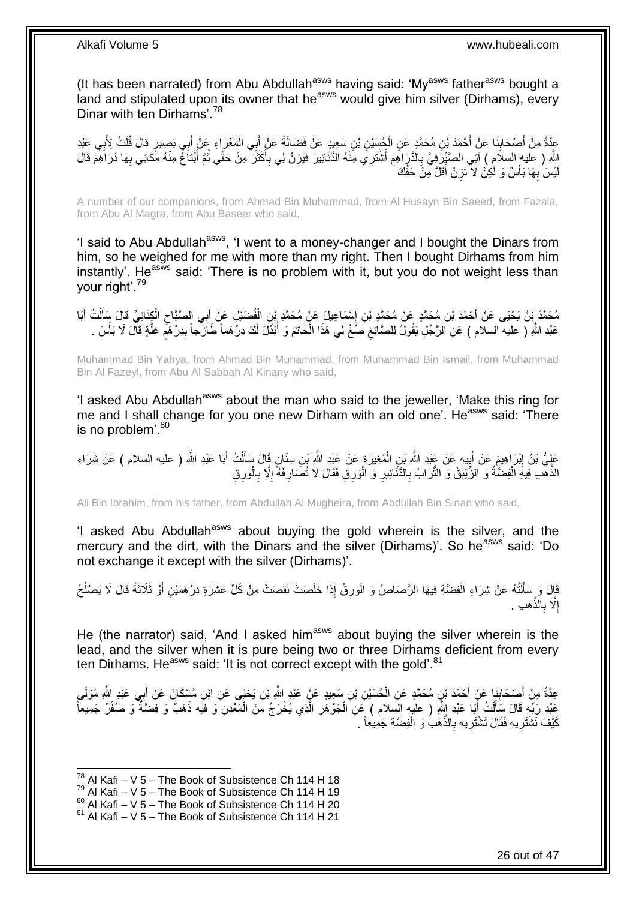(It has been narrated) from Abu Abdullah[asws] having said: 'My[asws] father[asws] bought a land and stipulated upon its owner that he[asws] would give him silver (Dirhams), every Dinar with ten Dirhams'.[78]

عِدَّةٌ مِنْ أَصْحَابِنَا عَنْ أَحْمَدَ بْنِ مُحَمَّدٍ عَنِ الْحُسَيْنِ بْنِ سَعِيدٍ عَنْ فَضَالَةَ عَنْ أَبِي الْمَغْرَاءِ عَنْ أَبِي بَصِيرٍ قَالَ قُلْتُ لِأَبِي عَبْدِ اللَّهِ ( عليه السلام ) آتِي الصَّيْرَفِيَّ بِالدَّرَاهِمِ أَشْتَرِي مِنْهُ الدَّنَانِيرَ فَيَزِنُ لِي بِأَكْثَرَ مِنْ حَقِّي ثُمَّ أَبْتَاعُ مِنْهُ مَكَانِي بِهَا دَرَاهِمَ قَالَ لَيْسَ بِهَا بَأْسٌ وَ لَكِنْ لَا تَزِنْ أَقَلَّ مِنْ حَقِّكَ

A number of our companions, from Ahmad Bin Muhammad, from Al Husayn Bin Saeed, from Fazala, from Abu Al Magra, from Abu Baseer who said,

'I said to Abu Abdullah[asws], 'I went to a money-changer and I bought the Dinars from him, so he weighed for me with more than my right. Then I bought Dirhams from him instantly'. He[asws] said: 'There is no problem with it, but you do not weight less than your right'.[79]

مُحَمَّدُ بْنُ يَحْيَى عَنْ أَحْمَدَ بْنِ مُحَمَّدٍ عَنْ مُحَمَّدِ بْنِ إِسْمَاعِيلَ عَنْ مُحَمَّدِ بْنِ الْفُضَيْلِ عَنْ أَبِي الصَّبَّاحِ الْكِنَانِيِّ قَالَ سَأَلْتُ أَبَا عَبْدِ اللَّهِ ( عليه السلام ) عَنِ الرَّجُلِ يَقُولُ لِلصَّائِغِ صُغْ لِي هَذَا الْخَاتَمَ وَ أُبَدِّلَ لَكَ دِرْهَماً طَازَجاً بِدِرْهَمٍ غِلَّةٍ قَالَ لَا بَأْسَ .

Muhammad Bin Yahya, from Ahmad Bin Muhammad, from Muhammad Bin Ismail, from Muhammad Bin Al Fazeyl, from Abu Al Sabbah Al Kinany who said,

'I asked Abu Abdullah[asws] about the man who said to the jeweller, 'Make this ring for me and I shall change for you one new Dirham with an old one'. He[asws] said: 'There is no problem'.[80]

عَلِيُّ بْنُ إِبْرَاهِيمَ عَنْ أَبِيهِ عَنْ عَبْدِ اللَّهِ بْنِ الْمُغِيرَةِ عَنْ عَبْدِ اللَّهِ بْنِ سِنَانٍ قَالَ سَأَلْتُ أَبَا عَبْدِ اللَّهِ ( عليه السلام ) عَنْ شِرَاءِ الذَّهَبِ فِيهِ الْفِضَّةُ وَ الزِّيْبَقُ وَ التُّرَابُ بِالدَّنَانِيرِ وَ الْوَرِقِ فَقَالَ لَا تُصَارِفْهُ إِلَّا بِالْوَرِقِ

Ali Bin Ibrahim, from his father, from Abdullah Al Mugheira, from Abdullah Bin Sinan who said,

'I asked Abu Abdullah[asws] about buying the gold wherein is the silver, and the mercury and the dirt, with the Dinars and the silver (Dirhams)'. So he[asws] said: 'Do not exchange it except with the silver (Dirhams)'.

قَالَ وَ سَأَلْتُهُ عَنْ شِرَاءِ الْفِضَّةِ فِيهَا الرَّصَاصُ وَ الْوَرِقُ إِذَا خَلَصَتْ نَقَصَتْ مِنْ كُلِّ عَشَرَةٍ دِرْهَمَيْنِ أَوْ ثَلَاثَةً قَالَ لَا يَصْلُحُ إِلَّا بِالذَّهَبِ .

He (the narrator) said, 'And I asked him[asws] about buying the silver wherein is the lead, and the silver when it is pure being two or three Dirhams deficient from every ten Dirhams. He[asws] said: 'It is not correct except with the gold'.[81]

عِدَّةٌ مِنْ أَصْحَابِنَا عَنْ أَحْمَدَ بْنِ مُحَمَّدٍ عَنِ الْحُسَيْنِ بْنِ سَعِيدٍ عَنْ عَبْدِ اللَّهِ بْنِ يَحْيَى عَنِ ابْنِ مُسْكَانَ عَنْ أَبِي عَبْدِ اللَّهِ مَوْلَى عَبْدِ رَبِّهِ قَالَ سَأَلْتُ أَبَا عَبْدِ اللَّهِ ( عليه السلام ) عَنِ الْجَوْهَرِ الَّذِي يُخْرَجُ مِنَ الْمَعْدِنِ وَ فِيهِ ذَهَبٌ وَ فِضَّةٌ وَ صُفْرٌ جَمِيعاً كَيْفَ نَشْتَرِيهِ فَقَالَ تَشْتَرِيهِ بِالذَّهَبِ وَ الْفِضَّةِ جَمِيعاً .

[78] Al Kafi – V 5 – The Book of Subsistence Ch 114 H 18
[79] Al Kafi – V 5 – The Book of Subsistence Ch 114 H 19
[80] Al Kafi – V 5 – The Book of Subsistence Ch 114 H 20
[81] Al Kafi – V 5 – The Book of Subsistence Ch 114 H 21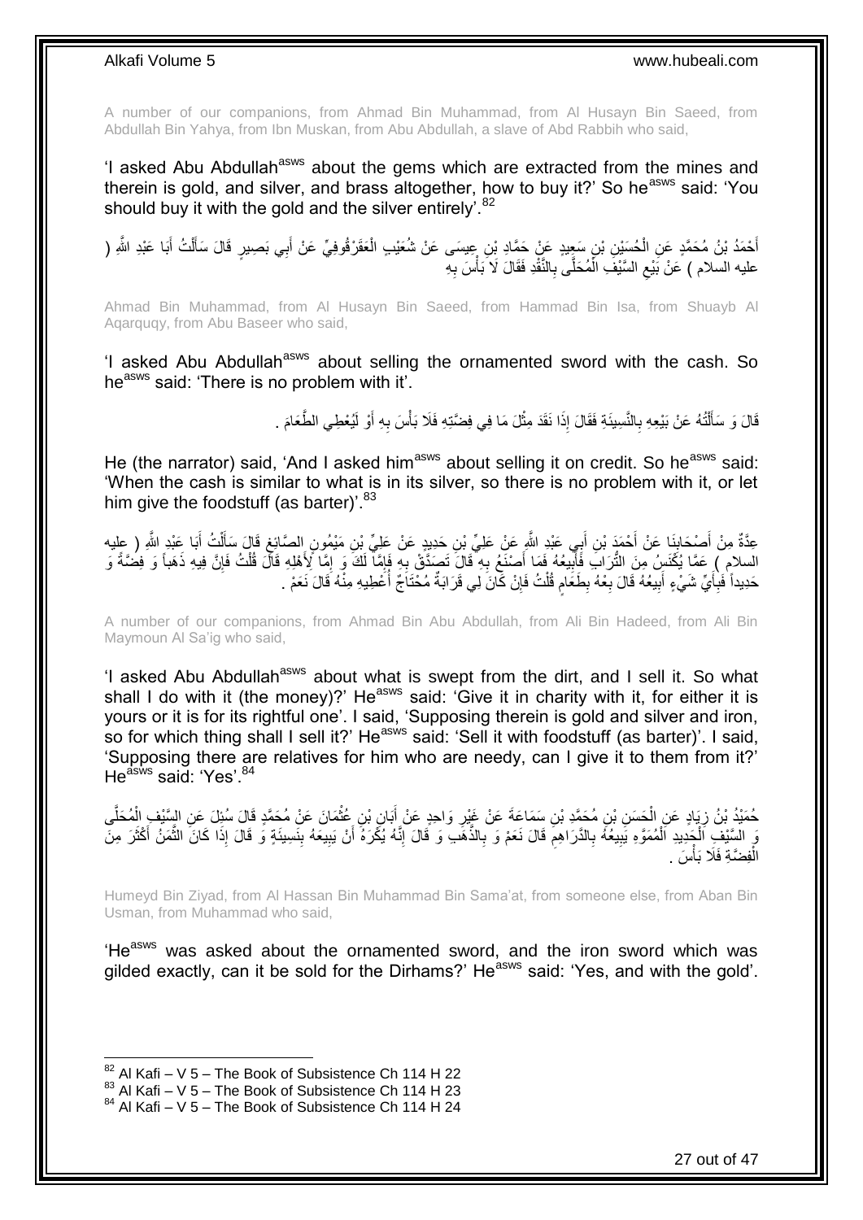A number of our companions, from Ahmad Bin Muhammad, from Al Husayn Bin Saeed, from Abdullah Bin Yahya, from Ibn Muskan, from Abu Abdullah, a slave of Abd Rabbih who said,

'I asked Abu Abdullah[asws] about the gems which are extracted from the mines and therein is gold, and silver, and brass altogether, how to buy it?' So he[asws] said: 'You should buy it with the gold and the silver entirely'.[82]

أَحْمَدُ بْنُ مُحَمَّدٍ عَنِ الْحُسَيْنِ بْنِ سَعِيدٍ عَنْ حَمَّادِ بْنِ عِيسَى عَنْ شُعَيْبٍ الْعَقَرْقُوفِيِّ عَنْ أَبِي بَصِيرٍ قَالَ سَأَلْتُ أَبَا عَبْدِ اللَّهِ ( عليه السلام ) عَنْ بَيْعِ السَّيْفِ الْمُحَلَّى بِالنَّقْدِ فَقَالَ لَا بَأْسَ بِهِ

Ahmad Bin Muhammad, from Al Husayn Bin Saeed, from Hammad Bin Isa, from Shuayb Al Aqarquqy, from Abu Baseer who said,

'I asked Abu Abdullah[asws] about selling the ornamented sword with the cash. So he[asws] said: 'There is no problem with it'.

قَالَ وَ سَأَلْتُهُ عَنْ بَيْعِهِ بِالنَّسِيئَةِ فَقَالَ إِذَا نَقَدَ مِثْلَ مَا فِي فِضَّتِهِ فَلَا بَأْسَ بِهِ أَوْ لَيُعْطِي الطَّعَامَ .

He (the narrator) said, 'And I asked him[asws] about selling it on credit. So he[asws] said: 'When the cash is similar to what is in its silver, so there is no problem with it, or let him give the foodstuff (as barter)'.[83]

عِدَّةٌ مِنْ أَصْحَابِنَا عَنْ أَحْمَدَ بْنِ أَبِي عَبْدِ اللَّهِ عَنْ عَلِيِّ بْنِ حَدِيدٍ عَنْ عَلِيِّ بْنِ مَيْمُونٍ الصَّائِغِ قَالَ سَأَلْتُ أَبَا عَبْدِ اللَّهِ ( عليه السلام ) عَمَّا يُكْنَسُ مِنَ التُّرَابِ فَأَبِيعُهُ فَمَا أَصْنَعُ بِهِ قَالَ تَصَدَّقْ بِهِ فَإِمَّا لَكَ وَ إِمَّا لِأَهْلِهِ قَالَ قُلْتُ فَإِنَّ فِيهِ ذَهَباً وَ فِضَّةً وَ حَدِيداً فَبِأَيِّ شَيْءٍ أَبِيعُهُ قَالَ بِعْهُ بِطَعَامٍ قُلْتُ فَإِنْ كَانَ لِي قَرَابَةٌ مُحْتَاجٌ أُعْطِيهِ مِنْهُ قَالَ نَعَمْ .

A number of our companions, from Ahmad Bin Abu Abdullah, from Ali Bin Hadeed, from Ali Bin Maymoun Al Sa'ig who said,

'I asked Abu Abdullah[asws] about what is swept from the dirt, and I sell it. So what shall I do with it (the money)?' He[asws] said: 'Give it in charity with it, for either it is yours or it is for its rightful one'. I said, 'Supposing therein is gold and silver and iron, so for which thing shall I sell it?' He[asws] said: 'Sell it with foodstuff (as barter)'. I said, 'Supposing there are relatives for him who are needy, can I give it to them from it?' He[asws] said: 'Yes'.[84]

حُمَيْدُ بْنُ زِيَادٍ عَنِ الْحَسَنِ بْنِ مُحَمَّدِ بْنِ سَمَاعَةَ عَنْ غَيْرِ وَاحِدٍ عَنْ أَبَانِ بْنِ عُثْمَانَ عَنْ مُحَمَّدٍ قَالَ سُئِلَ عَنِ السَّيْفِ الْمُحَلَّى وَ السَّيْفِ الْحَدِيدِ الْمُمَوَّهِ يَبِيعُهُ بِالدَّرَاهِمِ قَالَ نَعَمْ وَ بِالذَّهَبِ وَ قَالَ إِنَّهُ يُكْرَهُ أَنْ يَبِيعَهُ بِنَسِيئَةٍ وَ قَالَ إِذَا كَانَ الثَّمَنُ أَكْثَرَ مِنَ الْفِضَّةِ فَلَا بَأْسَ .

Humeyd Bin Ziyad, from Al Hassan Bin Muhammad Bin Sama'at, from someone else, from Aban Bin Usman, from Muhammad who said,

'He[asws] was asked about the ornamented sword, and the iron sword which was gilded exactly, can it be sold for the Dirhams?' He[asws] said: 'Yes, and with the gold'.

[82] Al Kafi – V 5 – The Book of Subsistence Ch 114 H 22
[83] Al Kafi – V 5 – The Book of Subsistence Ch 114 H 23
[84] Al Kafi – V 5 – The Book of Subsistence Ch 114 H 24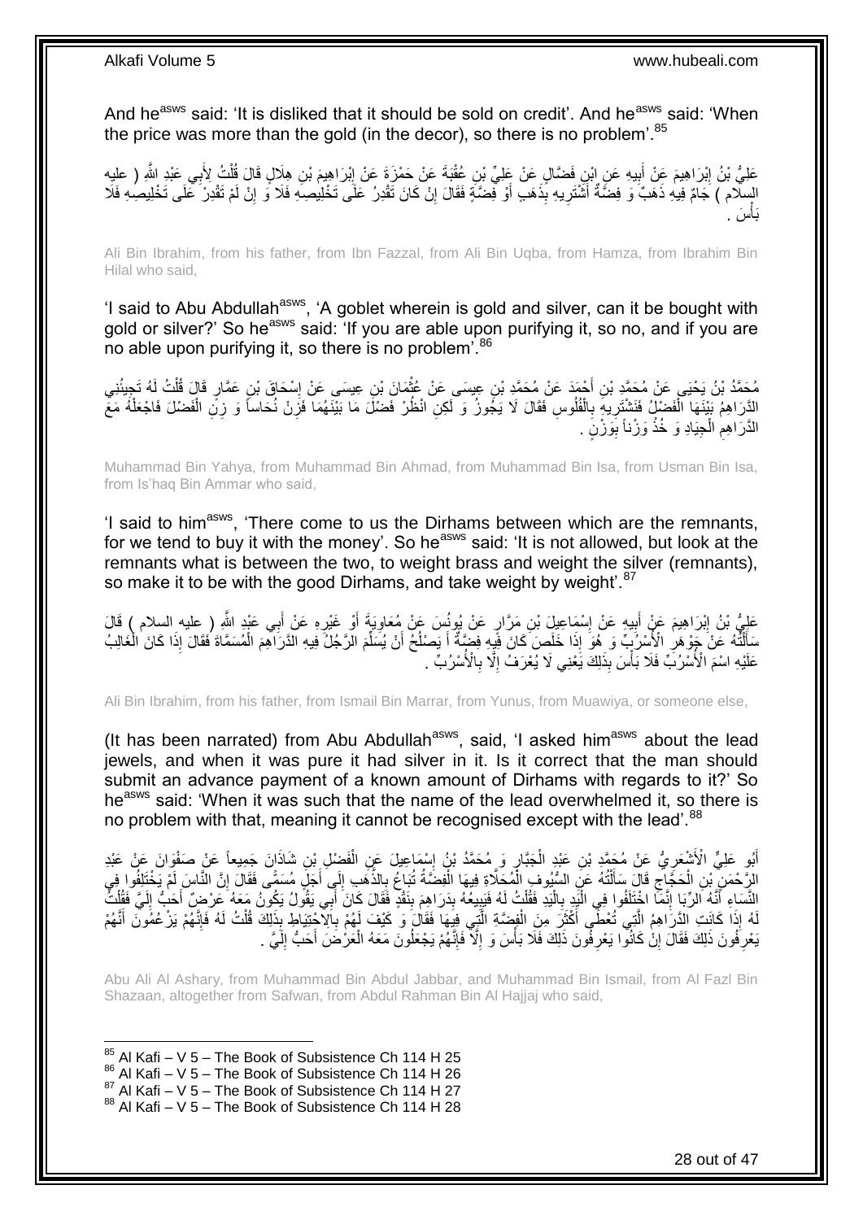And he[asws] said: 'It is disliked that it should be sold on credit'. And he[asws] said: 'When the price was more than the gold (in the decor), so there is no problem'.[85]

عَلِيُّ بْنُ إِبْرَاهِيمَ عَنْ أَبِيهِ عَنِ ابْنِ فَضَّالٍ عَنْ عَلِيِّ بْنِ عُقْبَةَ عَنْ حَمْزَةَ عَنْ إِبْرَاهِيمَ بْنِ هِلَالٍ قَالَ قُلْتُ لِأَبِي عَبْدِ اللَّهِ ( عليه السلام ) جَامٌ فِيهِ ذَهَبٌ وَ فِضَّةٌ أَشْتَرِيهِ بِذَهَبٍ أَوْ فِضَّةٍ فَقَالَ إِنْ كَانَ تَقْدِرُ عَلَى تَخْلِيصِهِ فَلَا وَ إِنْ لَمْ تَقْدِرْ عَلَى تَخْلِيصِهِ فَلَا بَأْسَ .

Ali Bin Ibrahim, from his father, from Ibn Fazzal, from Ali Bin Uqba, from Hamza, from Ibrahim Bin Hilal who said,

'I said to Abu Abdullah[asws], 'A goblet wherein is gold and silver, can it be bought with gold or silver?' So he[asws] said: 'If you are able upon purifying it, so no, and if you are no able upon purifying it, so there is no problem'.[86]

مُحَمَّدُ بْنُ يَحْيَى عَنْ مُحَمَّدِ بْنِ أَحْمَدَ عَنْ مُحَمَّدِ بْنِ عِيسَى عَنْ عُثْمَانَ بْنِ عِيسَى عَنْ إِسْحَاقَ بْنِ عَمَّارٍ قَالَ قُلْتُ لَهُ تَجِيئُنِي الدَّرَاهِمُ بَيْنَهَا الْفَضْلُ فَنَشْتَرِيهِ بِالْفُلُوسِ فَقَالَ لَا يَجُوزُ وَ لَكِنِ انْظُرْ فَضْلَ مَا بَيْنَهُمَا فَزِنْ نُحَاساً وَ زِنِ الْفَضْلَ فَاجْعَلْهُ مَعَ الدَّرَاهِمِ الْجِيَادِ وَ خُذْ وَزْناً بِوَزْنٍ .

Muhammad Bin Yahya, from Muhammad Bin Ahmad, from Muhammad Bin Isa, from Usman Bin Isa, from Is'haq Bin Ammar who said,

'I said to him[asws], 'There come to us the Dirhams between which are the remnants, for we tend to buy it with the money'. So he[asws] said: 'It is not allowed, but look at the remnants what is between the two, to weight brass and weight the silver (remnants), so make it to be with the good Dirhams, and take weight by weight'.[87]

عَلِيُّ بْنُ إِبْرَاهِيمَ عَنْ أَبِيهِ عَنْ إِسْمَاعِيلَ بْنِ مَرَّارٍ عَنْ يُونُسَ عَنْ مُعَاوِيَةَ أَوْ غَيْرِهِ عَنْ أَبِي عَبْدِ اللَّهِ ( عليه السلام ) قَالَ سَأَلْتُهُ عَنْ جَوْهَرِ الْأُسْرُبِّ وَ هُوَ إِذَا خَلَصَ كَانَ فِيهِ فِضَّةٌ أَ يَصْلُحُ أَنْ يُسَلِّمَ الرَّجُلُ فِيهِ الدَّرَاهِمَ الْمُسَمَّاةَ فَقَالَ إِذَا كَانَ الْغَالِبُ عَلَيْهِ اسْمَ الْأُسْرُبِّ فَلَا بَأْسَ بِذَلِكَ يَعْنِي لَا يُعْرَفُ إِلَّا بِالْأُسْرُبِّ .

Ali Bin Ibrahim, from his father, from Ismail Bin Marrar, from Yunus, from Muawiya, or someone else,

(It has been narrated) from Abu Abdullah[asws], said, 'I asked him[asws] about the lead jewels, and when it was pure it had silver in it. Is it correct that the man should submit an advance payment of a known amount of Dirhams with regards to it?' So he[asws] said: 'When it was such that the name of the lead overwhelmed it, so there is no problem with that, meaning it cannot be recognised except with the lead'.[88]

أَبُو عَلِيٍّ الْأَشْعَرِيُّ عَنْ مُحَمَّدِ بْنِ عَبْدِ الْجَبَّارِ وَ مُحَمَّدُ بْنُ إِسْمَاعِيلَ عَنِ الْفَضْلِ بْنِ شَاذَانَ جَمِيعاً عَنْ صَفْوَانَ عَنْ عَبْدِ الرَّحْمَنِ بْنِ الْحَجَّاجِ قَالَ سَأَلْتُهُ عَنِ السُّيُوفِ الْمُحَلَّاةِ فِيهَا الْفِضَّةُ تُبَاعُ بِالذَّهَبِ إِلَى أَجَلٍ مُسَمًّى فَقَالَ إِنَّ النَّاسَ لَمْ يَخْتَلِفُوا فِي النَّسَاءِ أَنَّهُ الرِّبَا إِنَّمَا اخْتَلَفُوا فِي الْيَدِ بِالْيَدِ فَقُلْتُ لَهُ فَيَبِيعُهُ بِدَرَاهِمَ بِنَقْدٍ فَقَالَ كَانَ أَبِي يَقُولُ يَكُونُ مَعَهُ عَرْضٌ أَحَبُّ إِلَيَّ فَقُلْتُ لَهُ إِذَا كَانَتِ الدَّرَاهِمُ الَّتِي تُعْطَى أَكْثَرَ مِنَ الْفِضَّةِ الَّتِي فِيهَا فَقَالَ وَ كَيْفَ لَهُمْ بِالِاحْتِيَاطِ بِذَلِكَ قُلْتُ لَهُ فَإِنَّهُمْ يَزْعُمُونَ أَنَّهُمْ يَعْرِفُونَ ذَلِكَ فَقَالَ إِنْ كَانُوا يَعْرِفُونَ ذَلِكَ فَلَا بَأْسَ وَ إِلَّا فَإِنَّهُمْ يَجْعَلُونَ مَعَهُ الْعَرْضَ أَحَبُّ إِلَيَّ .

Abu Ali Al Ashary, from Muhammad Bin Abdul Jabbar, and Muhammad Bin Ismail, from Al Fazl Bin Shazaan, altogether from Safwan, from Abdul Rahman Bin Al Hajjaj who said,

[85] Al Kafi – V 5 – The Book of Subsistence Ch 114 H 25
[86] Al Kafi – V 5 – The Book of Subsistence Ch 114 H 26
[87] Al Kafi – V 5 – The Book of Subsistence Ch 114 H 27
[88] Al Kafi – V 5 – The Book of Subsistence Ch 114 H 28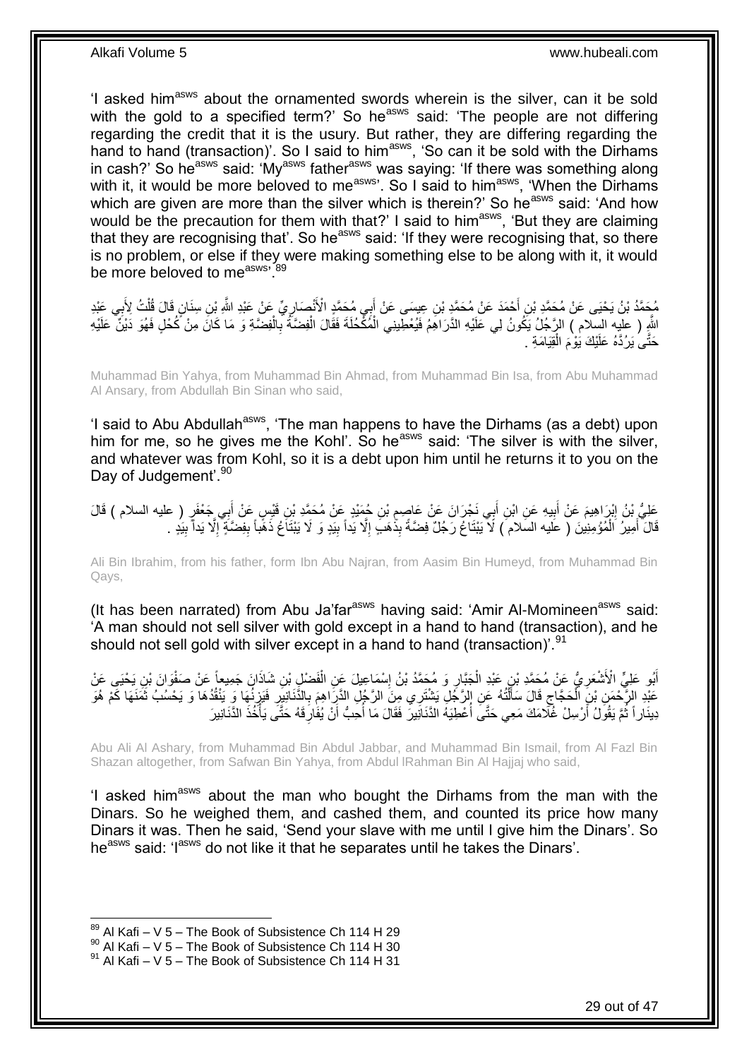'I asked him[asws] about the ornamented swords wherein is the silver, can it be sold with the gold to a specified term?' So he[asws] said: 'The people are not differing regarding the credit that it is the usury. But rather, they are differing regarding the hand to hand (transaction)'. So I said to him[asws], 'So can it be sold with the Dirhams in cash?' So he[asws] said: 'My[asws] father[asws] was saying: 'If there was something along with it, it would be more beloved to me[asws]'. So I said to him[asws], 'When the Dirhams which are given are more than the silver which is therein?' So he[asws] said: 'And how would be the precaution for them with that?' I said to him[asws], 'But they are claiming that they are recognising that'. So he[asws] said: 'If they were recognising that, so there is no problem, or else if they were making something else to be along with it, it would be more beloved to me[asws]'.[89]

مُحَمَّدُ بْنُ يَحْيَى عَنْ مُحَمَّدِ بْنِ أَحْمَدَ عَنْ مُحَمَّدِ بْنِ عِيسَى عَنْ أَبِي مُحَمَّدٍ الْأَنْصَارِيِّ عَنْ عَبْدِ اللَّهِ بْنِ سِنَانٍ قَالَ قُلْتُ لِأَبِي عَبْدِ اللَّهِ ( عليه السلام ) الرَّجُلُ يَكُونُ لِي عَلَيْهِ الدَّرَاهِمُ فَيُعْطِينِي الْمُكْحُلَةَ فَقَالَ الْفِضَّةُ بِالْفِضَّةِ وَ مَا كَانَ مِنْ كُحْلٍ فَهُوَ دَيْنٌ عَلَيْهِ حَتَّى يَرُدَّهُ عَلَيْكَ يَوْمَ الْقِيَامَةِ .

Muhammad Bin Yahya, from Muhammad Bin Ahmad, from Muhammad Bin Isa, from Abu Muhammad Al Ansary, from Abdullah Bin Sinan who said,

'I said to Abu Abdullah[asws], 'The man happens to have the Dirhams (as a debt) upon him for me, so he gives me the Kohl'. So he[asws] said: 'The silver is with the silver, and whatever was from Kohl, so it is a debt upon him until he returns it to you on the Day of Judgement'.[90]

عَلِيُّ بْنُ إِبْرَاهِيمَ عَنْ أَبِيهِ عَنِ ابْنِ أَبِي نَجْرَانَ عَنْ عَاصِمِ بْنِ حُمَيْدٍ عَنْ مُحَمَّدِ بْنِ قَيْسٍ عَنْ أَبِي جَعْفَرٍ ( عليه السلام ) قَالَ قَالَ أَمِيرُ الْمُؤْمِنِينَ ( عليه السلام ) لَا يَبْتَاعُ رَجُلٌ فِضَّةً بِذَهَبٍ إِلَّا يَداً بِيَدٍ وَ لَا يَبْتَاعُ ذَهَباً بِفِضَّةٍ إِلَّا يَداً بِيَدٍ .

Ali Bin Ibrahim, from his father, form Ibn Abu Najran, from Aasim Bin Humeyd, from Muhammad Bin Qays,

(It has been narrated) from Abu Ja'far[asws] having said: 'Amir Al-Momineen[asws] said: 'A man should not sell silver with gold except in a hand to hand (transaction), and he should not sell gold with silver except in a hand to hand (transaction)'.[91]

أَبُو عَلِيٍّ الْأَشْعَرِيُّ عَنْ مُحَمَّدِ بْنِ عَبْدِ الْجَبَّارِ وَ مُحَمَّدُ بْنُ إِسْمَاعِيلَ عَنِ الْفَضْلِ بْنِ شَاذَانَ جَمِيعاً عَنْ صَفْوَانَ بْنِ يَحْيَى عَنْ عَبْدِ الرَّحْمَنِ بْنِ الْحَجَّاجِ قَالَ سَأَلْتُهُ عَنِ الرَّجُلِ يَشْتَرِي مِنَ الرَّجُلِ الدَّرَاهِمَ بِالدَّنَانِيرِ فَيَزِنُهَا وَ يَنْقُدُهَا وَ يَحْسُبُ ثَمَنَهَا كَمْ هُوَ دِينَاراً ثُمَّ يَقُولُ أَرْسِلْ غُلَامَكَ مَعِي حَتَّى أُعْطِيَهُ الدَّنَانِيرَ فَقَالَ مَا أُحِبُّ أَنْ يُفَارِقَهُ حَتَّى يَأْخُذَ الدَّنَانِيرَ

Abu Ali Al Ashary, from Muhammad Bin Abdul Jabbar, and Muhammad Bin Ismail, from Al Fazl Bin Shazan altogether, from Safwan Bin Yahya, from Abdul lRahman Bin Al Hajjaj who said,

'I asked him[asws] about the man who bought the Dirhams from the man with the Dinars. So he weighed them, and cashed them, and counted its price how many Dinars it was. Then he said, 'Send your slave with me until I give him the Dinars'. So he[asws] said: 'I[asws] do not like it that he separates until he takes the Dinars'.

[89] Al Kafi – V 5 – The Book of Subsistence Ch 114 H 29
[90] Al Kafi – V 5 – The Book of Subsistence Ch 114 H 30
[91] Al Kafi – V 5 – The Book of Subsistence Ch 114 H 31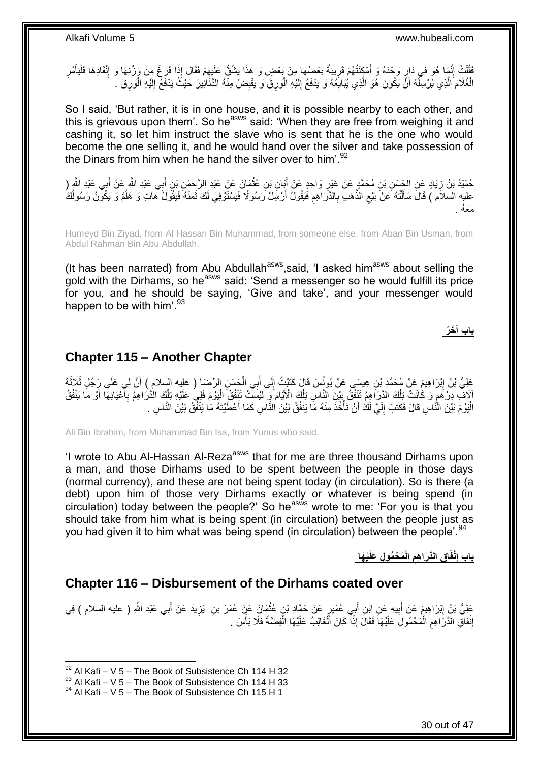فَقُلْتُ إِنَّمَا هُوَ فِي دَارٍ وَحْدَهُ وَ أَمْكِنَتُهُمْ قَرِيبَةٌ بَعْضُهَا مِنْ بَعْضٍ وَ هَذَا يَشُقُّ عَلَيْهِمْ فَقَالَ إِذَا فَرَغَ مِنْ وَزْنِهَا وَ إِنْقَادِهَا فَلْيَأْمُرِ الْغُلَامَ الَّذِي يُرْسِلُهُ أَنْ يَكُونَ هُوَ الَّذِي يُبَايِعُهُ وَ يَدْفَعُ إِلَيْهِ الْوَرِقَ وَ يَقْبِضُ مِنْهُ الدَّنَانِيرَ حَيْثُ يَدْفَعُ إِلَيْهِ الْوَرِقَ .

So I said, 'But rather, it is in one house, and it is possible nearby to each other, and this is grievous upon them'. So he[asws] said: 'When they are free from weighing it and cashing it, so let him instruct the slave who is sent that he is the one who would become the one selling it, and he would hand over the silver and take possession of the Dinars from him when he hand the silver over to him'.[92]

حُمَيْدُ بْنُ زِيَادٍ عَنِ الْحَسَنِ بْنِ مُحَمَّدٍ عَنْ غَيْرِ وَاحِدٍ عَنْ أَبَانِ بْنِ عُثْمَانَ عَنْ عَبْدِ الرَّحْمَنِ بْنِ أَبِي عَبْدِ اللَّهِ عَنْ أَبِي عَبْدِ اللَّهِ ( عليه السلام ) قَالَ سَأَلْتُهُ عَنْ بَيْعِ الذَّهَبِ بِالدَّرَاهِمِ فَيَقُولُ أَرْسِلْ رَسُولًا فَيَسْتَوْفِيَ لَكَ ثَمَنَهُ فَيَقُولُ هَاتِ وَ هَلُمَّ وَ يَكُونُ رَسُولُكَ مَعَهُ .

Humeyd Bin Ziyad, from Al Hassan Bin Muhammad, from someone else, from Aban Bin Usman, from Abdul Rahman Bin Abu Abdullah,

(It has been narrated) from Abu Abdullah[asws],said, 'I asked him[asws] about selling the gold with the Dirhams, so he[asws] said: 'Send a messenger so he would fulfill its price for you, and he should be saying, 'Give and take', and your messenger would happen to be with him'.[93]

## باب آخَرُ

## Chapter 115 – Another Chapter

عَلِيُّ بْنُ إِبْرَاهِيمَ عَنْ مُحَمَّدِ بْنِ عِيسَى عَنْ يُونُسَ قَالَ كَتَبْتُ إِلَى أَبِي الْحَسَنِ الرِّضَا ( عليه السلام ) أَنَّ لِي عَلَى رَجُلٍ ثَلَاثَةَ آلَافِ دِرْهَمٍ وَ كَانَتْ تِلْكَ الدَّرَاهِمُ تَنْفُقُ بَيْنَ النَّاسِ تِلْكَ الْأَيَّامَ وَ لَيْسَتْ تَنْفُقُ الْيَوْمَ فَلِي عَلَيْهِ تِلْكَ الدَّرَاهِمُ بِأَعْيَانِهَا أَوْ مَا يَنْفُقُ الْيَوْمَ بَيْنَ النَّاسِ قَالَ فَكَتَبَ إِلَيَّ لَكَ أَنْ تَأْخُذَ مِنْهُ مَا يَنْفُقُ بَيْنَ النَّاسِ كَمَا أَعْطَيْتَهُ مَا يَنْفُقُ بَيْنَ النَّاسِ .

Ali Bin Ibrahim, from Muhammad Bin Isa, from Yunus who said,

'I wrote to Abu Al-Hassan Al-Reza[asws] that for me are three thousand Dirhams upon a man, and those Dirhams used to be spent between the people in those days (normal currency), and these are not being spent today (in circulation). So is there (a debt) upon him of those very Dirhams exactly or whatever is being spend (in circulation) today between the people?' So he[asws] wrote to me: 'For you is that you should take from him what is being spent (in circulation) between the people just as you had given it to him what was being spend (in circulation) between the people'.[94]

## باب إِنْفَاقِ الدَّرَاهِمِ الْمَحْمُولِ عَلَيْهَا

## Chapter 116 – Disbursement of the Dirhams coated over

عَلِيُّ بْنُ إِبْرَاهِيمَ عَنْ أَبِيهِ عَنِ ابْنِ أَبِي عُمَيْرٍ عَنْ حَمَّادِ بْنِ عُثْمَانَ عَنْ عُمَرَ بْنِ يَزِيدَ عَنْ أَبِي عَبْدِ اللَّهِ ( عليه السلام ) فِي إِنْفَاقِ الدَّرَاهِمِ الْمَحْمُولِ عَلَيْهَا فَقَالَ إِذَا كَانَ الْغَالِبُ عَلَيْهَا الْفِضَّةَ فَلَا بَأْسَ .

[92] Al Kafi – V 5 – The Book of Subsistence Ch 114 H 32
[93] Al Kafi – V 5 – The Book of Subsistence Ch 114 H 33
[94] Al Kafi – V 5 – The Book of Subsistence Ch 115 H 1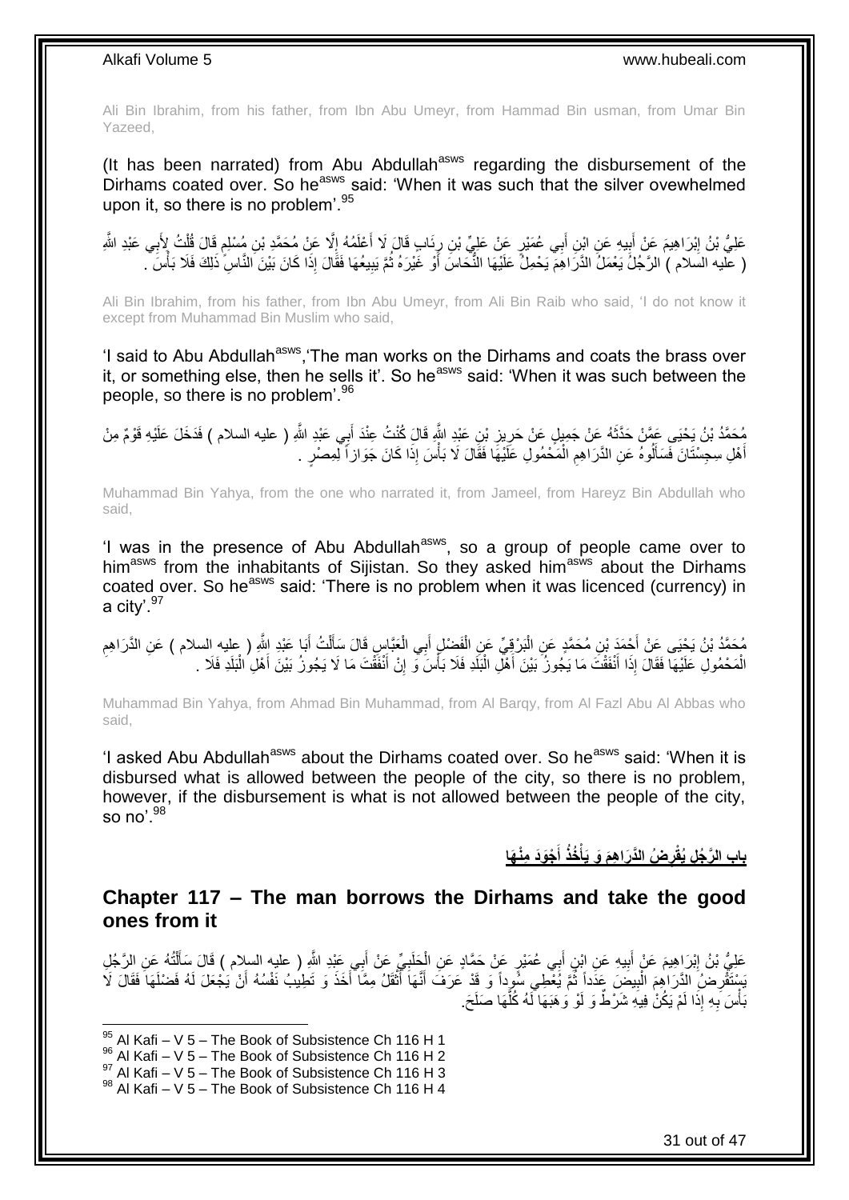Ali Bin Ibrahim, from his father, from Ibn Abu Umeyr, from Hammad Bin usman, from Umar Bin Yazeed,

(It has been narrated) from Abu Abdullah[asws] regarding the disbursement of the Dirhams coated over. So he[asws] said: 'When it was such that the silver ovewhelmed upon it, so there is no problem'.[95]

عَلِيُّ بْنُ إِبْرَاهِيمَ عَنْ أَبِيهِ عَنِ ابْنِ أَبِي عُمَيْرٍ عَنْ عَلِيِّ بْنِ رِئَابٍ قَالَ لَا أَعْلَمُهُ إِلَّا عَنْ مُحَمَّدِ بْنِ مُسْلِمٍ قَالَ قُلْتُ لِأَبِي عَبْدِ اللَّهِ ( عليه السلام ) الرَّجُلُ يَعْمَلُ الدَّرَاهِمَ يَحْمِلُ عَلَيْهَا النُّحَاسَ أَوْ غَيْرَهُ ثُمَّ يَبِيعُهَا فَقَالَ إِذَا كَانَ بَيْنَ النَّاسِ ذَلِكَ فَلَا بَأْسَ .

Ali Bin Ibrahim, from his father, from Ibn Abu Umeyr, from Ali Bin Raib who said, 'I do not know it except from Muhammad Bin Muslim who said,

'I said to Abu Abdullah[asws],'The man works on the Dirhams and coats the brass over it, or something else, then he sells it'. So he[asws] said: 'When it was such between the people, so there is no problem'.[96]

مُحَمَّدُ بْنُ يَحْيَى عَمَّنْ حَدَّثَهُ عَنْ جَمِيلٍ عَنْ حَرِيزِ بْنِ عَبْدِ اللَّهِ قَالَ كُنْتُ عِنْدَ أَبِي عَبْدِ اللَّهِ ( عليه السلام ) فَدَخَلَ عَلَيْهِ قَوْمٌ مِنْ أَهْلِ سِجِسْتَانَ فَسَأَلُوهُ عَنِ الدَّرَاهِمِ الْمَحْمُولِ عَلَيْهَا فَقَالَ لَا بَأْسَ إِذَا كَانَ جَوَازاً لِمِصْرٍ .

Muhammad Bin Yahya, from the one who narrated it, from Jameel, from Hareyz Bin Abdullah who said,

'I was in the presence of Abu Abdullah[asws], so a group of people came over to him[asws] from the inhabitants of Sijistan. So they asked him[asws] about the Dirhams coated over. So he[asws] said: 'There is no problem when it was licenced (currency) in a city'.[97]

مُحَمَّدُ بْنُ يَحْيَى عَنْ أَحْمَدَ بْنِ مُحَمَّدٍ عَنِ الْبَرْقِيِّ عَنِ الْفَضْلِ أَبِي الْعَبَّاسِ قَالَ سَأَلْتُ أَبَا عَبْدِ اللَّهِ ( عليه السلام ) عَنِ الدَّرَاهِمِ الْمَحْمُولِ عَلَيْهَا فَقَالَ إِذَا أَنْفَقْتَ مَا يَجُوزُ بَيْنَ أَهْلِ الْبَلَدِ فَلَا بَأْسَ وَ إِنْ أَنْفَقْتَ مَا لَا يَجُوزُ بَيْنَ أَهْلِ الْبَلَدِ فَلَا .

Muhammad Bin Yahya, from Ahmad Bin Muhammad, from Al Barqy, from Al Fazl Abu Al Abbas who said,

'I asked Abu Abdullah[asws] about the Dirhams coated over. So he[asws] said: 'When it is disbursed what is allowed between the people of the city, so there is no problem, however, if the disbursement is what is not allowed between the people of the city, so no'.[98]

## بَابُ الرَّجُلِ يُقْرِضُ الدَّرَاهِمَ وَ يَأْخُذُ أَجْوَدَ مِنْهَا

## Chapter 117 – The man borrows the Dirhams and take the good ones from it

عَلِيُّ بْنُ إِبْرَاهِيمَ عَنْ أَبِيهِ عَنِ ابْنِ أَبِي عُمَيْرٍ عَنْ حَمَّادٍ عَنِ الْحَلَبِيِّ عَنْ أَبِي عَبْدِ اللَّهِ ( عليه السلام ) قَالَ سَأَلْتُهُ عَنِ الرَّجُلِ يَسْتَقْرِضُ الدَّرَاهِمَ الْبِيضَ عَدَداً ثُمَّ يُعْطِي سُوداً وَ قَدْ عَرَفَ أَنَّهَا أَثْقَلُ مِمَّا أَخَذَ وَ تَطِيبُ نَفْسُهُ أَنْ يَجْعَلَ لَهُ فَضْلَهَا فَقَالَ لَا بَأْسَ بِهِ إِذَا لَمْ يَكُنْ فِيهِ شَرْطٌ وَ لَوْ وَهَبَهَا لَهُ كُلَّهَا صَلَحَ.

[95] Al Kafi – V 5 – The Book of Subsistence Ch 116 H 1
[96] Al Kafi – V 5 – The Book of Subsistence Ch 116 H 2
[97] Al Kafi – V 5 – The Book of Subsistence Ch 116 H 3
[98] Al Kafi – V 5 – The Book of Subsistence Ch 116 H 4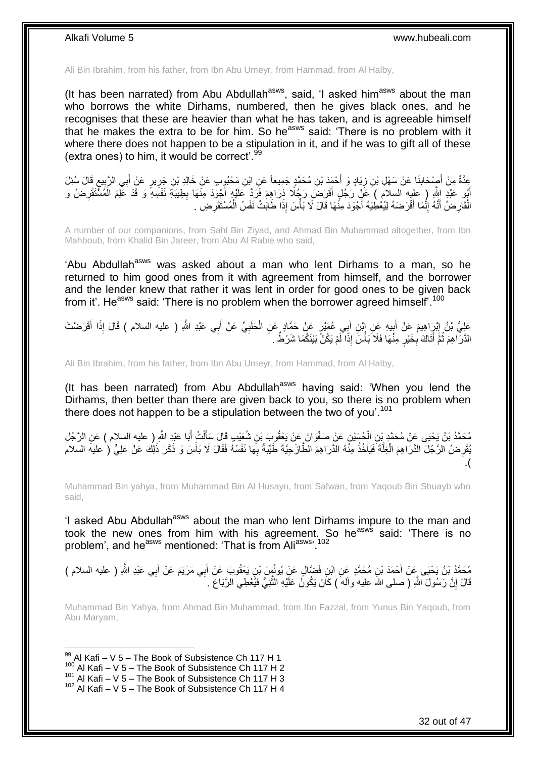Ali Bin Ibrahim, from his father, from Ibn Abu Umeyr, from Hammad, from Al Halby,

(It has been narrated) from Abu Abdullah[asws], said, 'I asked him[asws] about the man who borrows the white Dirhams, numbered, then he gives black ones, and he recognises that these are heavier than what he has taken, and is agreeable himself that he makes the extra to be for him. So he[asws] said: 'There is no problem with it where there does not happen to be a stipulation in it, and if he was to gift all of these (extra ones) to him, it would be correct'.[99]

عِدَّةٌ مِنْ أَصْحَابِنَا عَنْ سَهْلِ بْنِ زِيَادٍ وَ أَحْمَدَ بْنِ مُحَمَّدٍ جَمِيعاً عَنِ ابْنِ مَحْبُوبٍ عَنْ خَالِدِ بْنِ جَرِيرٍ عَنْ أَبِي الرَّبِيعِ قَالَ سُئِلَ أَبُو عَبْدِ اللَّهِ ( عليه السلام ) عَنْ رَجُلٍ أَقْرَضَ رَجُلًا دَرَاهِمَ فَرَدَّ عَلَيْهِ أَجْوَدَ مِنْهَا بِطِيبَةِ نَفْسِهِ وَ قَدْ عَلِمَ الْمُسْتَقْرِضُ وَ الْقَارِضُ أَنَّهُ إِنَّمَا أَقْرَضَهُ لِيُعْطِيَهُ أَجْوَدَ مِنْهَا قَالَ لَا بَأْسَ إِذَا طَابَتْ نَفْسُ الْمُسْتَقْرِضِ .

A number of our companions, from Sahl Bin Ziyad, and Ahmad Bin Muhammad altogether, from Ibn Mahboub, from Khalid Bin Jareer, from Abu Al Rabie who said,

'Abu Abdullah[asws] was asked about a man who lent Dirhams to a man, so he returned to him good ones from it with agreement from himself, and the borrower and the lender knew that rather it was lent in order for good ones to be given back from it'. He[asws] said: 'There is no problem when the borrower agreed himself'.[100]

عَلِيُّ بْنُ إِبْرَاهِيمَ عَنْ أَبِيهِ عَنِ ابْنِ أَبِي عُمَيْرٍ عَنْ حَمَّادٍ عَنِ الْحَلَبِيِّ عَنْ أَبِي عَبْدِ اللَّهِ ( عليه السلام ) قَالَ إِذَا أَقْرَضْتَ الدَّرَاهِمَ ثُمَّ أَتَاكَ بِخَيْرٍ مِنْهَا فَلَا بَأْسَ إِذَا لَمْ يَكُنْ بَيْنَكُمَا شَرْطٌ .

Ali Bin Ibrahim, from his father, from Ibn Abu Umeyr, from Hammad, from Al Halby,

(It has been narrated) from Abu Abdullah[asws] having said: 'When you lend the Dirhams, then better than there are given back to you, so there is no problem when there does not happen to be a stipulation between the two of you'.[101]

مُحَمَّدُ بْنُ يَحْيَى عَنْ مُحَمَّدِ بْنِ الْحُسَيْنِ عَنْ صَفْوَانَ عَنْ يَعْقُوبَ بْنِ شُعَيْبٍ قَالَ سَأَلْتُ أَبَا عَبْدِ اللَّهِ ( عليه السلام ) عَنِ الرَّجُلِ يُقْرِضُ الرَّجُلَ الدَّرَاهِمَ الْغِلَّةَ فَيَأْخُذُ مِنْهُ الدَّرَاهِمَ الطَّازَجِيَّةَ طَيِّبَةً بِهَا نَفْسُهُ فَقَالَ لَا بَأْسَ وَ ذَكَرَ ذَلِكَ عَنْ عَلِيٍّ ( عليه السلام ).

Muhammad Bin yahya, from Muhammad Bin Al Husayn, from Safwan, from Yaqoub Bin Shuayb who said,

'I asked Abu Abdullah[asws] about the man who lent Dirhams impure to the man and took the new ones from him with his agreement. So he[asws] said: 'There is no problem', and he[asws] mentioned: 'That is from Ali[asws]'.[102]

مُحَمَّدُ بْنُ يَحْيَى عَنْ أَحْمَدَ بْنِ مُحَمَّدٍ عَنِ ابْنِ فَضَّالٍ عَنْ يُونُسَ بْنِ يَعْقُوبَ عَنْ أَبِي مَرْيَمَ عَنْ أَبِي عَبْدِ اللَّهِ ( عليه السلام ) قَالَ إِنَّ رَسُولَ اللَّهِ ( صلى الله عليه وآله ) كَانَ يَكُونُ عَلَيْهِ الثَّنِيُّ فَيُعْطِي الرَّبَاعَ .

Muhammad Bin Yahya, from Ahmad Bin Muhammad, from Ibn Fazzal, from Yunus Bin Yaqoub, from Abu Maryam,

[99] Al Kafi – V 5 – The Book of Subsistence Ch 117 H 1
[100] Al Kafi – V 5 – The Book of Subsistence Ch 117 H 2
[101] Al Kafi – V 5 – The Book of Subsistence Ch 117 H 3
[102] Al Kafi – V 5 – The Book of Subsistence Ch 117 H 4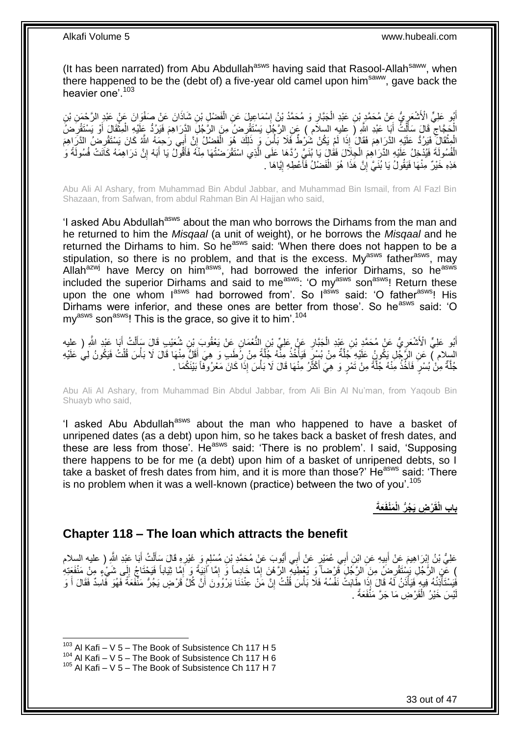(It has been narrated) from Abu Abdullah[asws] having said that Rasool-Allah[saww], when there happened to be the (debt of) a five-year old camel upon him[saww], gave back the heavier one'.[103]

أَبُو عَلِيٍّ الْأَشْعَرِيُّ عَنْ مُحَمَّدِ بْنِ عَبْدِ الْجَبَّارِ وَ مُحَمَّدُ بْنُ إِسْمَاعِيلَ عَنِ الْفَضْلِ بْنِ شَاذَانَ عَنْ صَفْوَانَ عَنْ عَبْدِ الرَّحْمَنِ بْنِ الْحَجَّاجِ قَالَ سَأَلْتُ أَبَا عَبْدِ اللَّهِ ( عليه السلام ) عَنِ الرَّجُلِ يَسْتَقْرِضُ مِنَ الرَّجُلِ الدَّرَاهِمَ فَيَرُدُّ عَلَيْهِ الْمِثْقَالَ أَوْ يَسْتَقْرِضُ الْمِثْقَالَ فَيَرُدُّ عَلَيْهِ الدَّرَاهِمَ فَقَالَ إِذَا لَمْ يَكُنْ شَرْطٌ فَلَا بَأْسَ وَ ذَلِكَ هُوَ الْفَضْلُ إِنَّ أَبِي رَحِمَهُ اللَّهُ كَانَ يَسْتَقْرِضُ الدَّرَاهِمَ الْفُسُولَةَ فَيُدْخِلُ عَلَيْهِ الدَّرَاهِمَ الْجِلَالَ فَقَالَ يَا بُنَيَّ رُدَّهَا عَلَى الَّذِي اسْتَقْرَضْتُهَا مِنْهُ فَأَقُولُ يَا أَبَهْ إِنَّ دَرَاهِمَهُ كَانَتْ فُسُولَةً وَ هَذِهِ خَيْرٌ مِنْهَا فَيَقُولُ يَا بُنَيَّ إِنَّ هَذَا هُوَ الْفَضْلُ فَأَعْطِهِ إِيَّاهَا .

Abu Ali Al Ashary, from Muhammad Bin Abdul Jabbar, and Muhammad Bin Ismail, from Al Fazl Bin Shazaan, from Safwan, from abdul Rahman Bin Al Hajjan who said,

'I asked Abu Abdullah[asws] about the man who borrows the Dirhams from the man and he returned to him the *Misqaal* (a unit of weight), or he borrows the *Misqaal* and he returned the Dirhams to him. So he[asws] said: 'When there does not happen to be a stipulation, so there is no problem, and that is the excess. My[asws] father[asws], may Allah[azwj] have Mercy on him[asws], had borrowed the inferior Dirhams, so he[asws] included the superior Dirhams and said to me[asws]: 'O my[asws] son[asws]! Return these upon the one whom I[asws] had borrowed from'. So I[asws] said: 'O father[asws]! His Dirhams were inferior, and these ones are better from those'. So he[asws] said: 'O my[asws] son[asws]! This is the grace, so give it to him'.[104]

أَبُو عَلِيٍّ الْأَشْعَرِيُّ عَنْ مُحَمَّدِ بْنِ عَبْدِ الْجَبَّارِ عَنْ عَلِيِّ بْنِ النُّعْمَانِ عَنْ يَعْقُوبَ بْنِ شُعَيْبٍ قَالَ سَأَلْتُ أَبَا عَبْدِ اللَّهِ ( عليه السلام ) عَنِ الرَّجُلِ يَكُونُ عَلَيْهِ جُلَّةٌ مِنْ بُسْرٍ فَيَأْخُذُ مِنْهُ جُلَّةً مِنْ رُطَبٍ وَ هِيَ أَقَلُّ مِنْهَا قَالَ لَا بَأْسَ قُلْتُ فَيَكُونُ لِي عَلَيْهِ جُلَّةٌ مِنْ بُسْرٍ فَآخُذُ مِنْهُ جُلَّةً مِنْ تَمْرٍ وَ هِيَ أَكْثَرُ مِنْهَا قَالَ لَا بَأْسَ إِذَا كَانَ مَعْرُوفاً بَيْنَكُمَا .

Abu Ali Al Ashary, from Muhammad Bin Abdul Jabbar, from Ali Bin Al Nu'man, from Yaqoub Bin Shuayb who said,

'I asked Abu Abdullah[asws] about the man who happened to have a basket of unripened dates (as a debt) upon him, so he takes back a basket of fresh dates, and these are less from those'. He[asws] said: 'There is no problem'. I said, 'Supposing there happens to be for me (a debt) upon him of a basket of unripened debts, so I take a basket of fresh dates from him, and it is more than those?' He[asws] said: 'There is no problem when it was a well-known (practice) between the two of you'.[105]

## باب الْقَرْضِ يَجُرُّ الْمَنْفَعَةَ

## Chapter 118 – The loan which attracts the benefit

عَلِيُّ بْنُ إِبْرَاهِيمَ عَنْ أَبِيهِ عَنِ ابْنِ أَبِي عُمَيْرٍ عَنْ أَبِي أَيُّوبَ عَنْ مُحَمَّدِ بْنِ مُسْلِمٍ وَ غَيْرِهِ قَالَ سَأَلْتُ أَبَا عَبْدِ اللَّهِ ( عليه السلام ) عَنِ الرَّجُلِ يَسْتَقْرِضُ مِنَ الرَّجُلِ قَرْضاً وَ يُعْطِيهِ الرَّهْنَ إِمَّا خَادِماً وَ إِمَّا آنِيَةً وَ إِمَّا ثِيَاباً فَيَحْتَاجُ إِلَى شَيْءٍ مِنْ مَنْفَعَتِهِ فَيَسْتَأْذِنُهُ فِيهِ فَيَأْذَنُ لَهُ قَالَ إِذَا طَابَتْ نَفْسُهُ فَلَا بَأْسَ قُلْتُ إِنَّ مَنْ عِنْدَنَا يَرْوُونَ أَنَّ كُلَّ قَرْضٍ يَجُرُّ مَنْفَعَةً فَهُوَ فَاسِدٌ فَقَالَ أَ وَ لَيْسَ خَيْرُ الْقَرْضِ مَا جَرَّ مَنْفَعَةً .

---

[103] Al Kafi – V 5 – The Book of Subsistence Ch 117 H 5
[104] Al Kafi – V 5 – The Book of Subsistence Ch 117 H 6
[105] Al Kafi – V 5 – The Book of Subsistence Ch 117 H 7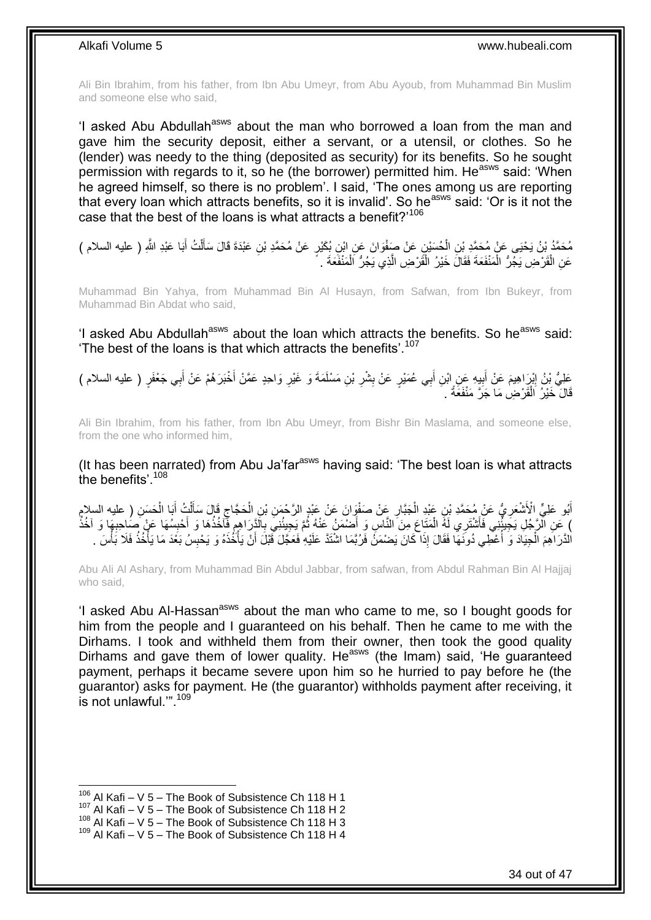Ali Bin Ibrahim, from his father, from Ibn Abu Umeyr, from Abu Ayoub, from Muhammad Bin Muslim and someone else who said,

'I asked Abu Abdullah[asws] about the man who borrowed a loan from the man and gave him the security deposit, either a servant, or a utensil, or clothes. So he (lender) was needy to the thing (deposited as security) for its benefits. So he sought permission with regards to it, so he (the borrower) permitted him. He[asws] said: 'When he agreed himself, so there is no problem'. I said, 'The ones among us are reporting that every loan which attracts benefits, so it is invalid'. So he[asws] said: 'Or is it not the case that the best of the loans is what attracts a benefit?'[106]

مُحَمَّدُ بْنُ يَحْيَى عَنْ مُحَمَّدِ بْنِ الْحُسَيْنِ عَنْ صَفْوَانَ عَنِ ابْنِ بُكَيْرٍ عَنْ مُحَمَّدِ بْنِ عَبْدَةَ قَالَ سَأَلْتُ أَبَا عَبْدِ اللَّهِ ( عليه السلام ) عَنِ الْقَرْضِ يَجُرُّ الْمَنْفَعَةَ فَقَالَ خَيْرُ الْقَرْضِ الَّذِي يَجُرُّ الْمَنْفَعَةَ .

Muhammad Bin Yahya, from Muhammad Bin Al Husayn, from Safwan, from Ibn Bukeyr, from Muhammad Bin Abdat who said,

'I asked Abu Abdullah[asws] about the loan which attracts the benefits. So he[asws] said: 'The best of the loans is that which attracts the benefits'.[107]

عَلِيُّ بْنُ إِبْرَاهِيمَ عَنْ أَبِيهِ عَنِ ابْنِ أَبِي عُمَيْرٍ عَنْ بِشْرِ بْنِ مَسْلَمَةَ وَ غَيْرِ وَاحِدٍ عَمَّنْ أَخْبَرَهُمْ عَنْ أَبِي جَعْفَرٍ ( عليه السلام ) قَالَ خَيْرُ الْقَرْضِ مَا جَرَّ مَنْفَعَةً .

Ali Bin Ibrahim, from his father, from Ibn Abu Umeyr, from Bishr Bin Maslama, and someone else, from the one who informed him,

(It has been narrated) from Abu Ja'far[asws] having said: 'The best loan is what attracts the benefits'.[108]

أَبُو عَلِيٍّ الْأَشْعَرِيُّ عَنْ مُحَمَّدِ بْنِ عَبْدِ الْجَبَّارِ عَنْ صَفْوَانَ عَنْ عَبْدِ الرَّحْمَنِ بْنِ الْحَجَّاجِ قَالَ سَأَلْتُ أَبَا الْحَسَنِ ( عليه السلام ) عَنِ الرَّجُلِ يَجِيئُنِي فَأَشْتَرِي لَهُ الْمَتَاعَ مِنَ النَّاسِ وَ أَضْمَنُ عَنْهُ ثُمَّ يَجِيئُنِي بِالدَّرَاهِمِ فَآخُذُهَا وَ أَحْبِسُهَا عَنْ صَاحِبِهَا وَ آخُذُ الدَّرَاهِمَ الْجِيَادَ وَ أُعْطِي دُونَهَا فَقَالَ إِذَا كَانَ يَضْمَنُ فَرُبَّمَا اشْتَدَّ عَلَيْهِ فَعَجَّلَ قَبْلَ أَنْ يَأْخُذَهُ وَ يَحْبِسُ بَعْدَ مَا يَأْخُذُ فَلَا بَأْسَ .

Abu Ali Al Ashary, from Muhammad Bin Abdul Jabbar, from safwan, from Abdul Rahman Bin Al Hajjaj who said,

'I asked Abu Al-Hassan[asws] about the man who came to me, so I bought goods for him from the people and I guaranteed on his behalf. Then he came to me with the Dirhams. I took and withheld them from their owner, then took the good quality Dirhams and gave them of lower quality. He[asws] (the Imam) said, 'He guaranteed payment, perhaps it became severe upon him so he hurried to pay before he (the guarantor) asks for payment. He (the guarantor) withholds payment after receiving, it is not unlawful.'".[109]

---

[106] Al Kafi – V 5 – The Book of Subsistence Ch 118 H 1
[107] Al Kafi – V 5 – The Book of Subsistence Ch 118 H 2
[108] Al Kafi – V 5 – The Book of Subsistence Ch 118 H 3
[109] Al Kafi – V 5 – The Book of Subsistence Ch 118 H 4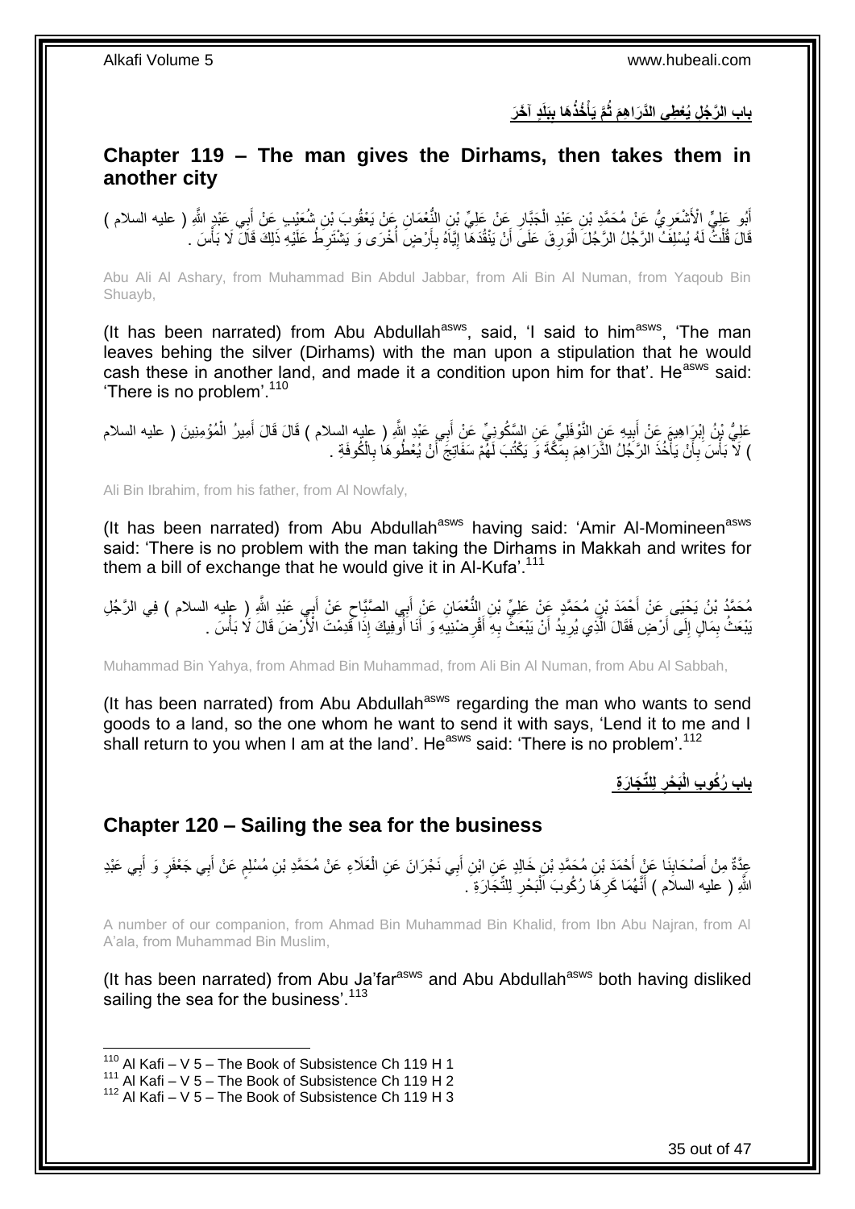## باب الرَّجُلِ يُعْطِي الدَّرَاهِمَ ثُمَّ يَأْخُذُهَا بِبَلَدٍ آخَرَ

## Chapter 119 – The man gives the Dirhams, then takes them in another city

أَبُو عَلِيٍّ الْأَشْعَرِيُّ عَنْ مُحَمَّدِ بْنِ عَبْدِ الْجَبَّارِ عَنْ عَلِيِّ بْنِ النُّعْمَانِ عَنْ يَعْقُوبَ بْنِ شُعَيْبٍ عَنْ أَبِي عَبْدِ اللَّهِ ( عليه السلام ) قَالَ قُلْتُ لَهُ يُسْلِفُ الرَّجُلُ الرَّجُلَ الْوَرِقَ عَلَى أَنْ يَنْقُدَهَا إِيَّاهُ بِأَرْضٍ أُخْرَى وَ يَشْتَرِطُ عَلَيْهِ ذَلِكَ قَالَ لَا بَأْسَ .

Abu Ali Al Ashary, from Muhammad Bin Abdul Jabbar, from Ali Bin Al Numan, from Yaqoub Bin Shuayb,

(It has been narrated) from Abu Abdullah[asws], said, 'I said to him[asws], 'The man leaves behing the silver (Dirhams) with the man upon a stipulation that he would cash these in another land, and made it a condition upon him for that'. He[asws] said: 'There is no problem'.[110]

عَلِيُّ بْنُ إِبْرَاهِيمَ عَنْ أَبِيهِ عَنِ النَّوْفَلِيِّ عَنِ السَّكُونِيِّ عَنْ أَبِي عَبْدِ اللَّهِ ( عليه السلام ) قَالَ قَالَ أَمِيرُ الْمُؤْمِنِينَ ( عليه السلام ) لَا بَأْسَ بِأَنْ يَأْخُذَ الرَّجُلُ الدَّرَاهِمَ بِمَكَّةَ وَ يَكْتُبَ لَهُمْ سَفَاتِجَ أَنْ يُعْطُوهَا بِالْكُوفَةِ .

Ali Bin Ibrahim, from his father, from Al Nowfaly,

(It has been narrated) from Abu Abdullah[asws] having said: 'Amir Al-Momineen[asws] said: 'There is no problem with the man taking the Dirhams in Makkah and writes for them a bill of exchange that he would give it in Al-Kufa'.[111]

مُحَمَّدُ بْنُ يَحْيَى عَنْ أَحْمَدَ بْنِ مُحَمَّدٍ عَنْ عَلِيِّ بْنِ النُّعْمَانِ عَنْ أَبِي الصَّبَّاحِ عَنْ أَبِي عَبْدِ اللَّهِ ( عليه السلام ) فِي الرَّجُلِ يَبْعَثُ بِمَالٍ إِلَى أَرْضٍ فَقَالَ الَّذِي يُرِيدُ أَنْ يَبْعَثَ بِهِ أَقْرِضْنِيهِ وَ أَنَا أُوفِيكَ إِذَا قَدِمْتَ الْأَرْضَ قَالَ لَا بَأْسَ .

Muhammad Bin Yahya, from Ahmad Bin Muhammad, from Ali Bin Al Numan, from Abu Al Sabbah,

(It has been narrated) from Abu Abdullah[asws] regarding the man who wants to send goods to a land, so the one whom he want to send it with says, 'Lend it to me and I shall return to you when I am at the land'. He[asws] said: 'There is no problem'.[112]

## باب رُكُوبِ الْبَحْرِ لِلتِّجَارَةِ

## Chapter 120 – Sailing the sea for the business

عِدَّةٌ مِنْ أَصْحَابِنَا عَنْ أَحْمَدَ بْنِ مُحَمَّدِ بْنِ خَالِدٍ عَنِ ابْنِ أَبِي نَجْرَانَ عَنِ الْعَلَاءِ عَنْ مُحَمَّدِ بْنِ مُسْلِمٍ عَنْ أَبِي جَعْفَرٍ وَ أَبِي عَبْدِ اللَّهِ ( عليه السلام ) أَنَّهُمَا كَرِهَا رُكُوبَ الْبَحْرِ لِلتِّجَارَةِ .

A number of our companion, from Ahmad Bin Muhammad Bin Khalid, from Ibn Abu Najran, from Al A'ala, from Muhammad Bin Muslim,

(It has been narrated) from Abu Ja'far[asws] and Abu Abdullah[asws] both having disliked sailing the sea for the business'.[113]

---

[110] Al Kafi – V 5 – The Book of Subsistence Ch 119 H 1
[111] Al Kafi – V 5 – The Book of Subsistence Ch 119 H 2
[112] Al Kafi – V 5 – The Book of Subsistence Ch 119 H 3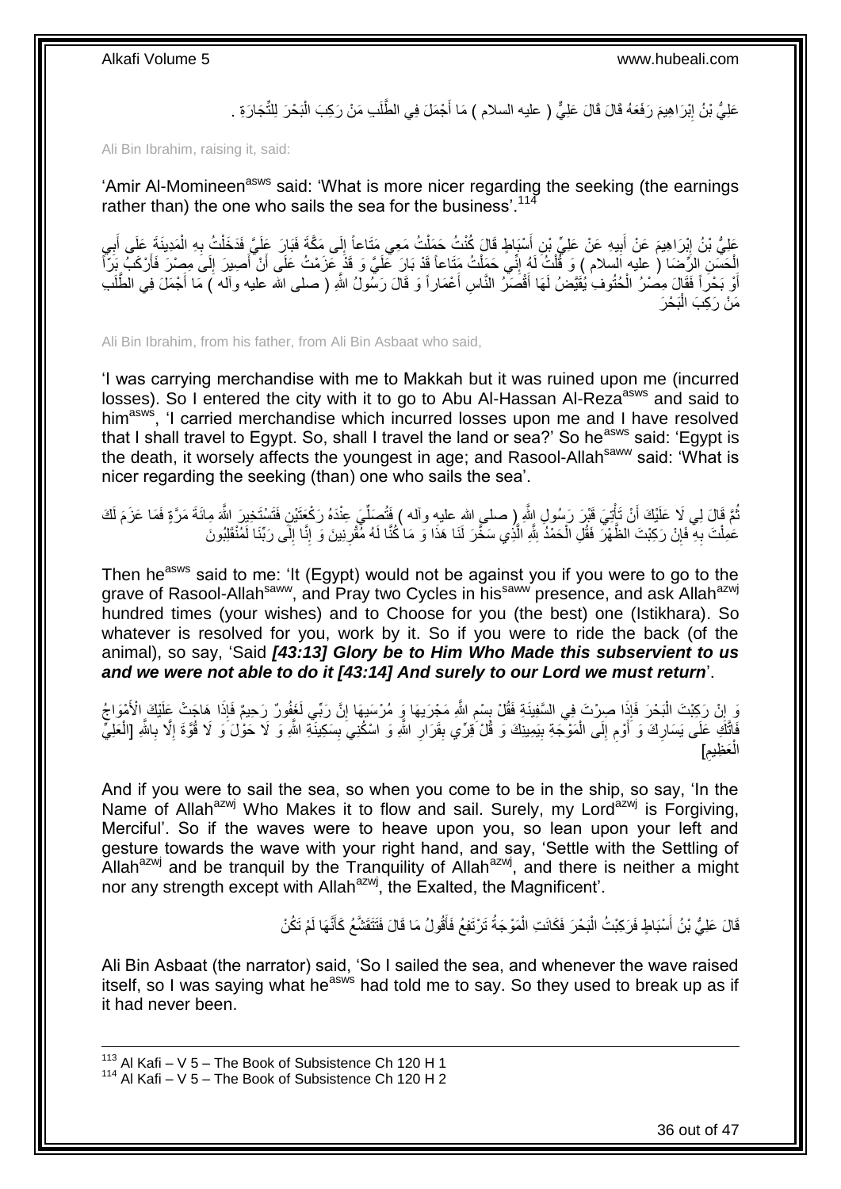عَلِيُّ بْنُ إِبْرَاهِيمَ رَفَعَهُ قَالَ قَالَ عَلِيٌّ ( عليه السلام ) مَا أَجْمَلَ فِي الطَّلَبِ مَنْ رَكِبَ الْبَحْرَ لِلتِّجَارَةِ .

Ali Bin Ibrahim, raising it, said:

'Amir Al-Momineen[asws] said: 'What is more nicer regarding the seeking (the earnings rather than) the one who sails the sea for the business'.[114]

عَلِيُّ بْنُ إِبْرَاهِيمَ عَنْ أَبِيهِ عَنْ عَلِيِّ بْنِ أَسْبَاطٍ قَالَ كُنْتُ حَمَلْتُ مَعِي مَتَاعاً إِلَى مَكَّةَ فَبَارَ عَلَيَّ فَدَخَلْتُ بِهِ الْمَدِينَةَ عَلَى أَبِي الْحَسَنِ الرِّضَا ( عليه السلام ) وَ قُلْتُ لَهُ إِنِّي حَمَلْتُ مَتَاعاً قَدْ بَارَ عَلَيَّ وَ قَدْ عَزَمْتُ عَلَى أَنْ أَصِيرَ إِلَى مِصْرَ فَأَرْكَبُ بَرّاً أَوْ بَحْراً فَقَالَ مِصْرُ الْحُتُوفِ يُقَيَّضُ لَهَا أَقْصَرُ النَّاسِ أَعْمَاراً وَ قَالَ رَسُولُ اللَّهِ ( صلى الله عليه وآله ) مَا أَجْمَلَ فِي الطَّلَبِ مَنْ رَكِبَ الْبَحْرَ

Ali Bin Ibrahim, from his father, from Ali Bin Asbaat who said,

'I was carrying merchandise with me to Makkah but it was ruined upon me (incurred losses). So I entered the city with it to go to Abu Al-Hassan Al-Reza[asws] and said to him[asws], 'I carried merchandise which incurred losses upon me and I have resolved that I shall travel to Egypt. So, shall I travel the land or sea?' So he[asws] said: 'Egypt is the death, it worsely affects the youngest in age; and Rasool-Allah[saww] said: 'What is nicer regarding the seeking (than) one who sails the sea'.

ثُمَّ قَالَ لِي لَا عَلَيْكَ أَنْ تَأْتِيَ قَبْرَ رَسُولِ اللَّهِ ( صلى الله عليه وآله ) فَتُصَلِّيَ عِنْدَهُ رَكْعَتَيْنِ فَتَسْتَخِيرَ اللَّهَ مِائَةَ مَرَّةٍ فَمَا عَزَمَ لَكَ عَمِلْتَ بِهِ فَإِنْ رَكِبْتَ الظَّهْرَ فَقُلِ الْحَمْدُ لِلَّهِ الَّذِي سَخَّرَ لَنَا هَذَا وَ مَا كُنَّا لَهُ مُقْرِنِينَ وَ إِنَّا إِلَى رَبِّنَا لَمُنْقَلِبُونَ

Then he[asws] said to me: 'It (Egypt) would not be against you if you were to go to the grave of Rasool-Allah[saww], and Pray two Cycles in his[saww] presence, and ask Allah[azwj] hundred times (your wishes) and to Choose for you (the best) one (Istikhara). So whatever is resolved for you, work by it. So if you were to ride the back (of the animal), so say, 'Said ***[43:13] Glory be to Him Who Made this subservient to us and we were not able to do it [43:14] And surely to our Lord we must return***'.

وَ إِنْ رَكِبْتَ الْبَحْرَ فَإِذَا صِرْتَ فِي السَّفِينَةِ فَقُلْ بِسْمِ اللَّهِ مَجْرَيهَا وَ مُرْسَيهَا إِنَّ رَبِّي لَغَفُورٌ رَحِيمٌ فَإِذَا هَاجَتْ عَلَيْكَ الْأَمْوَاجُ فَاتَّكِ عَلَى يَسَارِكَ وَ أَوْمِ إِلَى الْمَوْجَةِ بِيَمِينِكَ وَ قُلْ قِرِّي بِقَرَارِ اللَّهِ وَ اسْكُنِي بِسَكِينَةِ اللَّهِ وَ لَا حَوْلَ وَ لَا قُوَّةَ إِلَّا بِاللَّهِ [الْعَلِيِّ الْعَظِيمِ]

And if you were to sail the sea, so when you come to be in the ship, so say, 'In the Name of Allah[azwj] Who Makes it to flow and sail. Surely, my Lord[azwj] is Forgiving, Merciful'. So if the waves were to heave upon you, so lean upon your left and gesture towards the wave with your right hand, and say, 'Settle with the Settling of Allah[azwj] and be tranquil by the Tranquility of Allah[azwj], and there is neither a might nor any strength except with Allah[azwj], the Exalted, the Magnificent'.

قَالَ عَلِيُّ بْنُ أَسْبَاطٍ فَرَكِبْتُ الْبَحْرَ فَكَانَتِ الْمَوْجَةُ تَرْتَفِعُ فَأَقُولُ مَا قَالَ فَتَتَقَشَّعُ كَأَنَّهَا لَمْ تَكُنْ

Ali Bin Asbaat (the narrator) said, 'So I sailed the sea, and whenever the wave raised itself, so I was saying what he[asws] had told me to say. So they used to break up as if it had never been.

[113] Al Kafi – V 5 – The Book of Subsistence Ch 120 H 1
[114] Al Kafi – V 5 – The Book of Subsistence Ch 120 H 2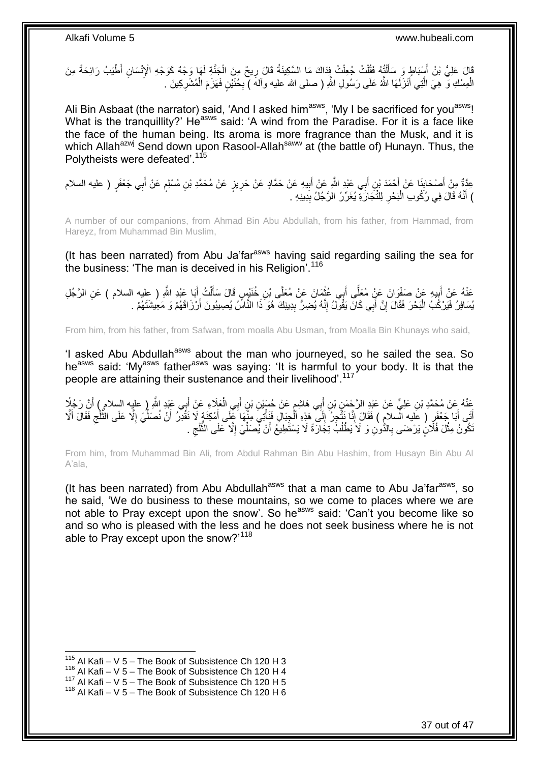قَالَ عَلِيُّ بْنُ أَسْبَاطٍ وَ سَأَلْتُهُ فَقُلْتُ جُعِلْتُ فِدَاكَ مَا السَّكِينَةُ قَالَ رِيحٌ مِنَ الْجَنَّةِ لَهَا وَجْهٌ كَوَجْهِ الْإِنْسَانِ أَطْيَبُ رَائِحَةً مِنَ الْمِسْكِ وَ هِيَ الَّتِي أَنْزَلَهَا اللَّهُ عَلَى رَسُولِ اللَّهِ ( صلى الله عليه وآله ) بِحُنَيْنٍ فَهَزَمَ الْمُشْرِكِينَ .

Ali Bin Asbaat (the narrator) said, 'And I asked him[asws], 'My I be sacrificed for you[asws]! What is the tranquillity?' He[asws] said: 'A wind from the Paradise. For it is a face like the face of the human being. Its aroma is more fragrance than the Musk, and it is which Allah[azwj] Send down upon Rasool-Allah[saww] at (the battle of) Hunayn. Thus, the Polytheists were defeated'.[115]

عِدَّةٌ مِنْ أَصْحَابِنَا عَنْ أَحْمَدَ بْنِ أَبِي عَبْدِ اللَّهِ عَنْ أَبِيهِ عَنْ حَمَّادٍ عَنْ حَرِيزٍ عَنْ مُحَمَّدِ بْنِ مُسْلِمٍ عَنْ أَبِي جَعْفَرٍ ( عليه السلام ) أَنَّهُ قَالَ فِي رُكُوبِ الْبَحْرِ لِلتِّجَارَةِ يُغَرِّرُ الرَّجُلُ بِدِينِهِ .

A number of our companions, from Ahmad Bin Abu Abdullah, from his father, from Hammad, from Hareyz, from Muhammad Bin Muslim,

(It has been narrated) from Abu Ja'far[asws] having said regarding sailing the sea for the business: 'The man is deceived in his Religion'.[116]

عَنْهُ عَنْ أَبِيهِ عَنْ صَفْوَانَ عَنْ مُعَلَّى أَبِي عُثْمَانَ عَنْ مُعَلَّى بْنِ خُنَيْسٍ قَالَ سَأَلْتُ أَبَا عَبْدِ اللَّهِ ( عليه السلام ) عَنِ الرَّجُلِ يُسَافِرُ فَيَرْكَبُ الْبَحْرَ فَقَالَ إِنَّ أَبِي كَانَ يَقُولُ إِنَّهُ يُضِرُّ بِدِينِكَ هُوَ ذَا النَّاسُ يُصِيبُونَ أَرْزَاقَهُمْ وَ مَعِيشَتَهُمْ .

From him, from his father, from Safwan, from moalla Abu Usman, from Moalla Bin Khunays who said,

'I asked Abu Abdullah[asws] about the man who journeyed, so he sailed the sea. So he[asws] said: 'My[asws] father[asws] was saying: 'It is harmful to your body. It is that the people are attaining their sustenance and their livelihood'.[117]

عَنْهُ عَنْ مُحَمَّدِ بْنِ عَلِيٍّ عَنْ عَبْدِ الرَّحْمَنِ بْنِ أَبِي هَاشِمٍ عَنْ حُسَيْنِ بْنِ أَبِي الْعَلَاءِ عَنْ أَبِي عَبْدِ اللَّهِ ( عليه السلام ) أَنَّ رَجُلًا أَتَى أَبَا جَعْفَرٍ ( عليه السلام ) فَقَالَ إِنَّا نَتَّجِرُ إِلَى هَذِهِ الْجِبَالِ فَنَأْتِي مِنْهَا عَلَى أَمْكِنَةٍ لَا نَقْدِرُ أَنْ نُصَلِّيَ إِلَّا عَلَى الثَّلْجِ فَقَالَ أَلَّا تَكُونُ مِثْلَ فُلَانٍ يَرْضَى بِالدُّونِ وَ لَا يَطْلُبُ تِجَارَةً لَا يَسْتَطِيعُ أَنْ يُصَلِّيَ إِلَّا عَلَى الثَّلْجِ .

From him, from Muhammad Bin Ali, from Abdul Rahman Bin Abu Hashim, from Husayn Bin Abu Al A'ala,

(It has been narrated) from Abu Abdullah[asws] that a man came to Abu Ja'far[asws], so he said, 'We do business to these mountains, so we come to places where we are not able to Pray except upon the snow'. So he[asws] said: 'Can't you become like so and so who is pleased with the less and he does not seek business where he is not able to Pray except upon the snow?'[118]

---

[115] Al Kafi – V 5 – The Book of Subsistence Ch 120 H 3
[116] Al Kafi – V 5 – The Book of Subsistence Ch 120 H 4
[117] Al Kafi – V 5 – The Book of Subsistence Ch 120 H 5
[118] Al Kafi – V 5 – The Book of Subsistence Ch 120 H 6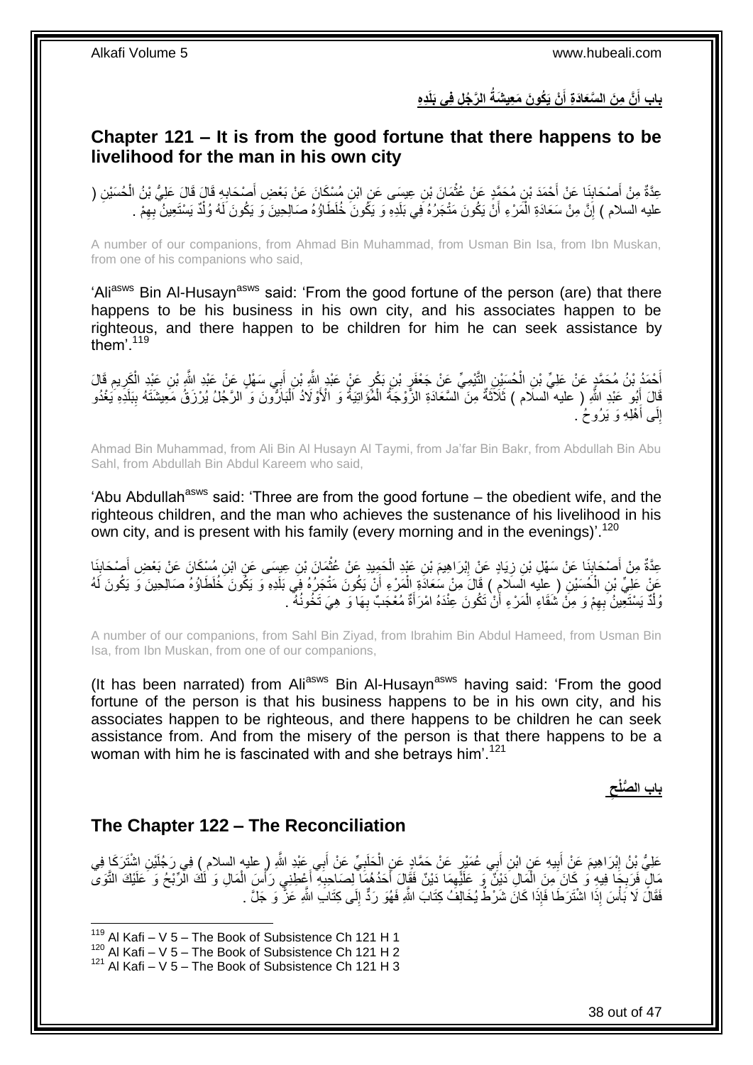## بَابِ أَنَّ مِنَ السَّعَادَةِ أَنْ يَكُونَ مَعِيشَةُ الرَّجُلِ فِي بَلَدِهِ

## Chapter 121 – It is from the good fortune that there happens to be livelihood for the man in his own city

عِدَّةٌ مِنْ أَصْحَابِنَا عَنْ أَحْمَدَ بْنِ مُحَمَّدٍ عَنْ عُثْمَانَ بْنِ عِيسَى عَنِ ابْنِ مُسْكَانَ عَنْ بَعْضِ أَصْحَابِهِ قَالَ قَالَ عَلِيُّ بْنُ الْحُسَيْنِ ( عليه السلام ) إِنَّ مِنْ سَعَادَةِ الْمَرْءِ أَنْ يَكُونَ مَتْجَرُهُ فِي بَلَدِهِ وَ يَكُونَ خُلَطَاؤُهُ صَالِحِينَ وَ يَكُونَ لَهُ وُلْدٌ يَسْتَعِينُ بِهِمْ .

A number of our companions, from Ahmad Bin Muhammad, from Usman Bin Isa, from Ibn Muskan, from one of his companions who said,

'Ali[asws] Bin Al-Husayn[asws] said: 'From the good fortune of the person (are) that there happens to be his business in his own city, and his associates happen to be righteous, and there happen to be children for him he can seek assistance by them'.[119]

أَحْمَدُ بْنُ مُحَمَّدٍ عَنْ عَلِيِّ بْنِ الْحُسَيْنِ التَّيْمِيِّ عَنْ جَعْفَرِ بْنِ بَكْرٍ عَنْ عَبْدِ اللَّهِ بْنِ أَبِي سَهْلٍ عَنْ عَبْدِ اللَّهِ بْنِ عَبْدِ الْكَرِيمِ قَالَ قَالَ أَبُو عَبْدِ اللَّهِ ( عليه السلام ) ثَلَاثَةٌ مِنَ السَّعَادَةِ الزَّوْجَةُ الْمُؤَاتِيَةُ وَ الْأَوْلَادُ الْبَارُّونَ وَ الرَّجُلُ يُرْزَقُ مَعِيشَتَهُ بِبَلَدِهِ يَغْدُو إِلَى أَهْلِهِ وَ يَرُوحُ .

Ahmad Bin Muhammad, from Ali Bin Al Husayn Al Taymi, from Ja'far Bin Bakr, from Abdullah Bin Abu Sahl, from Abdullah Bin Abdul Kareem who said,

'Abu Abdullah[asws] said: 'Three are from the good fortune – the obedient wife, and the righteous children, and the man who achieves the sustenance of his livelihood in his own city, and is present with his family (every morning and in the evenings)'.[120]

عِدَّةٌ مِنْ أَصْحَابِنَا عَنْ سَهْلِ بْنِ زِيَادٍ عَنْ إِبْرَاهِيمَ بْنِ عَبْدِ الْحَمِيدِ عَنْ عُثْمَانَ بْنِ عِيسَى عَنِ ابْنِ مُسْكَانَ عَنْ بَعْضِ أَصْحَابِنَا عَنْ عَلِيِّ بْنِ الْحُسَيْنِ ( عليه السلام ) قَالَ مِنْ سَعَادَةِ الْمَرْءِ أَنْ يَكُونَ مَتْجَرُهُ فِي بَلَدِهِ وَ يَكُونَ خُلَطَاؤُهُ صَالِحِينَ وَ يَكُونَ لَهُ وُلْدٌ يَسْتَعِينُ بِهِمْ وَ مِنْ شَقَاءِ الْمَرْءِ أَنْ تَكُونَ عِنْدَهُ امْرَأَةٌ مُعْجَبٌ بِهَا وَ هِيَ تَخُونُهُ .

A number of our companions, from Sahl Bin Ziyad, from Ibrahim Bin Abdul Hameed, from Usman Bin Isa, from Ibn Muskan, from one of our companions,

(It has been narrated) from Ali[asws] Bin Al-Husayn[asws] having said: 'From the good fortune of the person is that his business happens to be in his own city, and his associates happen to be righteous, and there happens to be children he can seek assistance from. And from the misery of the person is that there happens to be a woman with him he is fascinated with and she betrays him'.[121]

## بَابُ الصُّلْحِ

## The Chapter 122 – The Reconciliation

عَلِيُّ بْنُ إِبْرَاهِيمَ عَنْ أَبِيهِ عَنِ ابْنِ أَبِي عُمَيْرٍ عَنْ حَمَّادٍ عَنِ الْحَلَبِيِّ عَنْ أَبِي عَبْدِ اللَّهِ ( عليه السلام ) فِي رَجُلَيْنِ اشْتَرَكَا فِي مَالٍ فَرَبِحَا فِيهِ وَ كَانَ مِنَ الْمَالِ دَيْنٌ وَ عَلَيْهِمَا دَيْنٌ فَقَالَ أَحَدُهُمَا لِصَاحِبِهِ أَعْطِنِي رَأْسَ الْمَالِ وَ لَكَ الرِّبْحُ وَ عَلَيْكَ التَّوَى فَقَالَ لَا بَأْسَ إِذَا اشْتَرَطَا فَإِذَا كَانَ شَرْطٌ يُخَالِفُ كِتَابَ اللَّهِ فَهُوَ رَدٌّ إِلَى كِتَابِ اللَّهِ عَزَّ وَ جَلَّ .

---

[119] Al Kafi – V 5 – The Book of Subsistence Ch 121 H 1
[120] Al Kafi – V 5 – The Book of Subsistence Ch 121 H 2
[121] Al Kafi – V 5 – The Book of Subsistence Ch 121 H 3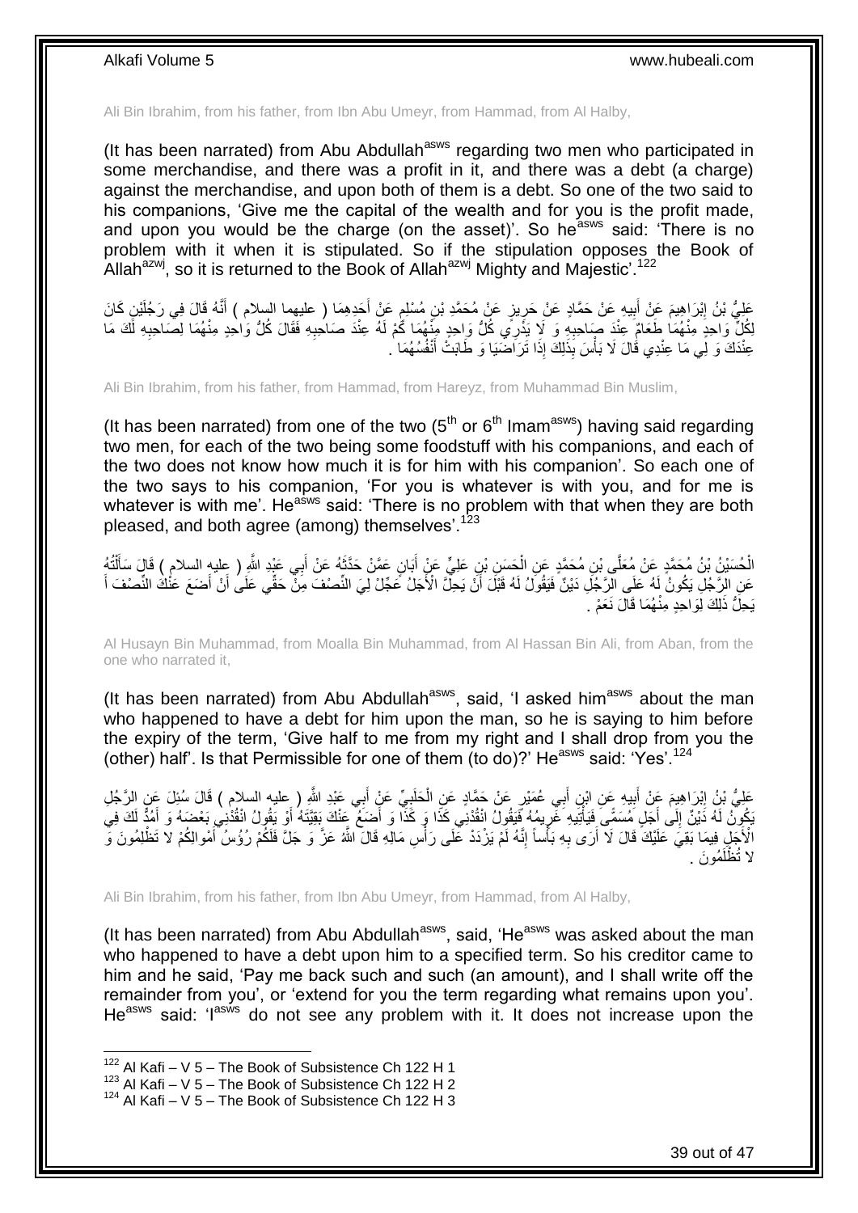Ali Bin Ibrahim, from his father, from Ibn Abu Umeyr, from Hammad, from Al Halby,

(It has been narrated) from Abu Abdullah[asws] regarding two men who participated in some merchandise, and there was a profit in it, and there was a debt (a charge) against the merchandise, and upon both of them is a debt. So one of the two said to his companions, 'Give me the capital of the wealth and for you is the profit made, and upon you would be the charge (on the asset)'. So he[asws] said: 'There is no problem with it when it is stipulated. So if the stipulation opposes the Book of Allah[azwj], so it is returned to the Book of Allah[azwj] Mighty and Majestic'.[122]

عَلِيُّ بْنُ إِبْرَاهِيمَ عَنْ أَبِيهِ عَنْ حَمَّادٍ عَنْ حَرِيزٍ عَنْ مُحَمَّدِ بْنِ مُسْلِمٍ عَنْ أَحَدِهِمَا ( عليهما السلام ) أَنَّهُ قَالَ فِي رَجُلَيْنِ كَانَ لِكُلِّ وَاحِدٍ مِنْهُمَا طَعَامٌ عِنْدَ صَاحِبِهِ وَ لَا يَدْرِي كُلُّ وَاحِدٍ مِنْهُمَا كَمْ لَهُ عِنْدَ صَاحِبِهِ فَقَالَ كُلُّ وَاحِدٍ مِنْهُمَا لِصَاحِبِهِ لَكَ مَا عِنْدَكَ وَ لِي مَا عِنْدِي قَالَ لَا بَأْسَ بِذَلِكَ إِذَا تَرَاضَيَا وَ طَابَتْ أَنْفُسُهُمَا .

Ali Bin Ibrahim, from his father, from Hammad, from Hareyz, from Muhammad Bin Muslim,

(It has been narrated) from one of the two (5[th] or 6[th] Imam[asws]) having said regarding two men, for each of the two being some foodstuff with his companions, and each of the two does not know how much it is for him with his companion'. So each one of the two says to his companion, 'For you is whatever is with you, and for me is whatever is with me'. He[asws] said: 'There is no problem with that when they are both pleased, and both agree (among) themselves'.[123]

الْحُسَيْنُ بْنُ مُحَمَّدٍ عَنْ مُعَلَّى بْنِ مُحَمَّدٍ عَنِ الْحَسَنِ بْنِ عَلِيٍّ عَنْ أَبَانٍ عَمَّنْ حَدَّثَهُ عَنْ أَبِي عَبْدِ اللَّهِ ( عليه السلام ) قَالَ سَأَلْتُهُ عَنِ الرَّجُلِ يَكُونُ لَهُ عَلَى الرَّجُلِ دَيْنٌ فَيَقُولُ لَهُ قَبْلَ أَنْ يَحِلَّ الْأَجَلُ عَجِّلْ لِيَ النِّصْفَ مِنْ حَقِّي عَلَى أَنْ أَضَعَ عَنْكَ النِّصْفَ أَ يَحِلُّ ذَلِكَ لِوَاحِدٍ مِنْهُمَا قَالَ نَعَمْ .

Al Husayn Bin Muhammad, from Moalla Bin Muhammad, from Al Hassan Bin Ali, from Aban, from the one who narrated it,

(It has been narrated) from Abu Abdullah[asws], said, 'I asked him[asws] about the man who happened to have a debt for him upon the man, so he is saying to him before the expiry of the term, 'Give half to me from my right and I shall drop from you the (other) half'. Is that Permissible for one of them (to do)?' He[asws] said: 'Yes'.[124]

عَلِيُّ بْنُ إِبْرَاهِيمَ عَنْ أَبِيهِ عَنِ ابْنِ أَبِي عُمَيْرٍ عَنْ حَمَّادٍ عَنِ الْحَلَبِيِّ عَنْ أَبِي عَبْدِ اللَّهِ ( عليه السلام ) قَالَ سُئِلَ عَنِ الرَّجُلِ يَكُونُ لَهُ دَيْنٌ إِلَى أَجَلٍ مُسَمًّى فَيَأْتِيهِ غَرِيمُهُ فَيَقُولُ انْقُدْنِي كَذَا وَ كَذَا وَ أَضَعُ عَنْكَ بَقِيَّتَهُ أَوْ يَقُولُ انْقُدْنِي بَعْضَهُ وَ أَمُدُّ لَكَ فِي الْأَجَلِ فِيمَا بَقِيَ عَلَيْكَ قَالَ لَا أَرَى بِهِ بَأْساً إِنَّهُ لَمْ يَزْدَدْ عَلَى رَأْسِ مَالِهِ قَالَ اللَّهُ عَزَّ وَ جَلَّ فَلَكُمْ رُؤُسُ أَمْوالِكُمْ لا تَظْلِمُونَ وَ لا تُظْلَمُونَ .

Ali Bin Ibrahim, from his father, from Ibn Abu Umeyr, from Hammad, from Al Halby,

(It has been narrated) from Abu Abdullah[asws], said, 'He[asws] was asked about the man who happened to have a debt upon him to a specified term. So his creditor came to him and he said, 'Pay me back such and such (an amount), and I shall write off the remainder from you', or 'extend for you the term regarding what remains upon you'. He[asws] said: 'I[asws] do not see any problem with it. It does not increase upon the

[122] Al Kafi – V 5 – The Book of Subsistence Ch 122 H 1
[123] Al Kafi – V 5 – The Book of Subsistence Ch 122 H 2
[124] Al Kafi – V 5 – The Book of Subsistence Ch 122 H 3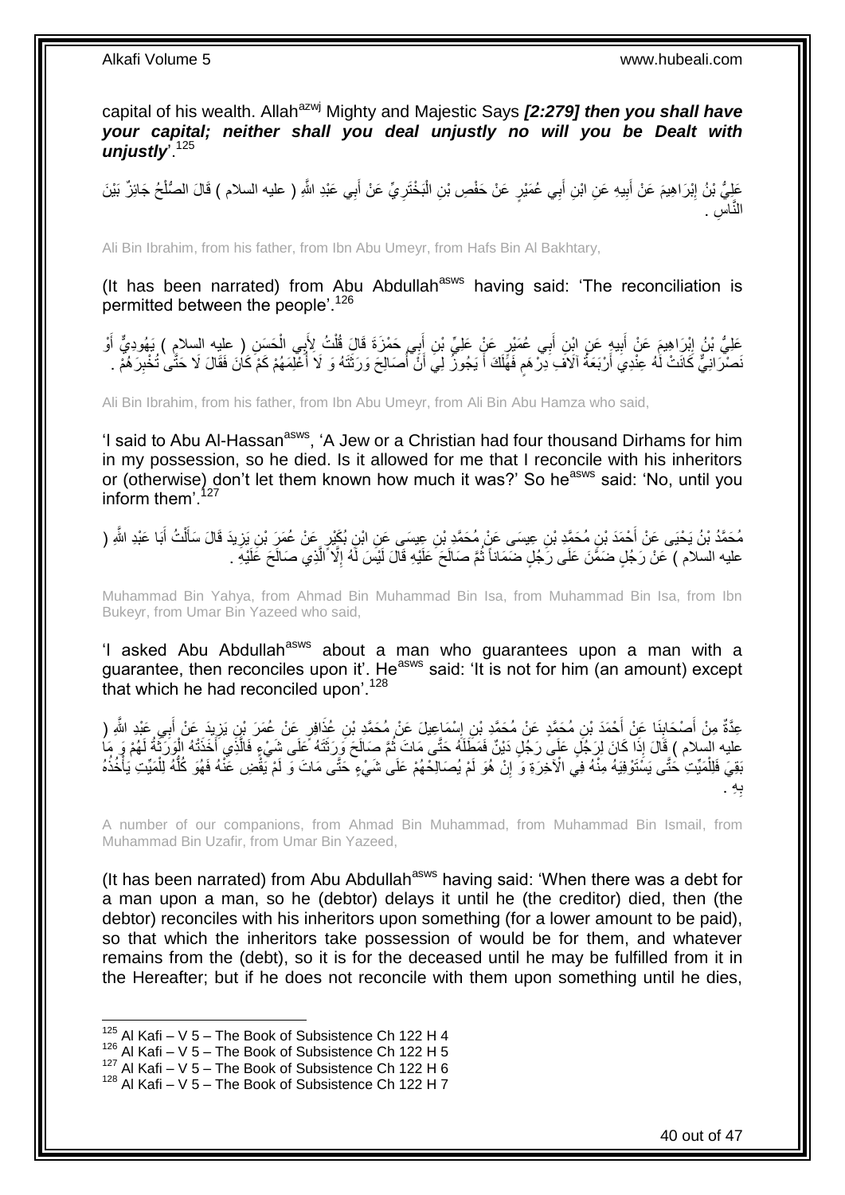capital of his wealth. Allah[azwj] Mighty and Majestic Says *[2:279] then you shall have your capital; neither shall you deal unjustly no will you be Dealt with unjustly*'.[125]

عَلِيُّ بْنُ إِبْرَاهِيمَ عَنْ أَبِيهِ عَنِ ابْنِ أَبِي عُمَيْرٍ عَنْ حَفْصِ بْنِ الْبَخْتَرِيِّ عَنْ أَبِي عَبْدِ اللَّهِ ( عليه السلام ) قَالَ الصُّلْحُ جَائِزٌ بَيْنَ النَّاسِ .

Ali Bin Ibrahim, from his father, from Ibn Abu Umeyr, from Hafs Bin Al Bakhtary,

(It has been narrated) from Abu Abdullah[asws] having said: 'The reconciliation is permitted between the people'.[126]

عَلِيُّ بْنُ إِبْرَاهِيمَ عَنْ أَبِيهِ عَنِ ابْنِ أَبِي عُمَيْرٍ عَنْ عَلِيِّ بْنِ أَبِي حَمْزَةَ قَالَ قُلْتُ لِأَبِي الْحَسَنِ ( عليه السلام ) يَهُودِيٌّ أَوْ نَصْرَانِيٌّ كَانَتْ لَهُ عِنْدِي أَرْبَعَةُ آلَافِ دِرْهَمٍ فَهَلَكَ أَ يَجُوزُ لِي أَنْ أُصَالِحَ وَرَثَتَهُ وَ لَا أُعْلِمَهُمْ كَمْ كَانَ فَقَالَ لَا حَتَّى تُخْبِرَهُمْ .

Ali Bin Ibrahim, from his father, from Ibn Abu Umeyr, from Ali Bin Abu Hamza who said,

'I said to Abu Al-Hassan[asws], 'A Jew or a Christian had four thousand Dirhams for him in my possession, so he died. Is it allowed for me that I reconcile with his inheritors or (otherwise) don't let them known how much it was?' So he[asws] said: 'No, until you inform them'.[127]

مُحَمَّدُ بْنُ يَحْيَى عَنْ أَحْمَدَ بْنِ مُحَمَّدِ بْنِ عِيسَى عَنْ مُحَمَّدِ بْنِ عِيسَى عَنِ ابْنِ بُكَيْرٍ عَنْ عُمَرَ بْنِ يَزِيدَ قَالَ سَأَلْتُ أَبَا عَبْدِ اللَّهِ ( عليه السلام ) عَنْ رَجُلٍ ضَمَّنَ عَلَى رَجُلٍ ضَمَاناً ثُمَّ صَالَحَ عَلَيْهِ قَالَ لَيْسَ لَهُ إِلَّا الَّذِي صَالَحَ عَلَيْهِ .

Muhammad Bin Yahya, from Ahmad Bin Muhammad Bin Isa, from Muhammad Bin Isa, from Ibn Bukeyr, from Umar Bin Yazeed who said,

'I asked Abu Abdullah[asws] about a man who guarantees upon a man with a guarantee, then reconciles upon it'. He[asws] said: 'It is not for him (an amount) except that which he had reconciled upon'.[128]

عِدَّةٌ مِنْ أَصْحَابِنَا عَنْ أَحْمَدَ بْنِ مُحَمَّدٍ عَنْ مُحَمَّدِ بْنِ إِسْمَاعِيلَ عَنْ مُحَمَّدِ بْنِ عُذَافِرٍ عَنْ عُمَرَ بْنِ يَزِيدَ عَنْ أَبِي عَبْدِ اللَّهِ ( عليه السلام ) قَالَ إِذَا كَانَ لِرَجُلٍ عَلَى رَجُلٍ دَيْنٌ فَمَطَلَهُ حَتَّى مَاتَ ثُمَّ صَالَحَ وَرَثَتَهُ عَلَى شَيْءٍ فَالَّذِي أَخَذَتْهُ الْوَرَثَةُ لَهُمْ وَ مَا بَقِيَ فَلِلْمَيِّتِ حَتَّى يَسْتَوْفِيَهُ مِنْهُ فِي الْآخِرَةِ وَ إِنْ هُوَ لَمْ يُصَالِحْهُمْ عَلَى شَيْءٍ حَتَّى مَاتَ وَ لَمْ يَقْضِ عَنْهُ فَهُوَ كُلُّهُ لِلْمَيِّتِ يَأْخُذُهُ بِهِ .

A number of our companions, from Ahmad Bin Muhammad, from Muhammad Bin Ismail, from Muhammad Bin Uzafir, from Umar Bin Yazeed,

(It has been narrated) from Abu Abdullah[asws] having said: 'When there was a debt for a man upon a man, so he (debtor) delays it until he (the creditor) died, then (the debtor) reconciles with his inheritors upon something (for a lower amount to be paid), so that which the inheritors take possession of would be for them, and whatever remains from the (debt), so it is for the deceased until he may be fulfilled from it in the Hereafter; but if he does not reconcile with them upon something until he dies,

[125] Al Kafi – V 5 – The Book of Subsistence Ch 122 H 4
[126] Al Kafi – V 5 – The Book of Subsistence Ch 122 H 5
[127] Al Kafi – V 5 – The Book of Subsistence Ch 122 H 6
[128] Al Kafi – V 5 – The Book of Subsistence Ch 122 H 7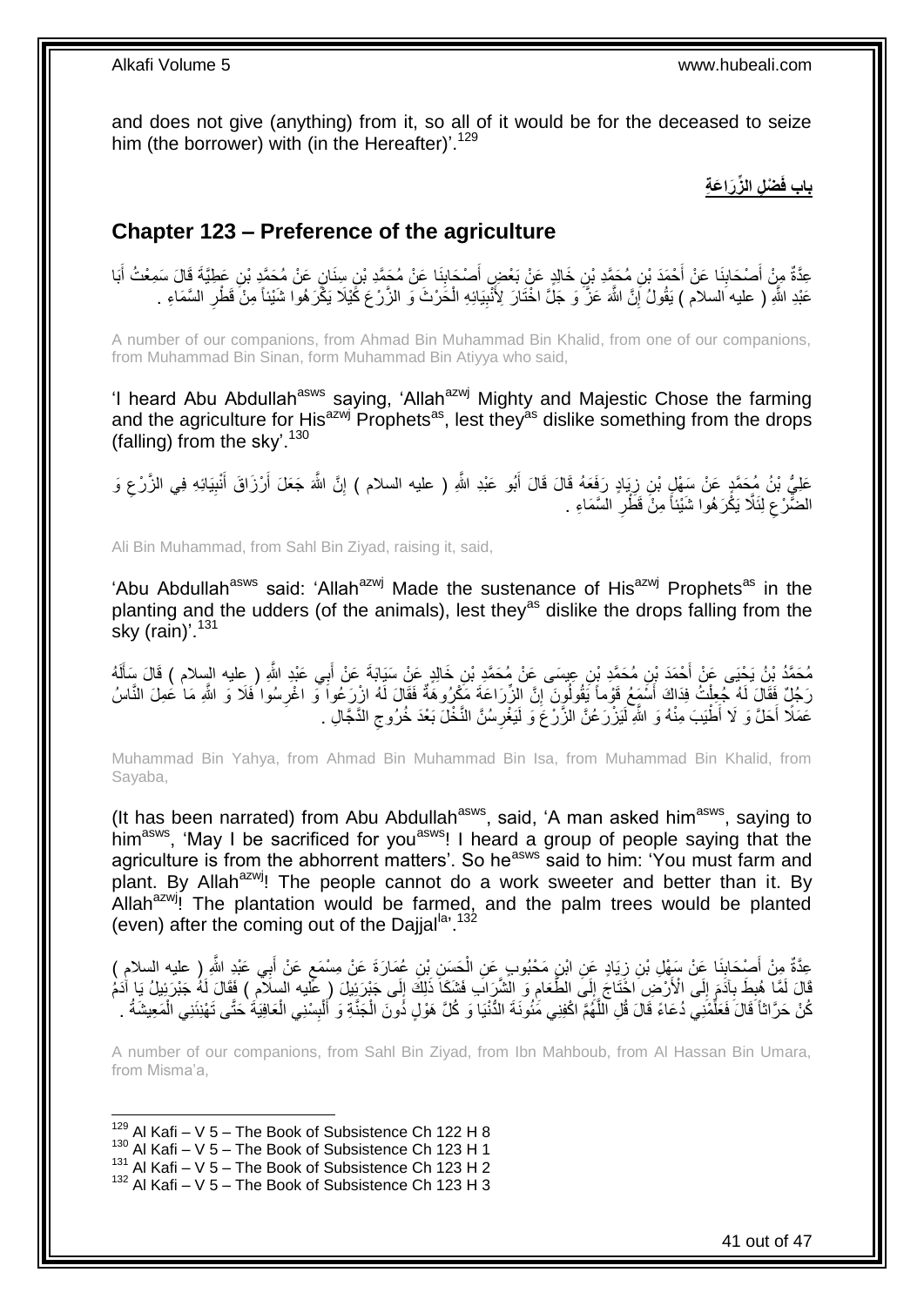and does not give (anything) from it, so all of it would be for the deceased to seize him (the borrower) with (in the Hereafter)'.[129]

## باب فَضْلِ الزِّرَاعَةِ

## Chapter 123 – Preference of the agriculture

عِدَّةٌ مِنْ أَصْحَابِنَا عَنْ أَحْمَدَ بْنِ مُحَمَّدِ بْنِ خَالِدٍ عَنْ بَعْضِ أَصْحَابِنَا عَنْ مُحَمَّدِ بْنِ سِنَانٍ عَنْ مُحَمَّدِ بْنِ عَطِيَّةَ قَالَ سَمِعْتُ أَبَا عَبْدِ اللَّهِ ( عليه السلام ) يَقُولُ إِنَّ اللَّهَ عَزَّ وَ جَلَّ اخْتَارَ لِأَنْبِيَائِهِ الْحَرْثَ وَ الزَّرْعَ كَيْلَا يَكْرَهُوا شَيْئاً مِنْ قَطْرِ السَّمَاءِ .

A number of our companions, from Ahmad Bin Muhammad Bin Khalid, from one of our companions, from Muhammad Bin Sinan, form Muhammad Bin Atiyya who said,

'I heard Abu Abdullah[asws] saying, 'Allah[azwj] Mighty and Majestic Chose the farming and the agriculture for His[azwj] Prophets[as], lest they[as] dislike something from the drops (falling) from the sky'.[130]

عَلِيُّ بْنُ مُحَمَّدٍ عَنْ سَهْلِ بْنِ زِيَادٍ رَفَعَهُ قَالَ قَالَ أَبُو عَبْدِ اللَّهِ ( عليه السلام ) إِنَّ اللَّهَ جَعَلَ أَرْزَاقَ أَنْبِيَائِهِ فِي الزَّرْعِ وَ الضَّرْعِ لِئَلَّا يَكْرَهُوا شَيْئاً مِنْ قَطْرِ السَّمَاءِ .

Ali Bin Muhammad, from Sahl Bin Ziyad, raising it, said,

'Abu Abdullah[asws] said: 'Allah[azwj] Made the sustenance of His[azwj] Prophets[as] in the planting and the udders (of the animals), lest they[as] dislike the drops falling from the sky (rain)'.[131]

مُحَمَّدُ بْنُ يَحْيَى عَنْ أَحْمَدَ بْنِ مُحَمَّدِ بْنِ عِيسَى عَنْ مُحَمَّدِ بْنِ خَالِدٍ عَنْ سَيَابَةَ عَنْ أَبِي عَبْدِ اللَّهِ ( عليه السلام ) قَالَ سَأَلَهُ رَجُلٌ فَقَالَ لَهُ جُعِلْتُ فِدَاكَ أَسْمَعُ قَوْماً يَقُولُونَ إِنَّ الزِّرَاعَةَ مَكْرُوهَةٌ فَقَالَ لَهُ ازْرَعُوا وَ اغْرِسُوا فَلَا وَ اللَّهِ مَا عَمِلَ النَّاسُ عَمَلًا أَحَلَّ وَ لَا أَطْيَبَ مِنْهُ وَ اللَّهِ لَيَزْرَعُنَّ الزَّرْعَ وَ لَيَغْرِسُنَّ النَّخْلَ بَعْدَ خُرُوجِ الدَّجَّالِ .

Muhammad Bin Yahya, from Ahmad Bin Muhammad Bin Isa, from Muhammad Bin Khalid, from Sayaba,

(It has been narrated) from Abu Abdullah[asws], said, 'A man asked him[asws], saying to him[asws], 'May I be sacrificed for you[asws]! I heard a group of people saying that the agriculture is from the abhorrent matters'. So he[asws] said to him: 'You must farm and plant. By Allah[azwj]! The people cannot do a work sweeter and better than it. By Allah[azwj]! The plantation would be farmed, and the palm trees would be planted (even) after the coming out of the Dajjal[la]'.[132]

عِدَّةٌ مِنْ أَصْحَابِنَا عَنْ سَهْلِ بْنِ زِيَادٍ عَنِ ابْنِ مَحْبُوبٍ عَنِ الْحَسَنِ بْنِ عُمَارَةَ عَنْ مِسْمَعٍ عَنْ أَبِي عَبْدِ اللَّهِ ( عليه السلام ) قَالَ لَمَّا هُبِطَ بِآدَمَ إِلَى الْأَرْضِ احْتَاجَ إِلَى الطَّعَامِ وَ الشَّرَابِ فَشَكَا ذَلِكَ إِلَى جَبْرَئِيلَ ( عليه السلام ) فَقَالَ لَهُ جَبْرَئِيلُ يَا آدَمُ كُنْ حَرَّاثاً قَالَ فَعَلِّمْنِي دُعَاءً قَالَ قُلِ اللَّهُمَّ اكْفِنِي مَئُونَةَ الدُّنْيَا وَ كُلَّ هَوْلٍ دُونَ الْجَنَّةِ وَ أَلْبِسْنِي الْعَافِيَةَ حَتَّى تَهْنِئَنِي الْمَعِيشَةُ .

A number of our companions, from Sahl Bin Ziyad, from Ibn Mahboub, from Al Hassan Bin Umara, from Misma'a,

[129] Al Kafi – V 5 – The Book of Subsistence Ch 122 H 8
[130] Al Kafi – V 5 – The Book of Subsistence Ch 123 H 1
[131] Al Kafi – V 5 – The Book of Subsistence Ch 123 H 2
[132] Al Kafi – V 5 – The Book of Subsistence Ch 123 H 3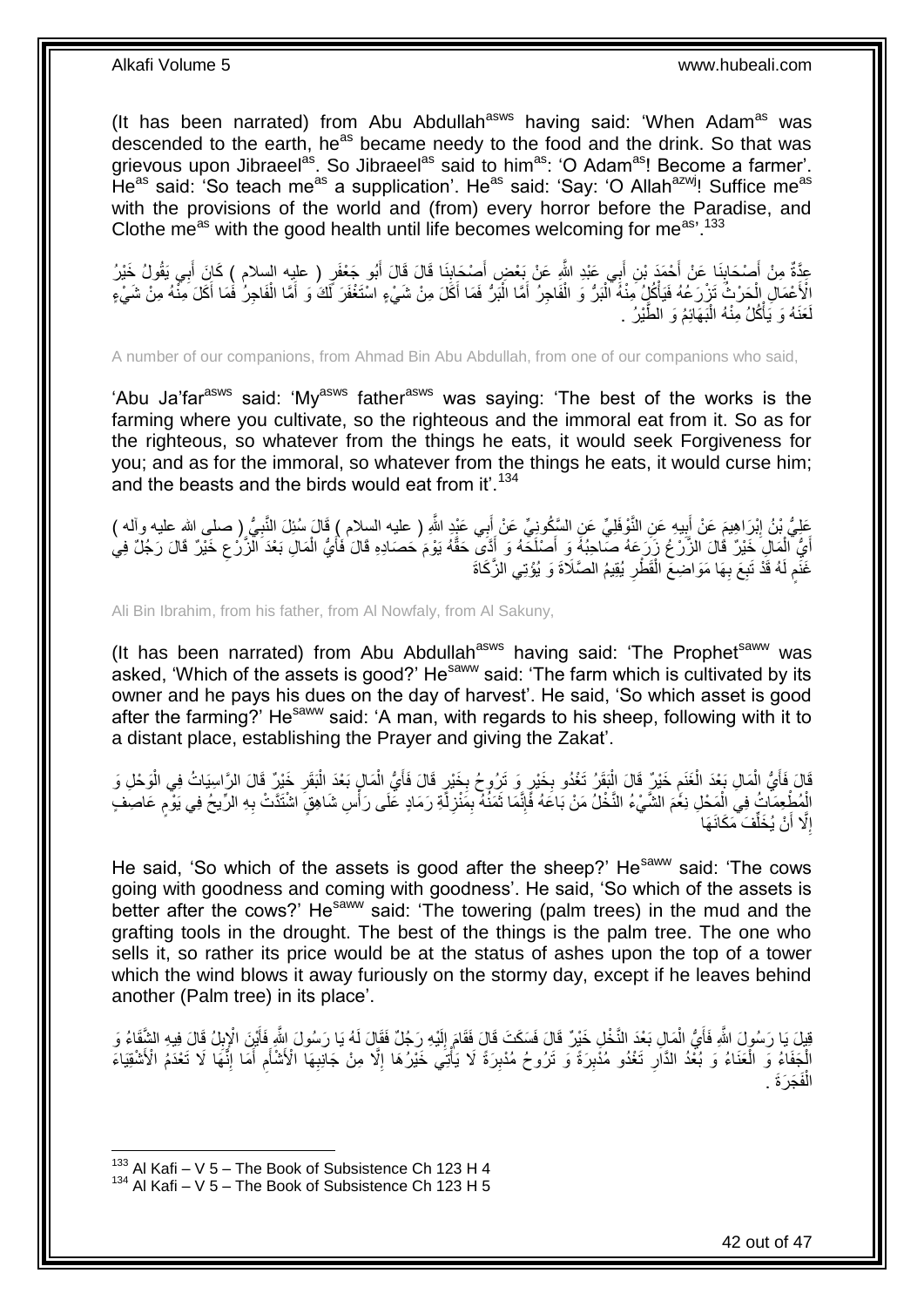(It has been narrated) from Abu Abdullah[asws] having said: 'When Adam[as] was descended to the earth, he[as] became needy to the food and the drink. So that was grievous upon Jibraeel[as]. So Jibraeel[as] said to him[as]: 'O Adam[as]! Become a farmer'. He[as] said: 'So teach me[as] a supplication'. He[as] said: 'Say: 'O Allah[azwj]! Suffice me[as] with the provisions of the world and (from) every horror before the Paradise, and Clothe me[as] with the good health until life becomes welcoming for me[as]'.[133]

عِدَّةٌ مِنْ أَصْحَابِنَا عَنْ أَحْمَدَ بْنِ أَبِي عَبْدِ اللَّهِ عَنْ بَعْضِ أَصْحَابِنَا قَالَ قَالَ أَبُو جَعْفَرٍ ( عليه السلام ) كَانَ أَبِي يَقُولُ خَيْرُ الْأَعْمَالِ الْحَرْثُ تَزْرَعُهُ فَيَأْكُلُ مِنْهُ الْبَرُّ وَ الْفَاجِرُ أَمَّا الْبَرُّ فَمَا أَكَلَ مِنْ شَيْءٍ اسْتَغْفَرَ لَكَ وَ أَمَّا الْفَاجِرُ فَمَا أَكَلَ مِنْهُ مِنْ شَيْءٍ لَعَنَهُ وَ يَأْكُلُ مِنْهُ الْبَهَائِمُ وَ الطَّيْرُ .

A number of our companions, from Ahmad Bin Abu Abdullah, from one of our companions who said,

'Abu Ja'far[asws] said: 'My[asws] father[asws] was saying: 'The best of the works is the farming where you cultivate, so the righteous and the immoral eat from it. So as for the righteous, so whatever from the things he eats, it would seek Forgiveness for you; and as for the immoral, so whatever from the things he eats, it would curse him; and the beasts and the birds would eat from it'.[134]

عَلِيُّ بْنُ إِبْرَاهِيمَ عَنْ أَبِيهِ عَنِ النَّوْفَلِيِّ عَنِ السَّكُونِيِّ عَنْ أَبِي عَبْدِ اللَّهِ ( عليه السلام ) قَالَ سُئِلَ النَّبِيُّ ( صلى الله عليه وآله ) أَيُّ الْمَالِ خَيْرٌ قَالَ الزَّرْعُ زَرَعَهُ صَاحِبُهُ وَ أَصْلَحَهُ وَ أَدَّى حَقَّهُ يَوْمَ حَصَادِهِ قَالَ فَأَيُّ الْمَالِ بَعْدَ الزَّرْعِ خَيْرٌ قَالَ رَجُلٌ فِي غَنَمٍ لَهُ قَدْ تَبِعَ بِهَا مَوَاضِعَ الْقَطْرِ يُقِيمُ الصَّلَاةَ وَ يُؤْتِي الزَّكَاةَ

Ali Bin Ibrahim, from his father, from Al Nowfaly, from Al Sakuny,

(It has been narrated) from Abu Abdullah[asws] having said: 'The Prophet[saww] was asked, 'Which of the assets is good?' He[saww] said: 'The farm which is cultivated by its owner and he pays his dues on the day of harvest'. He said, 'So which asset is good after the farming?' He[saww] said: 'A man, with regards to his sheep, following with it to a distant place, establishing the Prayer and giving the Zakat'.

قَالَ فَأَيُّ الْمَالِ بَعْدَ الْغَنَمِ خَيْرٌ قَالَ الْبَقَرُ تَغْدُو بِخَيْرٍ وَ تَرُوحُ بِخَيْرٍ قَالَ فَأَيُّ الْمَالِ بَعْدَ الْبَقَرِ خَيْرٌ قَالَ الرَّاسِيَاتُ فِي الْوَحْلِ وَ الْمُطْعِمَاتُ فِي الْمَحْلِ نِعْمَ الشَّيْءُ النَّخْلُ مَنْ بَاعَهُ فَإِنَّمَا ثَمَنُهُ بِمَنْزِلَةِ رَمَادٍ عَلَى رَأْسِ شَاهِقٍ اشْتَدَّتْ بِهِ الرِّيحُ فِي يَوْمٍ عَاصِفٍ إِلَّا أَنْ يُخَلِّفَ مَكَانَهَا

He said, 'So which of the assets is good after the sheep?' He[saww] said: 'The cows going with goodness and coming with goodness'. He said, 'So which of the assets is better after the cows?' He[saww] said: 'The towering (palm trees) in the mud and the grafting tools in the drought. The best of the things is the palm tree. The one who sells it, so rather its price would be at the status of ashes upon the top of a tower which the wind blows it away furiously on the stormy day, except if he leaves behind another (Palm tree) in its place'.

قِيلَ يَا رَسُولَ اللَّهِ فَأَيُّ الْمَالِ بَعْدَ النَّخْلِ خَيْرٌ قَالَ فَسَكَتَ قَالَ فَقَامَ إِلَيْهِ رَجُلٌ فَقَالَ لَهُ يَا رَسُولَ اللَّهِ فَأَيْنَ الْإِبِلُ قَالَ فِيهِ الشَّقَاءُ وَ الْجَفَاءُ وَ الْعَنَاءُ وَ بُعْدُ الدَّارِ تَغْدُو مُدْبِرَةً وَ تَرُوحُ مُدْبِرَةً لَا يَأْتِي خَيْرُهَا إِلَّا مِنْ جَانِبِهَا الْأَشْأَمِ أَمَا إِنَّهَا لَا تَعْدَمُ الْأَشْقِيَاءَ الْفَجَرَةَ .

[133] Al Kafi – V 5 – The Book of Subsistence Ch 123 H 4
[134] Al Kafi – V 5 – The Book of Subsistence Ch 123 H 5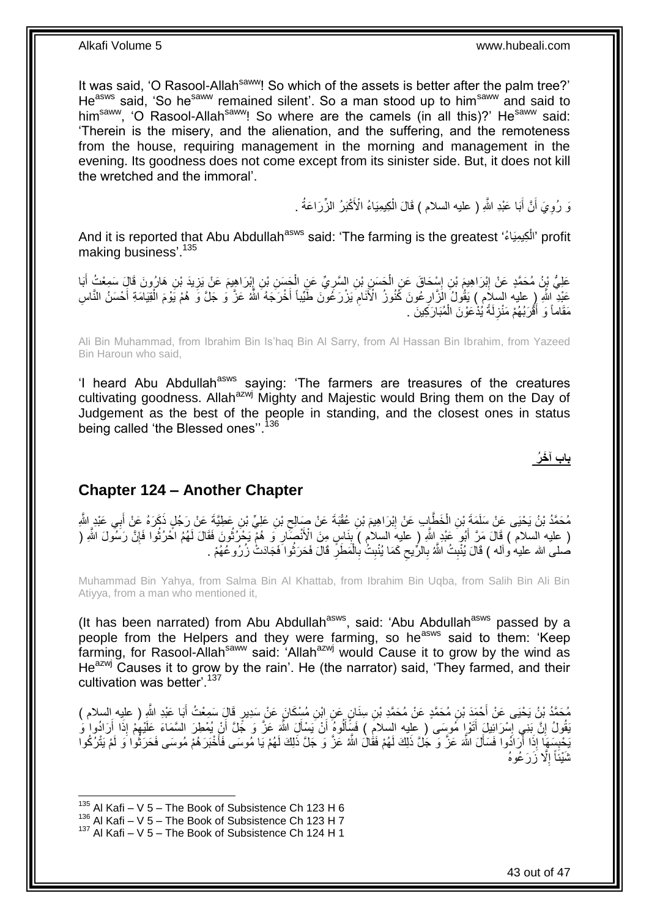It was said, 'O Rasool-Allah[saww]! So which of the assets is better after the palm tree?' He[asws] said, 'So he[saww] remained silent'. So a man stood up to him[saww] and said to him[saww], 'O Rasool-Allah[saww]! So where are the camels (in all this)?' He[saww] said: 'Therein is the misery, and the alienation, and the suffering, and the remoteness from the house, requiring management in the morning and management in the evening. Its goodness does not come except from its sinister side. But, it does not kill the wretched and the immoral'.

وَ رُوِيَ أَنَّ أَبَا عَبْدِ اللَّهِ ( عليه السلام ) قَالَ الْكِيمِيَاءُ الْأَكْبَرُ الزِّرَاعَةُ .

And it is reported that Abu Abdullah[asws] said: 'The farming is the greatest 'الْكِيمِيَاءُ' profit making business'.[135]

عَلِيُّ بْنُ مُحَمَّدٍ عَنْ إِبْرَاهِيمَ بْنِ إِسْحَاقَ عَنِ الْحَسَنِ بْنِ السَّرِيِّ عَنِ الْحَسَنِ بْنِ إِبْرَاهِيمَ عَنْ يَزِيدَ بْنِ هَارُونَ قَالَ سَمِعْتُ أَبَا عَبْدِ اللَّهِ ( عليه السلام ) يَقُولُ الزَّارِعُونَ كُنُوزُ الْأَنَامِ يَزْرَعُونَ طَيِّباً أَخْرَجَهُ اللَّهُ عَزَّ وَ جَلَّ وَ هُمْ يَوْمَ الْقِيَامَةِ أَحْسَنُ النَّاسِ مَقَاماً وَ أَقْرَبُهُمْ مَنْزِلَةً يُدْعَوْنَ الْمُبَارَكِينَ .

Ali Bin Muhammad, from Ibrahim Bin Is'haq Bin Al Sarry, from Al Hassan Bin Ibrahim, from Yazeed Bin Haroun who said,

'I heard Abu Abdullah[asws] saying: 'The farmers are treasures of the creatures cultivating goodness. Allah[azwj] Mighty and Majestic would Bring them on the Day of Judgement as the best of the people in standing, and the closest ones in status being called 'the Blessed ones''.[136]

**باب آخَرُ**

## Chapter 124 – Another Chapter

مُحَمَّدُ بْنُ يَحْيَى عَنْ سَلَمَةَ بْنِ الْخَطَّابِ عَنْ إِبْرَاهِيمَ بْنِ عُقْبَةَ عَنْ صَالِحِ بْنِ عَلِيِّ بْنِ عَطِيَّةَ عَنْ رَجُلٍ ذَكَرَهُ عَنْ أَبِي عَبْدِ اللَّهِ ( عليه السلام ) قَالَ مَرَّ أَبُو عَبْدِ اللَّهِ ( عليه السلام ) بِنَاسٍ مِنَ الْأَنْصَارِ وَ هُمْ يَحْرُثُونَ فَقَالَ لَهُمُ احْرُثُوا فَإِنَّ رَسُولَ اللَّهِ ( صلى الله عليه وآله ) قَالَ يُنْبِتُ اللَّهُ بِالرِّيحِ كَمَا يُنْبِتُ بِالْمَطَرِ قَالَ فَحَرَثُوا فَجَادَتْ زُرُوعُهُمْ .

Muhammad Bin Yahya, from Salma Bin Al Khattab, from Ibrahim Bin Uqba, from Salih Bin Ali Bin Atiyya, from a man who mentioned it,

(It has been narrated) from Abu Abdullah[asws], said: 'Abu Abdullah[asws] passed by a people from the Helpers and they were farming, so he[asws] said to them: 'Keep farming, for Rasool-Allah[saww] said: 'Allah[azwj] would Cause it to grow by the wind as He[azwj] Causes it to grow by the rain'. He (the narrator) said, 'They farmed, and their cultivation was better'.[137]

مُحَمَّدُ بْنُ يَحْيَى عَنْ أَحْمَدَ بْنِ مُحَمَّدٍ عَنْ مُحَمَّدِ بْنِ سِنَانٍ عَنِ ابْنِ مُسْكَانَ عَنْ سَدِيرٍ قَالَ سَمِعْتُ أَبَا عَبْدِ اللَّهِ ( عليه السلام ) يَقُولُ إِنَّ بَنِي إِسْرَائِيلَ أَتَوْا مُوسَى ( عليه السلام ) فَسَأَلُوهُ أَنْ يَسْأَلَ اللَّهَ عَزَّ وَ جَلَّ أَنْ يُمْطِرَ السَّمَاءَ عَلَيْهِمْ إِذَا أَرَادُوا وَ يَحْبِسَهَا إِذَا أَرَادُوا فَسَأَلَ اللَّهَ عَزَّ وَ جَلَّ ذَلِكَ لَهُمْ فَقَالَ اللَّهُ عَزَّ وَ جَلَّ ذَلِكَ لَهُمْ يَا مُوسَى فَأَخْبَرَهُمْ مُوسَى فَحَرَثُوا وَ لَمْ يَتْرُكُوا شَيْئاً إِلَّا زَرَعُوهُ

[135] Al Kafi – V 5 – The Book of Subsistence Ch 123 H 6
[136] Al Kafi – V 5 – The Book of Subsistence Ch 123 H 7
[137] Al Kafi – V 5 – The Book of Subsistence Ch 124 H 1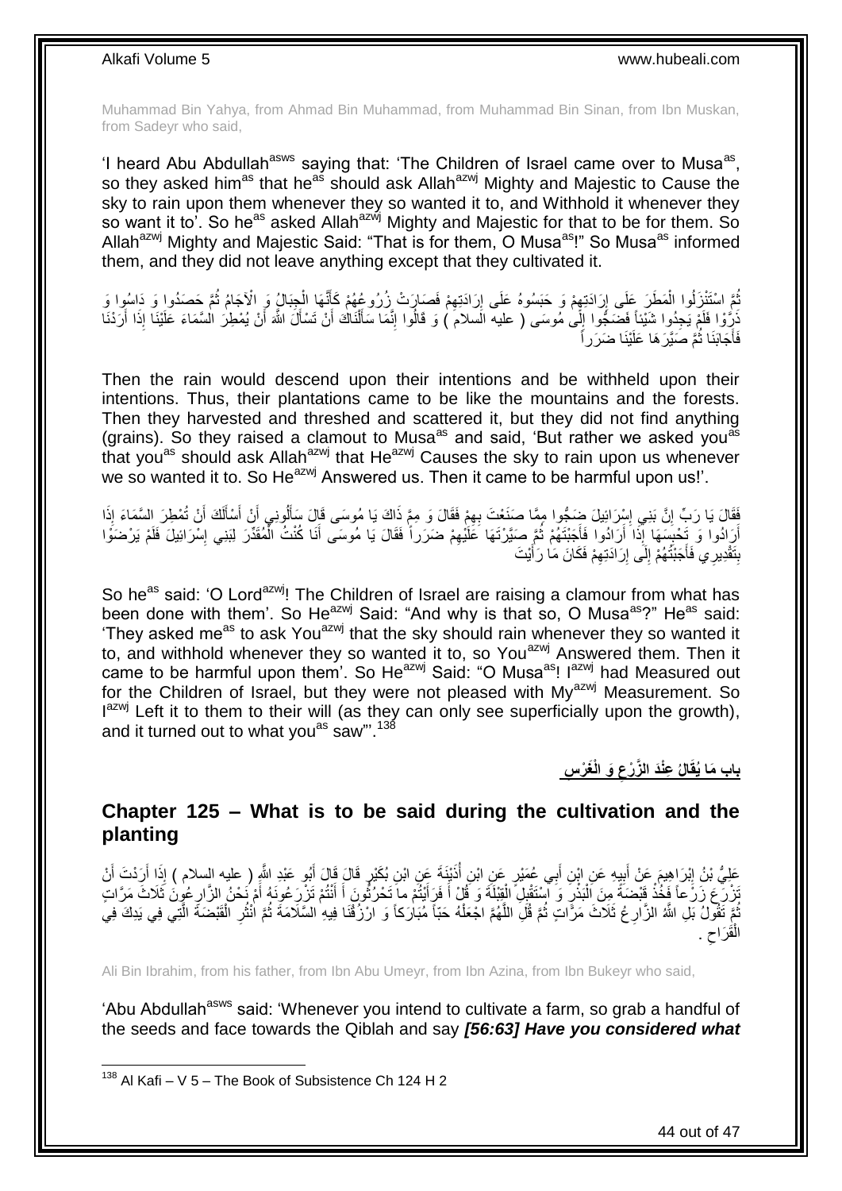Muhammad Bin Yahya, from Ahmad Bin Muhammad, from Muhammad Bin Sinan, from Ibn Muskan, from Sadeyr who said,

'I heard Abu Abdullah[asws] saying that: 'The Children of Israel came over to Musa[as], so they asked him[as] that he[as] should ask Allah[azwj] Mighty and Majestic to Cause the sky to rain upon them whenever they so wanted it to, and Withhold it whenever they so want it to'. So he[as] asked Allah[azwj] Mighty and Majestic for that to be for them. So Allah[azwj] Mighty and Majestic Said: "That is for them, O Musa[as]!" So Musa[as] informed them, and they did not leave anything except that they cultivated it.

ثُمَّ اسْتَنْزَلُوا الْمَطَرَ عَلَى إِرَادَتِهِمْ وَ حَبَسُوهُ عَلَى إِرَادَتِهِمْ فَصَارَتْ زُرُوعُهُمْ كَأَنَّهَا الْجِبَالُ وَ الْآجَامُ ثُمَّ حَصَدُوا وَ دَاسُوا وَ ذَرَّوْا فَلَمْ يَجِدُوا شَيْئاً فَضَجُّوا إِلَى مُوسَى ( عليه السلام ) وَ قَالُوا إِنَّمَا سَأَلْنَاكَ أَنْ تَسْأَلَ اللَّهَ أَنْ يُمْطِرَ السَّمَاءَ عَلَيْنَا إِذَا أَرَدْنَا فَأَجَابَنَا ثُمَّ صَيَّرَهَا عَلَيْنَا ضَرَراً

Then the rain would descend upon their intentions and be withheld upon their intentions. Thus, their plantations came to be like the mountains and the forests. Then they harvested and threshed and scattered it, but they did not find anything (grains). So they raised a clamout to Musa[as] and said, 'But rather we asked you[as] that you[as] should ask Allah[azwj] that He[azwj] Causes the sky to rain upon us whenever we so wanted it to. So He[azwj] Answered us. Then it came to be harmful upon us!'.

فَقَالَ يَا رَبِّ إِنَّ بَنِي إِسْرَائِيلَ ضَجُّوا مِمَّا صَنَعْتَ بِهِمْ فَقَالَ وَ مِمَّ ذَاكَ يَا مُوسَى قَالَ سَأَلُونِي أَنْ أَسْأَلَكَ أَنْ تُمْطِرَ السَّمَاءَ إِذَا أَرَادُوا وَ تَحْبِسَهَا إِذَا أَرَادُوا فَأَجَبْتَهُمْ ثُمَّ صَيَّرْتَهَا عَلَيْهِمْ ضَرَراً فَقَالَ يَا مُوسَى أَنَا كُنْتُ الْمُقَدِّرَ لِبَنِي إِسْرَائِيلَ فَلَمْ يَرْضَوْا بِتَقْدِيرِي فَأَجَبْتُهُمْ إِلَى إِرَادَتِهِمْ فَكَانَ مَا رَأَيْتَ

So he[as] said: 'O Lord[azwj]! The Children of Israel are raising a clamour from what has been done with them'. So He[azwj] Said: "And why is that so, O Musa[as]?" He[as] said: 'They asked me[as] to ask You[azwj] that the sky should rain whenever they so wanted it to, and withhold whenever they so wanted it to, so You[azwj] Answered them. Then it came to be harmful upon them'. So He[azwj] Said: "O Musa[as]! I[azwj] had Measured out for the Children of Israel, but they were not pleased with My[azwj] Measurement. So I[azwj] Left it to them to their will (as they can only see superficially upon the growth), and it turned out to what you[as] saw"'.[138]

## باب مَا يُقَالُ عِنْدَ الزَّرْعِ وَ الْغَرْسِ

## Chapter 125 – What is to be said during the cultivation and the planting

عَلِيُّ بْنُ إِبْرَاهِيمَ عَنْ أَبِيهِ عَنِ ابْنِ أَبِي عُمَيْرٍ عَنِ ابْنِ أُذَيْنَةَ عَنِ ابْنِ بُكَيْرٍ قَالَ قَالَ أَبُو عَبْدِ اللَّهِ ( عليه السلام ) إِذَا أَرَدْتَ أَنْ تَزْرَعَ زَرْعاً فَخُذْ قَبْضَةً مِنَ الْبَذْرِ وَ اسْتَقْبِلِ الْقِبْلَةَ وَ قُلْ أَ فَرَأَيْتُمْ ما تَحْرُثُونَ أَ أَنْتُمْ تَزْرَعُونَهُ أَمْ نَحْنُ الزَّارِعُونَ ثَلَاثَ مَرَّاتٍ ثُمَّ تَقُولُ بَلِ اللَّهُ الزَّارِعُ ثَلَاثَ مَرَّاتٍ ثُمَّ قُلِ اللَّهُمَّ اجْعَلْهُ حَبّاً مُبَارَكاً وَ ارْزُقْنَا فِيهِ السَّلَامَةَ ثُمَّ انْثُرِ الْقَبْضَةَ الَّتِي فِي يَدِكَ فِي الْقَرَاحِ .

Ali Bin Ibrahim, from his father, from Ibn Abu Umeyr, from Ibn Azina, from Ibn Bukeyr who said,

'Abu Abdullah[asws] said: 'Whenever you intend to cultivate a farm, so grab a handful of the seeds and face towards the Qiblah and say ***[56:63] Have you considered what***

[138] Al Kafi – V 5 – The Book of Subsistence Ch 124 H 2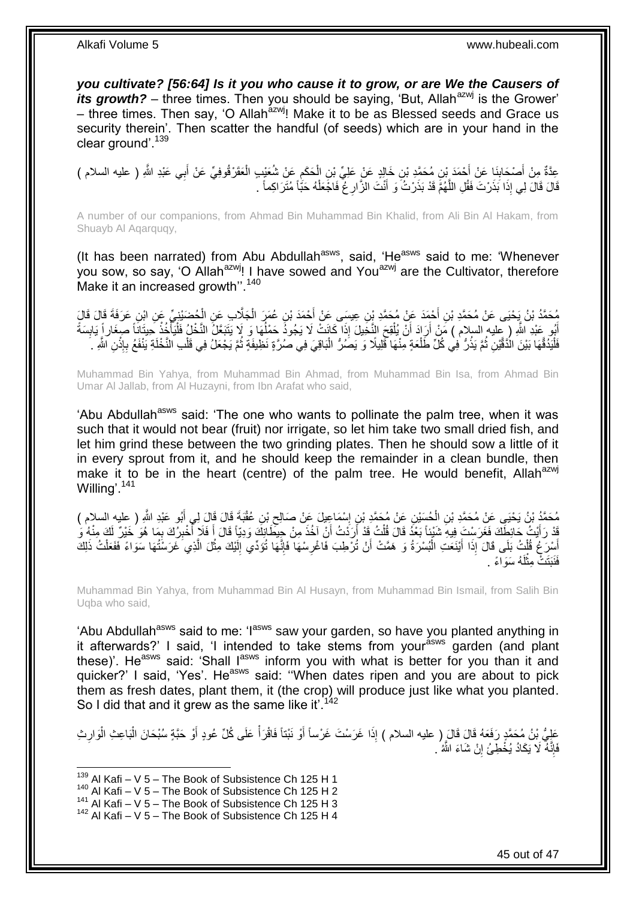***you cultivate? [56:64] Is it you who cause it to grow, or are We the Causers of its growth?*** – three times. Then you should be saying, 'But, Allah[azwj] is the Grower' – three times. Then say, 'O Allah[azwj]! Make it to be as Blessed seeds and Grace us security therein'. Then scatter the handful (of seeds) which are in your hand in the clear ground'.[139]

عِدَّةٌ مِنْ أَصْحَابِنَا عَنْ أَحْمَدَ بْنِ مُحَمَّدِ بْنِ خَالِدٍ عَنْ عَلِيِّ بْنِ الْحَكَمِ عَنْ شُعَيْبٍ الْعَقَرْقُوفِيِّ عَنْ أَبِي عَبْدِ اللَّهِ ( عليه السلام ) قَالَ قَالَ لِي إِذَا بَذَرْتَ فَقُلِ اللَّهُمَّ قَدْ بَذَرْتُ وَ أَنْتَ الزَّارِعُ فَاجْعَلْهُ حَبّاً مُتَرَاكِماً .

A number of our companions, from Ahmad Bin Muhammad Bin Khalid, from Ali Bin Al Hakam, from Shuayb Al Aqarquqy,

(It has been narrated) from Abu Abdullah[asws], said, 'He[asws] said to me: 'Whenever you sow, so say, 'O Allah[azwj]! I have sowed and You[azwj] are the Cultivator, therefore Make it an increased growth''.[140]

مُحَمَّدُ بْنُ يَحْيَى عَنْ مُحَمَّدِ بْنِ أَحْمَدَ عَنْ مُحَمَّدِ بْنِ عِيسَى عَنْ أَحْمَدَ بْنِ عُمَرَ الْجَلَّابِ عَنِ الْحُضَيْنِيِّ عَنِ ابْنِ عَرَفَةَ قَالَ قَالَ أَبُو عَبْدِ اللَّهِ ( عليه السلام ) مَنْ أَرَادَ أَنْ يُلْقِحَ النَّخِيلَ إِذَا كَانَتْ لَا يَجُودُ حَمْلُهَا وَ لَا يَتَبَعَّلُ النَّخْلُ فَلْيَأْخُذْ حِيتَاناً صِغَاراً يَابِسَةً فَلْيَدُقَّهَا بَيْنَ الدَّقَّيْنِ ثُمَّ يَذُرُّ فِي كُلِّ طَلْعَةٍ مِنْهَا قَلِيلًا وَ يَصُرُّ الْبَاقِيَ فِي صُرَّةٍ نَظِيفَةٍ ثُمَّ يَجْعَلُ فِي قَلْبِ النَّخْلَةِ يَنْفَعُ بِإِذْنِ اللَّهِ .

Muhammad Bin Yahya, from Muhammad Bin Ahmad, from Muhammad Bin Isa, from Ahmad Bin Umar Al Jallab, from Al Huzayni, from Ibn Arafat who said,

'Abu Abdullah[asws] said: 'The one who wants to pollinate the palm tree, when it was such that it would not bear (fruit) nor irrigate, so let him take two small dried fish, and let him grind these between the two grinding plates. Then he should sow a little of it in every sprout from it, and he should keep the remainder in a clean bundle, then make it to be in the heart (centre) of the palm tree. He would benefit, Allah[azwj] Willing'.[141]

مُحَمَّدُ بْنُ يَحْيَى عَنْ مُحَمَّدِ بْنِ الْحُسَيْنِ عَنْ مُحَمَّدِ بْنِ إِسْمَاعِيلَ عَنْ صَالِحِ بْنِ عُقْبَةَ قَالَ قَالَ لِي أَبُو عَبْدِ اللَّهِ ( عليه السلام ) قَدْ رَأَيْتُ حَائِطَكَ فَغَرَسْتَ فِيهِ شَيْئاً بَعْدُ قَالَ قُلْتُ قَدْ أَرَدْتُ أَنْ آخُذَ مِنْ حِيطَانِكَ وَدِيّاً قَالَ أَ فَلَا أُخْبِرُكَ بِمَا هُوَ خَيْرٌ لَكَ مِنْهُ وَ أَسْرَعُ قُلْتُ بَلَى قَالَ إِذَا أَيْنَعَتِ الْبُسْرَةُ وَ هَمَّتْ أَنْ تُرْطِبَ فَاغْرِسْهَا فَإِنَّهَا تُؤَدِّي إِلَيْكَ مِثْلَ الَّذِي غَرَسْتَهَا سَوَاءً فَفَعَلْتُ ذَلِكَ فَنَبَتَتْ مِثْلَهُ سَوَاءً .

Muhammad Bin Yahya, from Muhammad Bin Al Husayn, from Muhammad Bin Ismail, from Salih Bin Uqba who said,

'Abu Abdullah[asws] said to me: 'I[asws] saw your garden, so have you planted anything in it afterwards?' I said, 'I intended to take stems from your[asws] garden (and plant these)'. He[asws] said: 'Shall I[asws] inform you with what is better for you than it and quicker?' I said, 'Yes'. He[asws] said: ''When dates ripen and you are about to pick them as fresh dates, plant them, it (the crop) will produce just like what you planted. So I did that and it grew as the same like it'.[142]

عَلِيُّ بْنُ مُحَمَّدٍ رَفَعَهُ قَالَ قَالَ ( عليه السلام ) إِذَا غَرَسْتَ غَرْساً أَوْ نَبْتاً فَاقْرَأْ عَلَى كُلِّ عُودٍ أَوْ حَبَّةٍ سُبْحَانَ الْبَاعِثِ الْوَارِثِ فَإِنَّهُ لَا يَكَادُ يُخْطِئُ إِنْ شَاءَ اللَّهُ .

---

[139] Al Kafi – V 5 – The Book of Subsistence Ch 125 H 1
[140] Al Kafi – V 5 – The Book of Subsistence Ch 125 H 2
[141] Al Kafi – V 5 – The Book of Subsistence Ch 125 H 3
[142] Al Kafi – V 5 – The Book of Subsistence Ch 125 H 4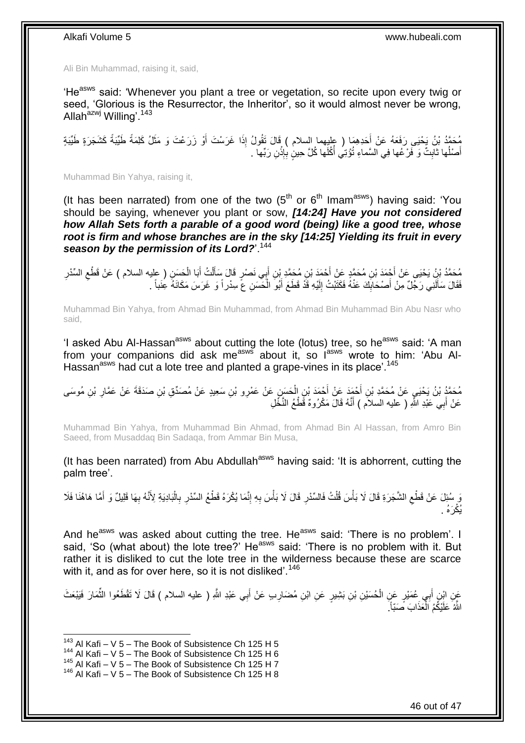Ali Bin Muhammad, raising it, said,

'He[asws] said: 'Whenever you plant a tree or vegetation, so recite upon every twig or seed, 'Glorious is the Resurrector, the Inheritor', so it would almost never be wrong, Allah[azwj] Willing'.[143]

مُحَمَّدُ بْنُ يَحْيَى رَفَعَهُ عَنْ أَحَدِهِمَا ( عليهما السلام ) قَالَ تَقُولُ إِذَا غَرَسْتَ أَوْ زَرَعْتَ وَ مَثَلُ كَلِمَةٍ طَيِّبَةٍ كَشَجَرَةٍ طَيِّبَةٍ أَصْلُها ثابِتٌ وَ فَرْعُها فِي السَّماءِ تُؤْتِي أُكُلَها كُلَّ حِينٍ بِإِذْنِ رَبِّها .

Muhammad Bin Yahya, raising it,

(It has been narrated) from one of the two (5th or 6th Imam[asws]) having said: 'You should be saying, whenever you plant or sow, ***[14:24] Have you not considered how Allah Sets forth a parable of a good word (being) like a good tree, whose root is firm and whose branches are in the sky [14:25] Yielding its fruit in every season by the permission of its Lord?***'.[144]

مُحَمَّدُ بْنُ يَحْيَى عَنْ أَحْمَدَ بْنِ مُحَمَّدٍ عَنْ أَحْمَدَ بْنِ مُحَمَّدِ بْنِ أَبِي نَصْرٍ قَالَ سَأَلْتُ أَبَا الْحَسَنِ ( عليه السلام ) عَنْ قَطْعِ السِّدْرِ فَقَالَ سَأَلَنِي رَجُلٌ مِنْ أَصْحَابِكَ عَنْهُ فَكَتَبْتُ إِلَيْهِ قَدْ قَطَعَ أَبُو الْحَسَنِ ع سِدْراً وَ غَرَسَ مَكَانَهُ عِنَباً .

Muhammad Bin Yahya, from Ahmad Bin Muhammad, from Ahmad Bin Muhammad Bin Abu Nasr who said,

'I asked Abu Al-Hassan[asws] about cutting the lote (lotus) tree, so he[asws] said: 'A man from your companions did ask me[asws] about it, so I[asws] wrote to him: 'Abu Al-Hassan[asws] had cut a lote tree and planted a grape-vines in its place'.[145]

مُحَمَّدُ بْنُ يَحْيَى عَنْ مُحَمَّدِ بْنِ أَحْمَدَ عَنْ أَحْمَدَ بْنِ الْحَسَنِ عَنْ عَمْرِو بْنِ سَعِيدٍ عَنْ مُصَدِّقِ بْنِ صَدَقَةَ عَنْ عَمَّارِ بْنِ مُوسَى عَنْ أَبِي عَبْدِ اللَّهِ ( عليه السلام ) أَنَّهُ قَالَ مَكْرُوهٌ قَطْعُ النَّخْلِ

Muhammad Bin Yahya, from Muhammad Bin Ahmad, from Ahmad Bin Al Hassan, from Amro Bin Saeed, from Musaddaq Bin Sadaqa, from Ammar Bin Musa,

(It has been narrated) from Abu Abdullah[asws] having said: 'It is abhorrent, cutting the palm tree'.

وَ سُئِلَ عَنْ قَطْعِ الشَّجَرَةِ قَالَ لَا بَأْسَ قُلْتُ فَالسِّدْرِ قَالَ لَا بَأْسَ بِهِ إِنَّمَا يُكْرَهُ قَطْعُ السِّدْرِ بِالْبَادِيَةِ لِأَنَّهُ بِهَا قَلِيلٌ وَ أَمَّا هَاهُنَا فَلَا يُكْرَهُ .

And he[asws] was asked about cutting the tree. He[asws] said: 'There is no problem'. I said, 'So (what about) the lote tree?' He[asws] said: 'There is no problem with it. But rather it is disliked to cut the lote tree in the wilderness because these are scarce with it, and as for over here, so it is not disliked'.[146]

عَنِ ابْنِ أَبِي عُمَيْرٍ عَنِ الْحُسَيْنِ بْنِ بَشِيرٍ عَنِ ابْنِ مُضَارِبٍ عَنْ أَبِي عَبْدِ اللَّهِ ( عليه السلام ) قَالَ لَا تَقْطَعُوا الثِّمَارَ فَيَبْعَثَ اللَّهُ عَلَيْكُمُ الْعَذَابَ صَبّاً .

[143] Al Kafi – V 5 – The Book of Subsistence Ch 125 H 5
[144] Al Kafi – V 5 – The Book of Subsistence Ch 125 H 6
[145] Al Kafi – V 5 – The Book of Subsistence Ch 125 H 7
[146] Al Kafi – V 5 – The Book of Subsistence Ch 125 H 8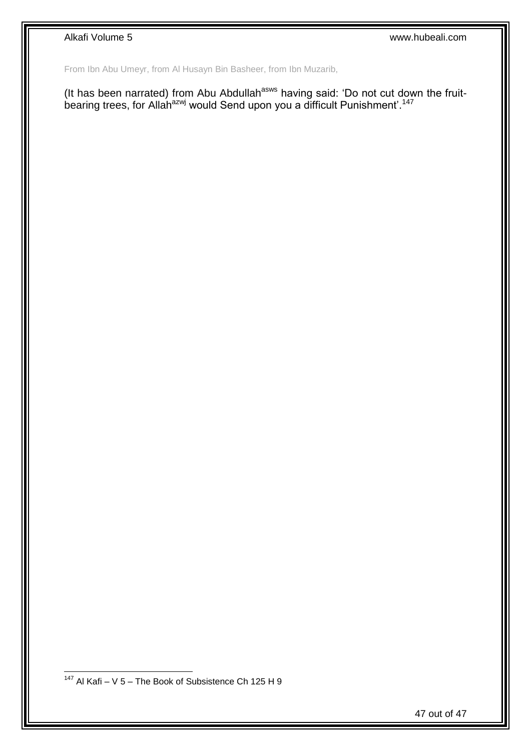From Ibn Abu Umeyr, from Al Husayn Bin Basheer, from Ibn Muzarib,

(It has been narrated) from Abu Abdullah[asws] having said: 'Do not cut down the fruit-bearing trees, for Allah[azwj] would Send upon you a difficult Punishment'.[147]

[147] Al Kafi – V 5 – The Book of Subsistence Ch 125 H 9